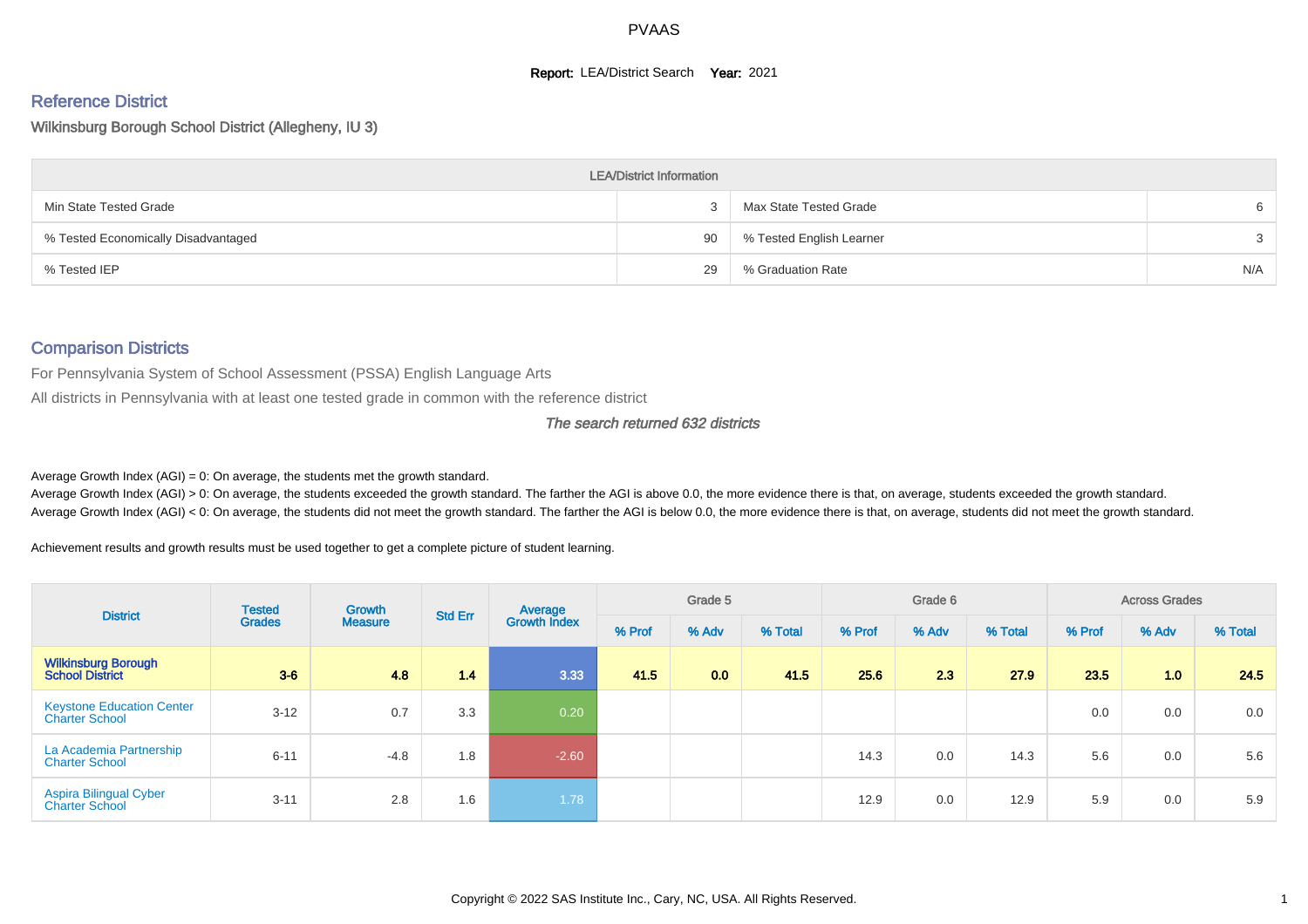# PVAAS

**Report:** LEA/District Search **Year:** 2021

## Reference District

Wilkinsburg Borough School District (Allegheny, IU 3)

| LEA/District Information | | | |
|---|---|---|---|
| Min State Tested Grade | 3 | Max State Tested Grade | 6 |
| % Tested Economically Disadvantaged | 90 | % Tested English Learner | 3 |
| % Tested IEP | 29 | % Graduation Rate | N/A |

## Comparison Districts

For Pennsylvania System of School Assessment (PSSA) English Language Arts

All districts in Pennsylvania with at least one tested grade in common with the reference district

*The search returned 632 districts*

Average Growth Index (AGI) = 0: On average, the students met the growth standard.

Average Growth Index (AGI) > 0: On average, the students exceeded the growth standard. The farther the AGI is above 0.0, the more evidence there is that, on average, students exceeded the growth standard.

Average Growth Index (AGI) < 0: On average, the students did not meet the growth standard. The farther the AGI is below 0.0, the more evidence there is that, on average, students did not meet the growth standard.

Achievement results and growth results must be used together to get a complete picture of student learning.

| District | Tested Grades | Growth Measure | Std Err | Average Growth Index | Grade 5 | | | Grade 6 | | | Across Grades | | |
|---|---|---|---|---|---|---|---|---|---|---|---|---|---|
| | | | | | % Prof | % Adv | % Total | % Prof | % Adv | % Total | % Prof | % Adv | % Total |
| **Wilkinsburg Borough School District** | **3-6** | **4.8** | **1.4** | **3.33** | **41.5** | **0.0** | **41.5** | **25.6** | **2.3** | **27.9** | **23.5** | **1.0** | **24.5** |
| Keystone Education Center Charter School | 3-12 | 0.7 | 3.3 | 0.20 | | | | | | | 0.0 | 0.0 | 0.0 |
| La Academia Partnership Charter School | 6-11 | -4.8 | 1.8 | -2.60 | | | | 14.3 | 0.0 | 14.3 | 5.6 | 0.0 | 5.6 |
| Aspira Bilingual Cyber Charter School | 3-11 | 2.8 | 1.6 | 1.78 | | | | 12.9 | 0.0 | 12.9 | 5.9 | 0.0 | 5.9 |

Copyright © 2022 SAS Institute Inc., Cary, NC, USA. All Rights Reserved.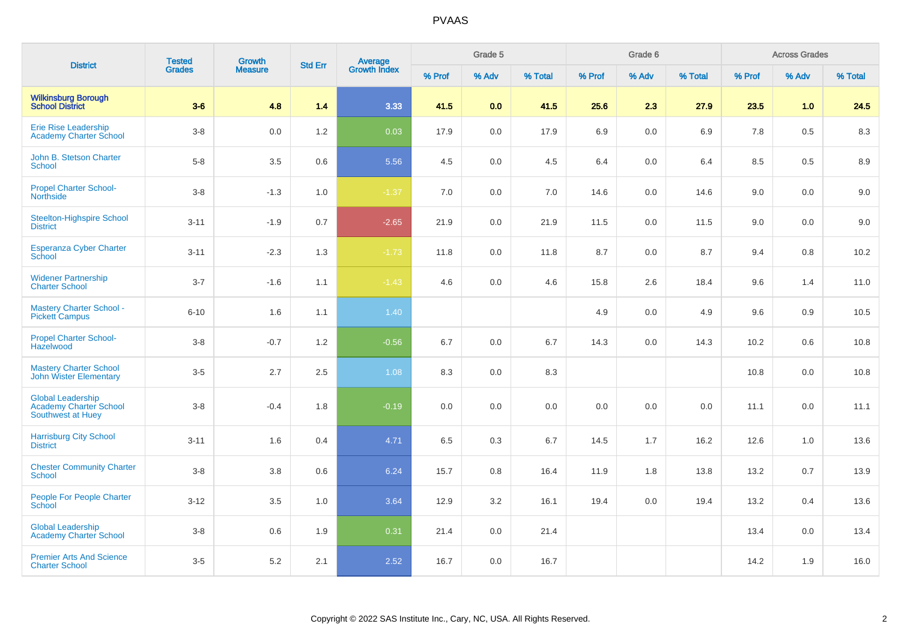| District | Tested Grades | Growth Measure | Std Err | Average Growth Index | Grade 5 | | | Grade 6 | | | Across Grades | | |
|---|---|---|---|---|---|---|---|---|---|---|---|---|---|
| | | | | | % Prof | % Adv | % Total | % Prof | % Adv | % Total | % Prof | % Adv | % Total |
| **Wilkinsburg Borough School District** | **3-6** | **4.8** | **1.4** | **3.33** | **41.5** | **0.0** | **41.5** | **25.6** | **2.3** | **27.9** | **23.5** | **1.0** | **24.5** |
| Erie Rise Leadership Academy Charter School | 3-8 | 0.0 | 1.2 | 0.03 | 17.9 | 0.0 | 17.9 | 6.9 | 0.0 | 6.9 | 7.8 | 0.5 | 8.3 |
| John B. Stetson Charter School | 5-8 | 3.5 | 0.6 | 5.56 | 4.5 | 0.0 | 4.5 | 6.4 | 0.0 | 6.4 | 8.5 | 0.5 | 8.9 |
| Propel Charter School-Northside | 3-8 | -1.3 | 1.0 | -1.37 | 7.0 | 0.0 | 7.0 | 14.6 | 0.0 | 14.6 | 9.0 | 0.0 | 9.0 |
| Steelton-Highspire School District | 3-11 | -1.9 | 0.7 | -2.65 | 21.9 | 0.0 | 21.9 | 11.5 | 0.0 | 11.5 | 9.0 | 0.0 | 9.0 |
| Esperanza Cyber Charter School | 3-11 | -2.3 | 1.3 | -1.73 | 11.8 | 0.0 | 11.8 | 8.7 | 0.0 | 8.7 | 9.4 | 0.8 | 10.2 |
| Widener Partnership Charter School | 3-7 | -1.6 | 1.1 | -1.43 | 4.6 | 0.0 | 4.6 | 15.8 | 2.6 | 18.4 | 9.6 | 1.4 | 11.0 |
| Mastery Charter School - Pickett Campus | 6-10 | 1.6 | 1.1 | 1.40 | | | | 4.9 | 0.0 | 4.9 | 9.6 | 0.9 | 10.5 |
| Propel Charter School-Hazelwood | 3-8 | -0.7 | 1.2 | -0.56 | 6.7 | 0.0 | 6.7 | 14.3 | 0.0 | 14.3 | 10.2 | 0.6 | 10.8 |
| Mastery Charter School John Wister Elementary | 3-5 | 2.7 | 2.5 | 1.08 | 8.3 | 0.0 | 8.3 | | | | 10.8 | 0.0 | 10.8 |
| Global Leadership Academy Charter School Southwest at Huey | 3-8 | -0.4 | 1.8 | -0.19 | 0.0 | 0.0 | 0.0 | 0.0 | 0.0 | 0.0 | 11.1 | 0.0 | 11.1 |
| Harrisburg City School District | 3-11 | 1.6 | 0.4 | 4.71 | 6.5 | 0.3 | 6.7 | 14.5 | 1.7 | 16.2 | 12.6 | 1.0 | 13.6 |
| Chester Community Charter School | 3-8 | 3.8 | 0.6 | 6.24 | 15.7 | 0.8 | 16.4 | 11.9 | 1.8 | 13.8 | 13.2 | 0.7 | 13.9 |
| People For People Charter School | 3-12 | 3.5 | 1.0 | 3.64 | 12.9 | 3.2 | 16.1 | 19.4 | 0.0 | 19.4 | 13.2 | 0.4 | 13.6 |
| Global Leadership Academy Charter School | 3-8 | 0.6 | 1.9 | 0.31 | 21.4 | 0.0 | 21.4 | | | | 13.4 | 0.0 | 13.4 |
| Premier Arts And Science Charter School | 3-5 | 5.2 | 2.1 | 2.52 | 16.7 | 0.0 | 16.7 | | | | 14.2 | 1.9 | 16.0 |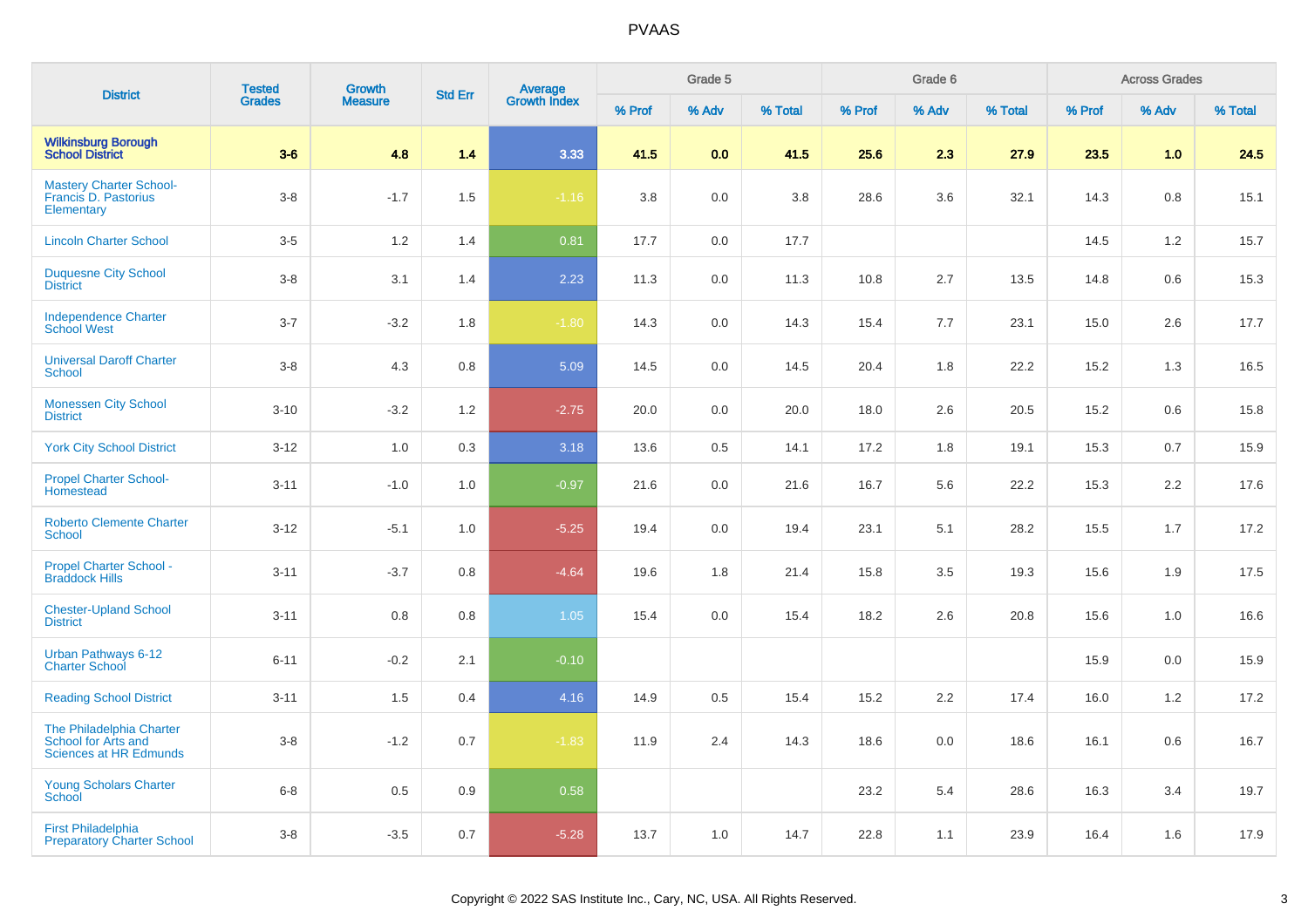# PVAAS

| District | Tested Grades | Growth Measure | Std Err | Average Growth Index | Grade 5 | | | Grade 6 | | | Across Grades | | |
|---|---|---|---|---|---|---|---|---|---|---|---|---|---|
| | | | | | % Prof | % Adv | % Total | % Prof | % Adv | % Total | % Prof | % Adv | % Total |
| **Wilkinsburg Borough School District** | **3-6** | **4.8** | **1.4** | **3.33** | **41.5** | **0.0** | **41.5** | **25.6** | **2.3** | **27.9** | **23.5** | **1.0** | **24.5** |
| Mastery Charter School-Francis D. Pastorius Elementary | 3-8 | -1.7 | 1.5 | -1.16 | 3.8 | 0.0 | 3.8 | 28.6 | 3.6 | 32.1 | 14.3 | 0.8 | 15.1 |
| Lincoln Charter School | 3-5 | 1.2 | 1.4 | 0.81 | 17.7 | 0.0 | 17.7 | | | | 14.5 | 1.2 | 15.7 |
| Duquesne City School District | 3-8 | 3.1 | 1.4 | 2.23 | 11.3 | 0.0 | 11.3 | 10.8 | 2.7 | 13.5 | 14.8 | 0.6 | 15.3 |
| Independence Charter School West | 3-7 | -3.2 | 1.8 | -1.80 | 14.3 | 0.0 | 14.3 | 15.4 | 7.7 | 23.1 | 15.0 | 2.6 | 17.7 |
| Universal Daroff Charter School | 3-8 | 4.3 | 0.8 | 5.09 | 14.5 | 0.0 | 14.5 | 20.4 | 1.8 | 22.2 | 15.2 | 1.3 | 16.5 |
| Monessen City School District | 3-10 | -3.2 | 1.2 | -2.75 | 20.0 | 0.0 | 20.0 | 18.0 | 2.6 | 20.5 | 15.2 | 0.6 | 15.8 |
| York City School District | 3-12 | 1.0 | 0.3 | 3.18 | 13.6 | 0.5 | 14.1 | 17.2 | 1.8 | 19.1 | 15.3 | 0.7 | 15.9 |
| Propel Charter School-Homestead | 3-11 | -1.0 | 1.0 | -0.97 | 21.6 | 0.0 | 21.6 | 16.7 | 5.6 | 22.2 | 15.3 | 2.2 | 17.6 |
| Roberto Clemente Charter School | 3-12 | -5.1 | 1.0 | -5.25 | 19.4 | 0.0 | 19.4 | 23.1 | 5.1 | 28.2 | 15.5 | 1.7 | 17.2 |
| Propel Charter School - Braddock Hills | 3-11 | -3.7 | 0.8 | -4.64 | 19.6 | 1.8 | 21.4 | 15.8 | 3.5 | 19.3 | 15.6 | 1.9 | 17.5 |
| Chester-Upland School District | 3-11 | 0.8 | 0.8 | 1.05 | 15.4 | 0.0 | 15.4 | 18.2 | 2.6 | 20.8 | 15.6 | 1.0 | 16.6 |
| Urban Pathways 6-12 Charter School | 6-11 | -0.2 | 2.1 | -0.10 | | | | | | | 15.9 | 0.0 | 15.9 |
| Reading School District | 3-11 | 1.5 | 0.4 | 4.16 | 14.9 | 0.5 | 15.4 | 15.2 | 2.2 | 17.4 | 16.0 | 1.2 | 17.2 |
| The Philadelphia Charter School for Arts and Sciences at HR Edmunds | 3-8 | -1.2 | 0.7 | -1.83 | 11.9 | 2.4 | 14.3 | 18.6 | 0.0 | 18.6 | 16.1 | 0.6 | 16.7 |
| Young Scholars Charter School | 6-8 | 0.5 | 0.9 | 0.58 | | | | 23.2 | 5.4 | 28.6 | 16.3 | 3.4 | 19.7 |
| First Philadelphia Preparatory Charter School | 3-8 | -3.5 | 0.7 | -5.28 | 13.7 | 1.0 | 14.7 | 22.8 | 1.1 | 23.9 | 16.4 | 1.6 | 17.9 |

Copyright © 2022 SAS Institute Inc., Cary, NC, USA. All Rights Reserved.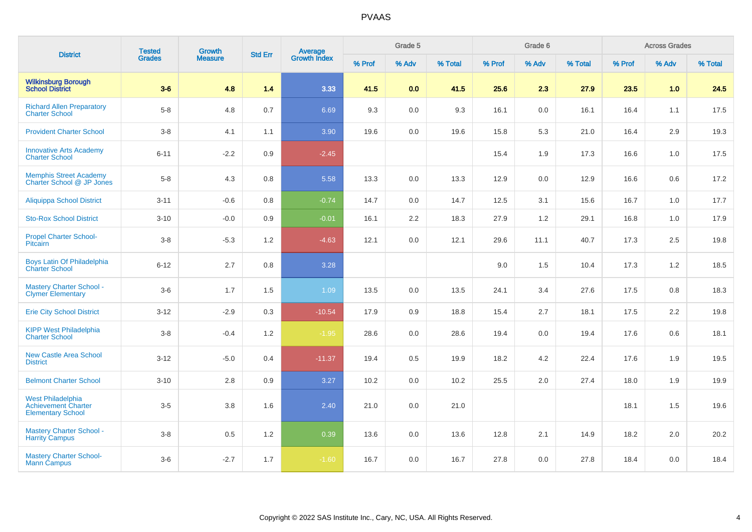# PVAAS

| District | Tested Grades | Growth Measure | Std Err | Average Growth Index | Grade 5 | | | Grade 6 | | | Across Grades | | |
|---|---|---|---|---|---|---|---|---|---|---|---|---|---|
| | | | | | % Prof | % Adv | % Total | % Prof | % Adv | % Total | % Prof | % Adv | % Total |
| **Wilkinsburg Borough School District** | **3-6** | **4.8** | **1.4** | **3.33** | **41.5** | **0.0** | **41.5** | **25.6** | **2.3** | **27.9** | **23.5** | **1.0** | **24.5** |
| Richard Allen Preparatory Charter School | 5-8 | 4.8 | 0.7 | 6.69 | 9.3 | 0.0 | 9.3 | 16.1 | 0.0 | 16.1 | 16.4 | 1.1 | 17.5 |
| Provident Charter School | 3-8 | 4.1 | 1.1 | 3.90 | 19.6 | 0.0 | 19.6 | 15.8 | 5.3 | 21.0 | 16.4 | 2.9 | 19.3 |
| Innovative Arts Academy Charter School | 6-11 | -2.2 | 0.9 | -2.45 | | | | 15.4 | 1.9 | 17.3 | 16.6 | 1.0 | 17.5 |
| Memphis Street Academy Charter School @ JP Jones | 5-8 | 4.3 | 0.8 | 5.58 | 13.3 | 0.0 | 13.3 | 12.9 | 0.0 | 12.9 | 16.6 | 0.6 | 17.2 |
| Aliquippa School District | 3-11 | -0.6 | 0.8 | -0.74 | 14.7 | 0.0 | 14.7 | 12.5 | 3.1 | 15.6 | 16.7 | 1.0 | 17.7 |
| Sto-Rox School District | 3-10 | -0.0 | 0.9 | -0.01 | 16.1 | 2.2 | 18.3 | 27.9 | 1.2 | 29.1 | 16.8 | 1.0 | 17.9 |
| Propel Charter School-Pitcairn | 3-8 | -5.3 | 1.2 | -4.63 | 12.1 | 0.0 | 12.1 | 29.6 | 11.1 | 40.7 | 17.3 | 2.5 | 19.8 |
| Boys Latin Of Philadelphia Charter School | 6-12 | 2.7 | 0.8 | 3.28 | | | | 9.0 | 1.5 | 10.4 | 17.3 | 1.2 | 18.5 |
| Mastery Charter School - Clymer Elementary | 3-6 | 1.7 | 1.5 | 1.09 | 13.5 | 0.0 | 13.5 | 24.1 | 3.4 | 27.6 | 17.5 | 0.8 | 18.3 |
| Erie City School District | 3-12 | -2.9 | 0.3 | -10.54 | 17.9 | 0.9 | 18.8 | 15.4 | 2.7 | 18.1 | 17.5 | 2.2 | 19.8 |
| KIPP West Philadelphia Charter School | 3-8 | -0.4 | 1.2 | -1.95 | 28.6 | 0.0 | 28.6 | 19.4 | 0.0 | 19.4 | 17.6 | 0.6 | 18.1 |
| New Castle Area School District | 3-12 | -5.0 | 0.4 | -11.37 | 19.4 | 0.5 | 19.9 | 18.2 | 4.2 | 22.4 | 17.6 | 1.9 | 19.5 |
| Belmont Charter School | 3-10 | 2.8 | 0.9 | 3.27 | 10.2 | 0.0 | 10.2 | 25.5 | 2.0 | 27.4 | 18.0 | 1.9 | 19.9 |
| West Philadelphia Achievement Charter Elementary School | 3-5 | 3.8 | 1.6 | 2.40 | 21.0 | 0.0 | 21.0 | | | | 18.1 | 1.5 | 19.6 |
| Mastery Charter School - Harrity Campus | 3-8 | 0.5 | 1.2 | 0.39 | 13.6 | 0.0 | 13.6 | 12.8 | 2.1 | 14.9 | 18.2 | 2.0 | 20.2 |
| Mastery Charter School-Mann Campus | 3-6 | -2.7 | 1.7 | -1.60 | 16.7 | 0.0 | 16.7 | 27.8 | 0.0 | 27.8 | 18.4 | 0.0 | 18.4 |

Copyright © 2022 SAS Institute Inc., Cary, NC, USA. All Rights Reserved.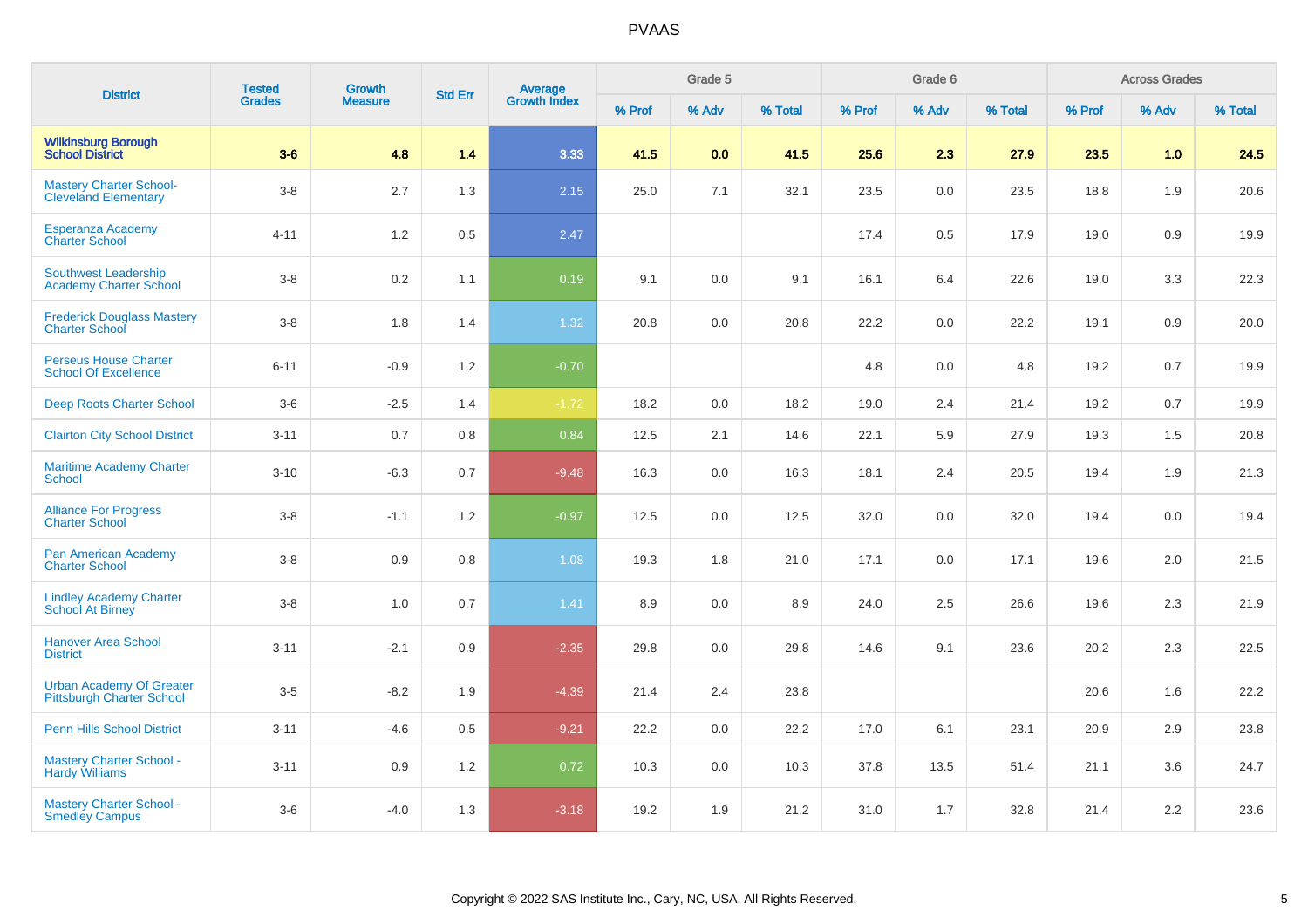| District | Tested Grades | Growth Measure | Std Err | Average Growth Index | Grade 5 | | | Grade 6 | | | Across Grades | | |
|---|---|---|---|---|---|---|---|---|---|---|---|---|---|
| | | | | | % Prof | % Adv | % Total | % Prof | % Adv | % Total | % Prof | % Adv | % Total |
| **Wilkinsburg Borough School District** | **3-6** | **4.8** | **1.4** | **3.33** | **41.5** | **0.0** | **41.5** | **25.6** | **2.3** | **27.9** | **23.5** | **1.0** | **24.5** |
| Mastery Charter School-Cleveland Elementary | 3-8 | 2.7 | 1.3 | 2.15 | 25.0 | 7.1 | 32.1 | 23.5 | 0.0 | 23.5 | 18.8 | 1.9 | 20.6 |
| Esperanza Academy Charter School | 4-11 | 1.2 | 0.5 | 2.47 | | | | 17.4 | 0.5 | 17.9 | 19.0 | 0.9 | 19.9 |
| Southwest Leadership Academy Charter School | 3-8 | 0.2 | 1.1 | 0.19 | 9.1 | 0.0 | 9.1 | 16.1 | 6.4 | 22.6 | 19.0 | 3.3 | 22.3 |
| Frederick Douglass Mastery Charter School | 3-8 | 1.8 | 1.4 | 1.32 | 20.8 | 0.0 | 20.8 | 22.2 | 0.0 | 22.2 | 19.1 | 0.9 | 20.0 |
| Perseus House Charter School Of Excellence | 6-11 | -0.9 | 1.2 | -0.70 | | | | 4.8 | 0.0 | 4.8 | 19.2 | 0.7 | 19.9 |
| Deep Roots Charter School | 3-6 | -2.5 | 1.4 | -1.72 | 18.2 | 0.0 | 18.2 | 19.0 | 2.4 | 21.4 | 19.2 | 0.7 | 19.9 |
| Clairton City School District | 3-11 | 0.7 | 0.8 | 0.84 | 12.5 | 2.1 | 14.6 | 22.1 | 5.9 | 27.9 | 19.3 | 1.5 | 20.8 |
| Maritime Academy Charter School | 3-10 | -6.3 | 0.7 | -9.48 | 16.3 | 0.0 | 16.3 | 18.1 | 2.4 | 20.5 | 19.4 | 1.9 | 21.3 |
| Alliance For Progress Charter School | 3-8 | -1.1 | 1.2 | -0.97 | 12.5 | 0.0 | 12.5 | 32.0 | 0.0 | 32.0 | 19.4 | 0.0 | 19.4 |
| Pan American Academy Charter School | 3-8 | 0.9 | 0.8 | 1.08 | 19.3 | 1.8 | 21.0 | 17.1 | 0.0 | 17.1 | 19.6 | 2.0 | 21.5 |
| Lindley Academy Charter School At Birney | 3-8 | 1.0 | 0.7 | 1.41 | 8.9 | 0.0 | 8.9 | 24.0 | 2.5 | 26.6 | 19.6 | 2.3 | 21.9 |
| Hanover Area School District | 3-11 | -2.1 | 0.9 | -2.35 | 29.8 | 0.0 | 29.8 | 14.6 | 9.1 | 23.6 | 20.2 | 2.3 | 22.5 |
| Urban Academy Of Greater Pittsburgh Charter School | 3-5 | -8.2 | 1.9 | -4.39 | 21.4 | 2.4 | 23.8 | | | | 20.6 | 1.6 | 22.2 |
| Penn Hills School District | 3-11 | -4.6 | 0.5 | -9.21 | 22.2 | 0.0 | 22.2 | 17.0 | 6.1 | 23.1 | 20.9 | 2.9 | 23.8 |
| Mastery Charter School - Hardy Williams | 3-11 | 0.9 | 1.2 | 0.72 | 10.3 | 0.0 | 10.3 | 37.8 | 13.5 | 51.4 | 21.1 | 3.6 | 24.7 |
| Mastery Charter School - Smedley Campus | 3-6 | -4.0 | 1.3 | -3.18 | 19.2 | 1.9 | 21.2 | 31.0 | 1.7 | 32.8 | 21.4 | 2.2 | 23.6 |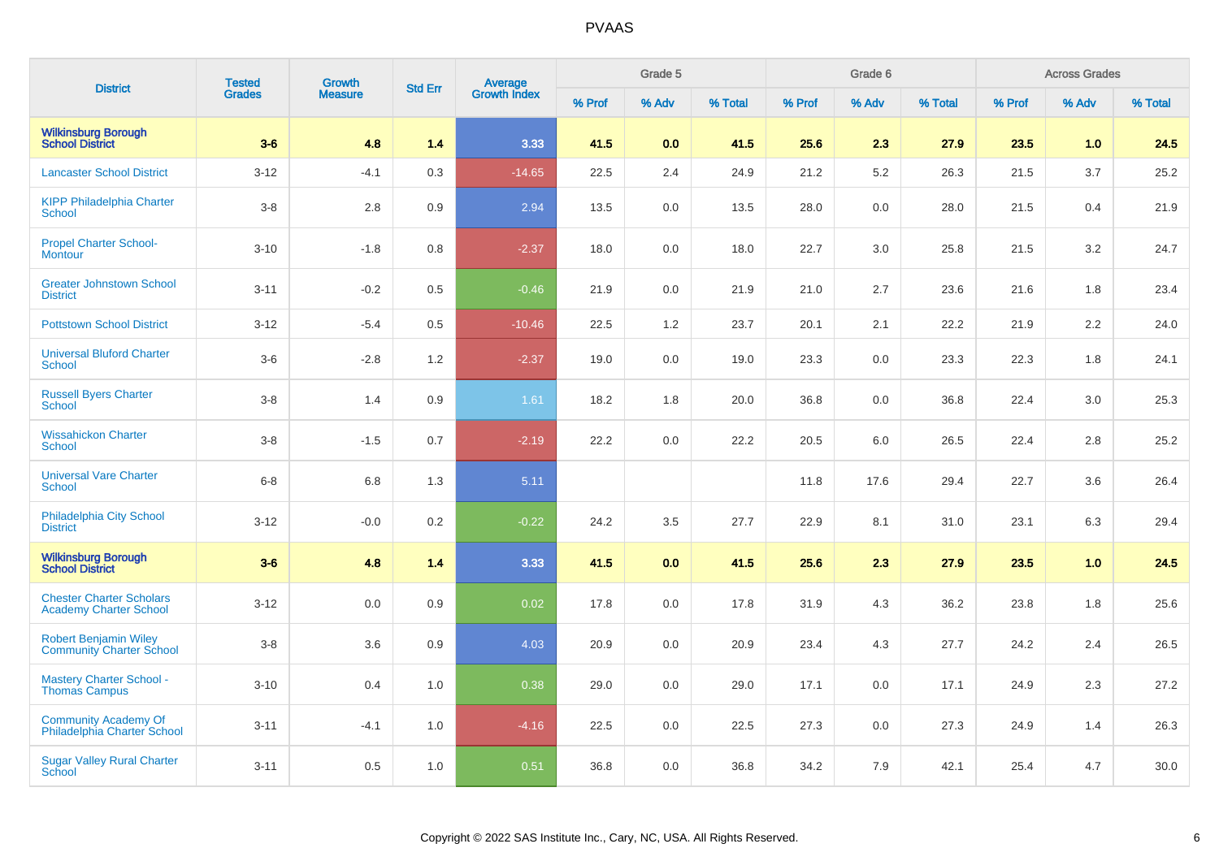# PVAAS

| District | Tested Grades | Growth Measure | Std Err | Average Growth Index | Grade 5 | | | Grade 6 | | | Across Grades | | |
|---|---|---|---|---|---|---|---|---|---|---|---|---|---|
| | | | | | % Prof | % Adv | % Total | % Prof | % Adv | % Total | % Prof | % Adv | % Total |
| **Wilkinsburg Borough School District** | **3-6** | **4.8** | **1.4** | **3.33** | **41.5** | **0.0** | **41.5** | **25.6** | **2.3** | **27.9** | **23.5** | **1.0** | **24.5** |
| Lancaster School District | 3-12 | -4.1 | 0.3 | -14.65 | 22.5 | 2.4 | 24.9 | 21.2 | 5.2 | 26.3 | 21.5 | 3.7 | 25.2 |
| KIPP Philadelphia Charter School | 3-8 | 2.8 | 0.9 | 2.94 | 13.5 | 0.0 | 13.5 | 28.0 | 0.0 | 28.0 | 21.5 | 0.4 | 21.9 |
| Propel Charter School-Montour | 3-10 | -1.8 | 0.8 | -2.37 | 18.0 | 0.0 | 18.0 | 22.7 | 3.0 | 25.8 | 21.5 | 3.2 | 24.7 |
| Greater Johnstown School District | 3-11 | -0.2 | 0.5 | -0.46 | 21.9 | 0.0 | 21.9 | 21.0 | 2.7 | 23.6 | 21.6 | 1.8 | 23.4 |
| Pottstown School District | 3-12 | -5.4 | 0.5 | -10.46 | 22.5 | 1.2 | 23.7 | 20.1 | 2.1 | 22.2 | 21.9 | 2.2 | 24.0 |
| Universal Bluford Charter School | 3-6 | -2.8 | 1.2 | -2.37 | 19.0 | 0.0 | 19.0 | 23.3 | 0.0 | 23.3 | 22.3 | 1.8 | 24.1 |
| Russell Byers Charter School | 3-8 | 1.4 | 0.9 | 1.61 | 18.2 | 1.8 | 20.0 | 36.8 | 0.0 | 36.8 | 22.4 | 3.0 | 25.3 |
| Wissahickon Charter School | 3-8 | -1.5 | 0.7 | -2.19 | 22.2 | 0.0 | 22.2 | 20.5 | 6.0 | 26.5 | 22.4 | 2.8 | 25.2 |
| Universal Vare Charter School | 6-8 | 6.8 | 1.3 | 5.11 | | | | 11.8 | 17.6 | 29.4 | 22.7 | 3.6 | 26.4 |
| Philadelphia City School District | 3-12 | -0.0 | 0.2 | -0.22 | 24.2 | 3.5 | 27.7 | 22.9 | 8.1 | 31.0 | 23.1 | 6.3 | 29.4 |
| **Wilkinsburg Borough School District** | **3-6** | **4.8** | **1.4** | **3.33** | **41.5** | **0.0** | **41.5** | **25.6** | **2.3** | **27.9** | **23.5** | **1.0** | **24.5** |
| Chester Charter Scholars Academy Charter School | 3-12 | 0.0 | 0.9 | 0.02 | 17.8 | 0.0 | 17.8 | 31.9 | 4.3 | 36.2 | 23.8 | 1.8 | 25.6 |
| Robert Benjamin Wiley Community Charter School | 3-8 | 3.6 | 0.9 | 4.03 | 20.9 | 0.0 | 20.9 | 23.4 | 4.3 | 27.7 | 24.2 | 2.4 | 26.5 |
| Mastery Charter School - Thomas Campus | 3-10 | 0.4 | 1.0 | 0.38 | 29.0 | 0.0 | 29.0 | 17.1 | 0.0 | 17.1 | 24.9 | 2.3 | 27.2 |
| Community Academy Of Philadelphia Charter School | 3-11 | -4.1 | 1.0 | -4.16 | 22.5 | 0.0 | 22.5 | 27.3 | 0.0 | 27.3 | 24.9 | 1.4 | 26.3 |
| Sugar Valley Rural Charter School | 3-11 | 0.5 | 1.0 | 0.51 | 36.8 | 0.0 | 36.8 | 34.2 | 7.9 | 42.1 | 25.4 | 4.7 | 30.0 |

Copyright © 2022 SAS Institute Inc., Cary, NC, USA. All Rights Reserved.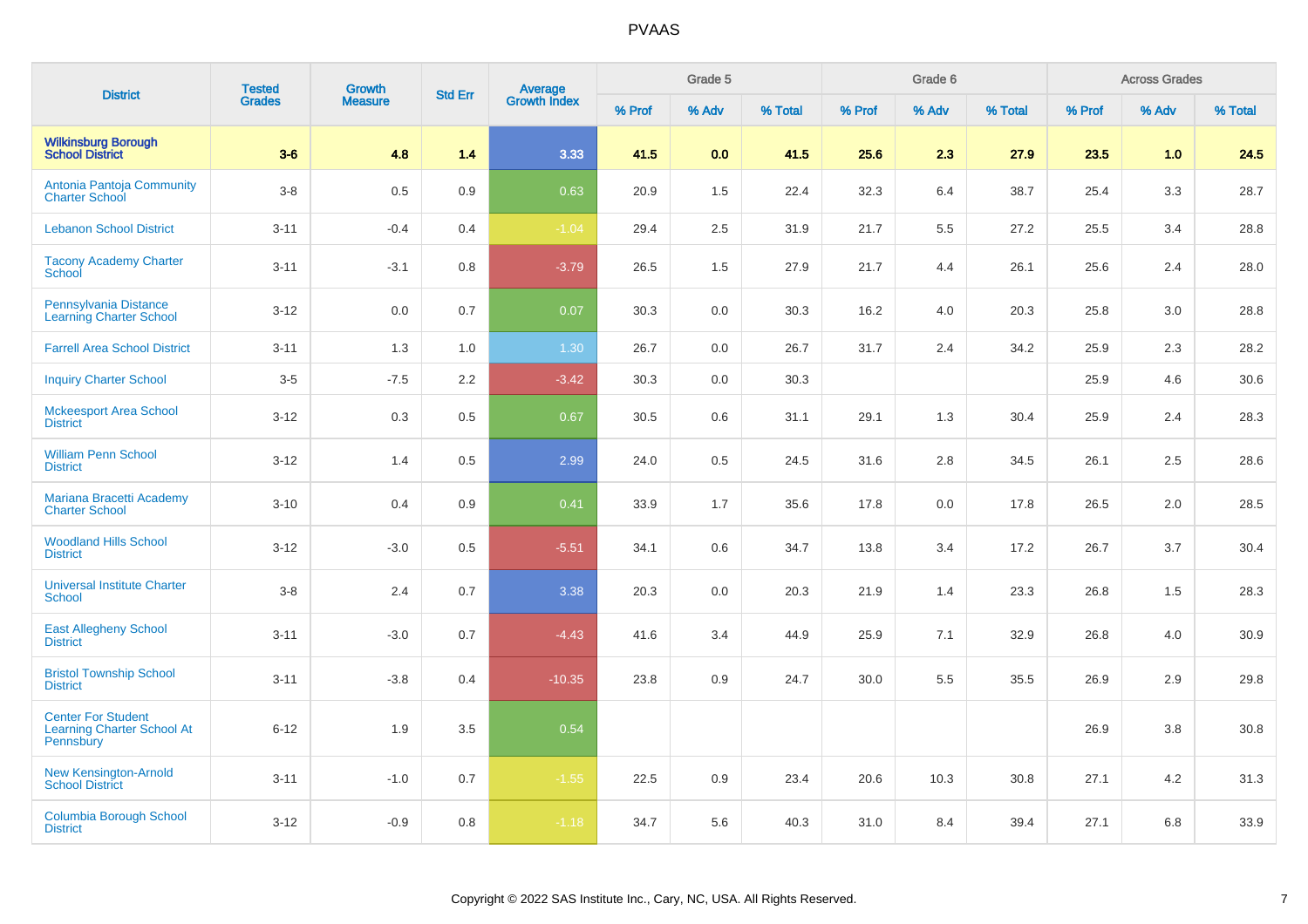# PVAAS

| District | Tested Grades | Growth Measure | Std Err | Average Growth Index | Grade 5 | | | Grade 6 | | | Across Grades | | |
|---|---|---|---|---|---|---|---|---|---|---|---|---|---|
| | | | | | % Prof | % Adv | % Total | % Prof | % Adv | % Total | % Prof | % Adv | % Total |
| **Wilkinsburg Borough School District** | **3-6** | **4.8** | **1.4** | **3.33** | **41.5** | **0.0** | **41.5** | **25.6** | **2.3** | **27.9** | **23.5** | **1.0** | **24.5** |
| Antonia Pantoja Community Charter School | 3-8 | 0.5 | 0.9 | 0.63 | 20.9 | 1.5 | 22.4 | 32.3 | 6.4 | 38.7 | 25.4 | 3.3 | 28.7 |
| Lebanon School District | 3-11 | -0.4 | 0.4 | -1.04 | 29.4 | 2.5 | 31.9 | 21.7 | 5.5 | 27.2 | 25.5 | 3.4 | 28.8 |
| Tacony Academy Charter School | 3-11 | -3.1 | 0.8 | -3.79 | 26.5 | 1.5 | 27.9 | 21.7 | 4.4 | 26.1 | 25.6 | 2.4 | 28.0 |
| Pennsylvania Distance Learning Charter School | 3-12 | 0.0 | 0.7 | 0.07 | 30.3 | 0.0 | 30.3 | 16.2 | 4.0 | 20.3 | 25.8 | 3.0 | 28.8 |
| Farrell Area School District | 3-11 | 1.3 | 1.0 | 1.30 | 26.7 | 0.0 | 26.7 | 31.7 | 2.4 | 34.2 | 25.9 | 2.3 | 28.2 |
| Inquiry Charter School | 3-5 | -7.5 | 2.2 | -3.42 | 30.3 | 0.0 | 30.3 | | | | 25.9 | 4.6 | 30.6 |
| Mckeesport Area School District | 3-12 | 0.3 | 0.5 | 0.67 | 30.5 | 0.6 | 31.1 | 29.1 | 1.3 | 30.4 | 25.9 | 2.4 | 28.3 |
| William Penn School District | 3-12 | 1.4 | 0.5 | 2.99 | 24.0 | 0.5 | 24.5 | 31.6 | 2.8 | 34.5 | 26.1 | 2.5 | 28.6 |
| Mariana Bracetti Academy Charter School | 3-10 | 0.4 | 0.9 | 0.41 | 33.9 | 1.7 | 35.6 | 17.8 | 0.0 | 17.8 | 26.5 | 2.0 | 28.5 |
| Woodland Hills School District | 3-12 | -3.0 | 0.5 | -5.51 | 34.1 | 0.6 | 34.7 | 13.8 | 3.4 | 17.2 | 26.7 | 3.7 | 30.4 |
| Universal Institute Charter School | 3-8 | 2.4 | 0.7 | 3.38 | 20.3 | 0.0 | 20.3 | 21.9 | 1.4 | 23.3 | 26.8 | 1.5 | 28.3 |
| East Allegheny School District | 3-11 | -3.0 | 0.7 | -4.43 | 41.6 | 3.4 | 44.9 | 25.9 | 7.1 | 32.9 | 26.8 | 4.0 | 30.9 |
| Bristol Township School District | 3-11 | -3.8 | 0.4 | -10.35 | 23.8 | 0.9 | 24.7 | 30.0 | 5.5 | 35.5 | 26.9 | 2.9 | 29.8 |
| Center For Student Learning Charter School At Pennsbury | 6-12 | 1.9 | 3.5 | 0.54 | | | | | | | 26.9 | 3.8 | 30.8 |
| New Kensington-Arnold School District | 3-11 | -1.0 | 0.7 | -1.55 | 22.5 | 0.9 | 23.4 | 20.6 | 10.3 | 30.8 | 27.1 | 4.2 | 31.3 |
| Columbia Borough School District | 3-12 | -0.9 | 0.8 | -1.18 | 34.7 | 5.6 | 40.3 | 31.0 | 8.4 | 39.4 | 27.1 | 6.8 | 33.9 |

Copyright © 2022 SAS Institute Inc., Cary, NC, USA. All Rights Reserved.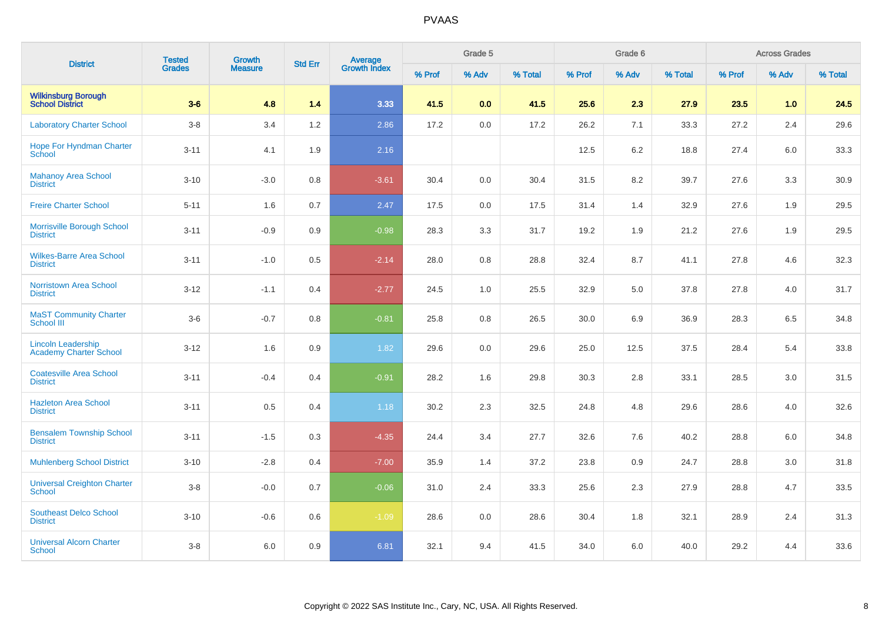# PVAAS

| District | Tested Grades | Growth Measure | Std Err | Average Growth Index | Grade 5 | | | Grade 6 | | | Across Grades | | |
|---|---|---|---|---|---|---|---|---|---|---|---|---|---|
| | | | | | % Prof | % Adv | % Total | % Prof | % Adv | % Total | % Prof | % Adv | % Total |
| **Wilkinsburg Borough School District** | **3-6** | **4.8** | **1.4** | **3.33** | **41.5** | **0.0** | **41.5** | **25.6** | **2.3** | **27.9** | **23.5** | **1.0** | **24.5** |
| Laboratory Charter School | 3-8 | 3.4 | 1.2 | 2.86 | 17.2 | 0.0 | 17.2 | 26.2 | 7.1 | 33.3 | 27.2 | 2.4 | 29.6 |
| Hope For Hyndman Charter School | 3-11 | 4.1 | 1.9 | 2.16 | | | | 12.5 | 6.2 | 18.8 | 27.4 | 6.0 | 33.3 |
| Mahanoy Area School District | 3-10 | -3.0 | 0.8 | -3.61 | 30.4 | 0.0 | 30.4 | 31.5 | 8.2 | 39.7 | 27.6 | 3.3 | 30.9 |
| Freire Charter School | 5-11 | 1.6 | 0.7 | 2.47 | 17.5 | 0.0 | 17.5 | 31.4 | 1.4 | 32.9 | 27.6 | 1.9 | 29.5 |
| Morrisville Borough School District | 3-11 | -0.9 | 0.9 | -0.98 | 28.3 | 3.3 | 31.7 | 19.2 | 1.9 | 21.2 | 27.6 | 1.9 | 29.5 |
| Wilkes-Barre Area School District | 3-11 | -1.0 | 0.5 | -2.14 | 28.0 | 0.8 | 28.8 | 32.4 | 8.7 | 41.1 | 27.8 | 4.6 | 32.3 |
| Norristown Area School District | 3-12 | -1.1 | 0.4 | -2.77 | 24.5 | 1.0 | 25.5 | 32.9 | 5.0 | 37.8 | 27.8 | 4.0 | 31.7 |
| MaST Community Charter School III | 3-6 | -0.7 | 0.8 | -0.81 | 25.8 | 0.8 | 26.5 | 30.0 | 6.9 | 36.9 | 28.3 | 6.5 | 34.8 |
| Lincoln Leadership Academy Charter School | 3-12 | 1.6 | 0.9 | 1.82 | 29.6 | 0.0 | 29.6 | 25.0 | 12.5 | 37.5 | 28.4 | 5.4 | 33.8 |
| Coatesville Area School District | 3-11 | -0.4 | 0.4 | -0.91 | 28.2 | 1.6 | 29.8 | 30.3 | 2.8 | 33.1 | 28.5 | 3.0 | 31.5 |
| Hazleton Area School District | 3-11 | 0.5 | 0.4 | 1.18 | 30.2 | 2.3 | 32.5 | 24.8 | 4.8 | 29.6 | 28.6 | 4.0 | 32.6 |
| Bensalem Township School District | 3-11 | -1.5 | 0.3 | -4.35 | 24.4 | 3.4 | 27.7 | 32.6 | 7.6 | 40.2 | 28.8 | 6.0 | 34.8 |
| Muhlenberg School District | 3-10 | -2.8 | 0.4 | -7.00 | 35.9 | 1.4 | 37.2 | 23.8 | 0.9 | 24.7 | 28.8 | 3.0 | 31.8 |
| Universal Creighton Charter School | 3-8 | -0.0 | 0.7 | -0.06 | 31.0 | 2.4 | 33.3 | 25.6 | 2.3 | 27.9 | 28.8 | 4.7 | 33.5 |
| Southeast Delco School District | 3-10 | -0.6 | 0.6 | -1.09 | 28.6 | 0.0 | 28.6 | 30.4 | 1.8 | 32.1 | 28.9 | 2.4 | 31.3 |
| Universal Alcorn Charter School | 3-8 | 6.0 | 0.9 | 6.81 | 32.1 | 9.4 | 41.5 | 34.0 | 6.0 | 40.0 | 29.2 | 4.4 | 33.6 |

Copyright © 2022 SAS Institute Inc., Cary, NC, USA. All Rights Reserved.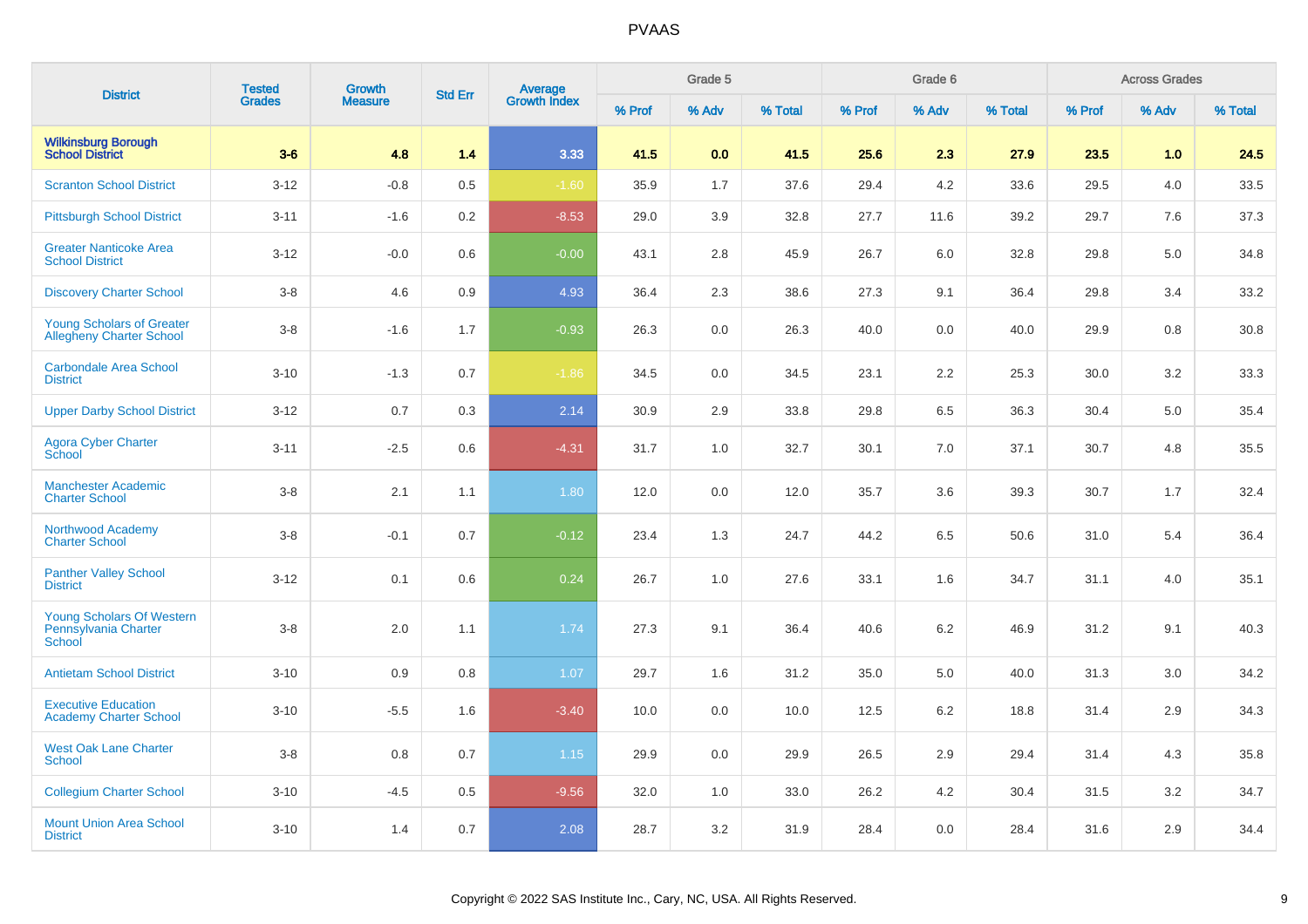# PVAAS

| District | Tested Grades | Growth Measure | Std Err | Average Growth Index | Grade 5 | | | Grade 6 | | | Across Grades | | |
|---|---|---|---|---|---|---|---|---|---|---|---|---|---|
| | | | | | % Prof | % Adv | % Total | % Prof | % Adv | % Total | % Prof | % Adv | % Total |
| **Wilkinsburg Borough School District** | **3-6** | **4.8** | **1.4** | **3.33** | **41.5** | **0.0** | **41.5** | **25.6** | **2.3** | **27.9** | **23.5** | **1.0** | **24.5** |
| Scranton School District | 3-12 | -0.8 | 0.5 | -1.60 | 35.9 | 1.7 | 37.6 | 29.4 | 4.2 | 33.6 | 29.5 | 4.0 | 33.5 |
| Pittsburgh School District | 3-11 | -1.6 | 0.2 | -8.53 | 29.0 | 3.9 | 32.8 | 27.7 | 11.6 | 39.2 | 29.7 | 7.6 | 37.3 |
| Greater Nanticoke Area School District | 3-12 | -0.0 | 0.6 | -0.00 | 43.1 | 2.8 | 45.9 | 26.7 | 6.0 | 32.8 | 29.8 | 5.0 | 34.8 |
| Discovery Charter School | 3-8 | 4.6 | 0.9 | 4.93 | 36.4 | 2.3 | 38.6 | 27.3 | 9.1 | 36.4 | 29.8 | 3.4 | 33.2 |
| Young Scholars of Greater Allegheny Charter School | 3-8 | -1.6 | 1.7 | -0.93 | 26.3 | 0.0 | 26.3 | 40.0 | 0.0 | 40.0 | 29.9 | 0.8 | 30.8 |
| Carbondale Area School District | 3-10 | -1.3 | 0.7 | -1.86 | 34.5 | 0.0 | 34.5 | 23.1 | 2.2 | 25.3 | 30.0 | 3.2 | 33.3 |
| Upper Darby School District | 3-12 | 0.7 | 0.3 | 2.14 | 30.9 | 2.9 | 33.8 | 29.8 | 6.5 | 36.3 | 30.4 | 5.0 | 35.4 |
| Agora Cyber Charter School | 3-11 | -2.5 | 0.6 | -4.31 | 31.7 | 1.0 | 32.7 | 30.1 | 7.0 | 37.1 | 30.7 | 4.8 | 35.5 |
| Manchester Academic Charter School | 3-8 | 2.1 | 1.1 | 1.80 | 12.0 | 0.0 | 12.0 | 35.7 | 3.6 | 39.3 | 30.7 | 1.7 | 32.4 |
| Northwood Academy Charter School | 3-8 | -0.1 | 0.7 | -0.12 | 23.4 | 1.3 | 24.7 | 44.2 | 6.5 | 50.6 | 31.0 | 5.4 | 36.4 |
| Panther Valley School District | 3-12 | 0.1 | 0.6 | 0.24 | 26.7 | 1.0 | 27.6 | 33.1 | 1.6 | 34.7 | 31.1 | 4.0 | 35.1 |
| Young Scholars Of Western Pennsylvania Charter School | 3-8 | 2.0 | 1.1 | 1.74 | 27.3 | 9.1 | 36.4 | 40.6 | 6.2 | 46.9 | 31.2 | 9.1 | 40.3 |
| Antietam School District | 3-10 | 0.9 | 0.8 | 1.07 | 29.7 | 1.6 | 31.2 | 35.0 | 5.0 | 40.0 | 31.3 | 3.0 | 34.2 |
| Executive Education Academy Charter School | 3-10 | -5.5 | 1.6 | -3.40 | 10.0 | 0.0 | 10.0 | 12.5 | 6.2 | 18.8 | 31.4 | 2.9 | 34.3 |
| West Oak Lane Charter School | 3-8 | 0.8 | 0.7 | 1.15 | 29.9 | 0.0 | 29.9 | 26.5 | 2.9 | 29.4 | 31.4 | 4.3 | 35.8 |
| Collegium Charter School | 3-10 | -4.5 | 0.5 | -9.56 | 32.0 | 1.0 | 33.0 | 26.2 | 4.2 | 30.4 | 31.5 | 3.2 | 34.7 |
| Mount Union Area School District | 3-10 | 1.4 | 0.7 | 2.08 | 28.7 | 3.2 | 31.9 | 28.4 | 0.0 | 28.4 | 31.6 | 2.9 | 34.4 |

Copyright © 2022 SAS Institute Inc., Cary, NC, USA. All Rights Reserved.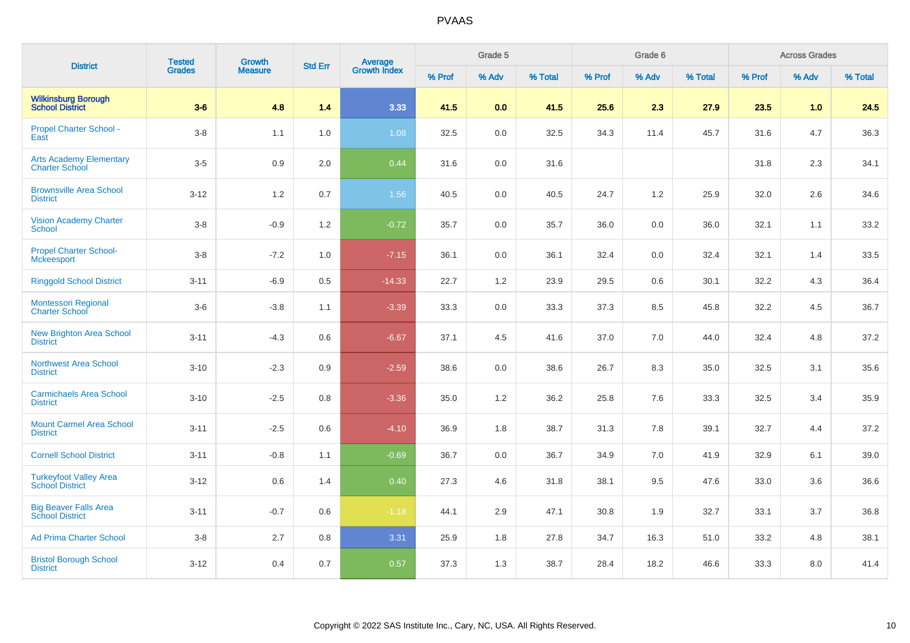# PVAAS

| District | Tested Grades | Growth Measure | Std Err | Average Growth Index | Grade 5 | | | Grade 6 | | | Across Grades | | |
|---|---|---|---|---|---|---|---|---|---|---|---|---|---|
| | | | | | % Prof | % Adv | % Total | % Prof | % Adv | % Total | % Prof | % Adv | % Total |
| **Wilkinsburg Borough School District** | **3-6** | **4.8** | **1.4** | **3.33** | **41.5** | **0.0** | **41.5** | **25.6** | **2.3** | **27.9** | **23.5** | **1.0** | **24.5** |
| Propel Charter School - East | 3-8 | 1.1 | 1.0 | 1.08 | 32.5 | 0.0 | 32.5 | 34.3 | 11.4 | 45.7 | 31.6 | 4.7 | 36.3 |
| Arts Academy Elementary Charter School | 3-5 | 0.9 | 2.0 | 0.44 | 31.6 | 0.0 | 31.6 | | | | 31.8 | 2.3 | 34.1 |
| Brownsville Area School District | 3-12 | 1.2 | 0.7 | 1.56 | 40.5 | 0.0 | 40.5 | 24.7 | 1.2 | 25.9 | 32.0 | 2.6 | 34.6 |
| Vision Academy Charter School | 3-8 | -0.9 | 1.2 | -0.72 | 35.7 | 0.0 | 35.7 | 36.0 | 0.0 | 36.0 | 32.1 | 1.1 | 33.2 |
| Propel Charter School-Mckeesport | 3-8 | -7.2 | 1.0 | -7.15 | 36.1 | 0.0 | 36.1 | 32.4 | 0.0 | 32.4 | 32.1 | 1.4 | 33.5 |
| Ringgold School District | 3-11 | -6.9 | 0.5 | -14.33 | 22.7 | 1.2 | 23.9 | 29.5 | 0.6 | 30.1 | 32.2 | 4.3 | 36.4 |
| Montessori Regional Charter School | 3-6 | -3.8 | 1.1 | -3.39 | 33.3 | 0.0 | 33.3 | 37.3 | 8.5 | 45.8 | 32.2 | 4.5 | 36.7 |
| New Brighton Area School District | 3-11 | -4.3 | 0.6 | -6.67 | 37.1 | 4.5 | 41.6 | 37.0 | 7.0 | 44.0 | 32.4 | 4.8 | 37.2 |
| Northwest Area School District | 3-10 | -2.3 | 0.9 | -2.59 | 38.6 | 0.0 | 38.6 | 26.7 | 8.3 | 35.0 | 32.5 | 3.1 | 35.6 |
| Carmichaels Area School District | 3-10 | -2.5 | 0.8 | -3.36 | 35.0 | 1.2 | 36.2 | 25.8 | 7.6 | 33.3 | 32.5 | 3.4 | 35.9 |
| Mount Carmel Area School District | 3-11 | -2.5 | 0.6 | -4.10 | 36.9 | 1.8 | 38.7 | 31.3 | 7.8 | 39.1 | 32.7 | 4.4 | 37.2 |
| Cornell School District | 3-11 | -0.8 | 1.1 | -0.69 | 36.7 | 0.0 | 36.7 | 34.9 | 7.0 | 41.9 | 32.9 | 6.1 | 39.0 |
| Turkeyfoot Valley Area School District | 3-12 | 0.6 | 1.4 | 0.40 | 27.3 | 4.6 | 31.8 | 38.1 | 9.5 | 47.6 | 33.0 | 3.6 | 36.6 |
| Big Beaver Falls Area School District | 3-11 | -0.7 | 0.6 | -1.18 | 44.1 | 2.9 | 47.1 | 30.8 | 1.9 | 32.7 | 33.1 | 3.7 | 36.8 |
| Ad Prima Charter School | 3-8 | 2.7 | 0.8 | 3.31 | 25.9 | 1.8 | 27.8 | 34.7 | 16.3 | 51.0 | 33.2 | 4.8 | 38.1 |
| Bristol Borough School District | 3-12 | 0.4 | 0.7 | 0.57 | 37.3 | 1.3 | 38.7 | 28.4 | 18.2 | 46.6 | 33.3 | 8.0 | 41.4 |

Copyright © 2022 SAS Institute Inc., Cary, NC, USA. All Rights Reserved.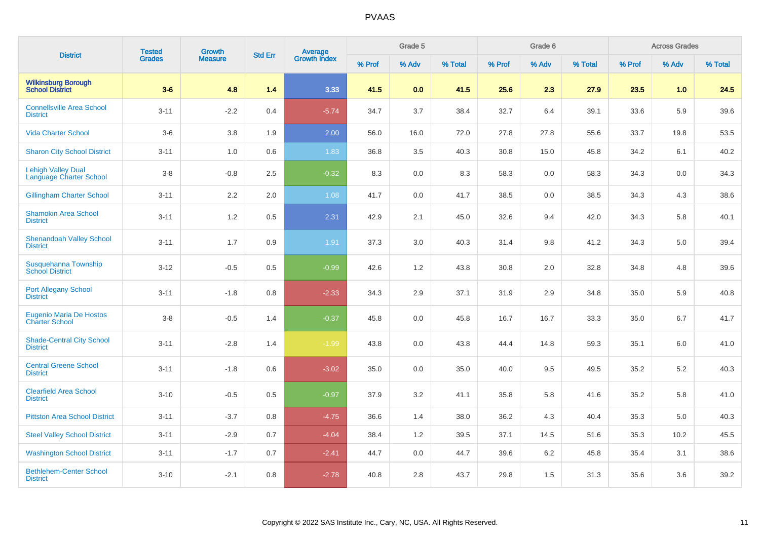# PVAAS

| District | Tested Grades | Growth Measure | Std Err | Average Growth Index | Grade 5 | | | Grade 6 | | | Across Grades | | |
|---|---|---|---|---|---|---|---|---|---|---|---|---|---|
| | | | | | % Prof | % Adv | % Total | % Prof | % Adv | % Total | % Prof | % Adv | % Total |
| **Wilkinsburg Borough School District** | **3-6** | **4.8** | **1.4** | **3.33** | **41.5** | **0.0** | **41.5** | **25.6** | **2.3** | **27.9** | **23.5** | **1.0** | **24.5** |
| Connellsville Area School District | 3-11 | -2.2 | 0.4 | -5.74 | 34.7 | 3.7 | 38.4 | 32.7 | 6.4 | 39.1 | 33.6 | 5.9 | 39.6 |
| Vida Charter School | 3-6 | 3.8 | 1.9 | 2.00 | 56.0 | 16.0 | 72.0 | 27.8 | 27.8 | 55.6 | 33.7 | 19.8 | 53.5 |
| Sharon City School District | 3-11 | 1.0 | 0.6 | 1.83 | 36.8 | 3.5 | 40.3 | 30.8 | 15.0 | 45.8 | 34.2 | 6.1 | 40.2 |
| Lehigh Valley Dual Language Charter School | 3-8 | -0.8 | 2.5 | -0.32 | 8.3 | 0.0 | 8.3 | 58.3 | 0.0 | 58.3 | 34.3 | 0.0 | 34.3 |
| Gillingham Charter School | 3-11 | 2.2 | 2.0 | 1.08 | 41.7 | 0.0 | 41.7 | 38.5 | 0.0 | 38.5 | 34.3 | 4.3 | 38.6 |
| Shamokin Area School District | 3-11 | 1.2 | 0.5 | 2.31 | 42.9 | 2.1 | 45.0 | 32.6 | 9.4 | 42.0 | 34.3 | 5.8 | 40.1 |
| Shenandoah Valley School District | 3-11 | 1.7 | 0.9 | 1.91 | 37.3 | 3.0 | 40.3 | 31.4 | 9.8 | 41.2 | 34.3 | 5.0 | 39.4 |
| Susquehanna Township School District | 3-12 | -0.5 | 0.5 | -0.99 | 42.6 | 1.2 | 43.8 | 30.8 | 2.0 | 32.8 | 34.8 | 4.8 | 39.6 |
| Port Allegany School District | 3-11 | -1.8 | 0.8 | -2.33 | 34.3 | 2.9 | 37.1 | 31.9 | 2.9 | 34.8 | 35.0 | 5.9 | 40.8 |
| Eugenio Maria De Hostos Charter School | 3-8 | -0.5 | 1.4 | -0.37 | 45.8 | 0.0 | 45.8 | 16.7 | 16.7 | 33.3 | 35.0 | 6.7 | 41.7 |
| Shade-Central City School District | 3-11 | -2.8 | 1.4 | -1.99 | 43.8 | 0.0 | 43.8 | 44.4 | 14.8 | 59.3 | 35.1 | 6.0 | 41.0 |
| Central Greene School District | 3-11 | -1.8 | 0.6 | -3.02 | 35.0 | 0.0 | 35.0 | 40.0 | 9.5 | 49.5 | 35.2 | 5.2 | 40.3 |
| Clearfield Area School District | 3-10 | -0.5 | 0.5 | -0.97 | 37.9 | 3.2 | 41.1 | 35.8 | 5.8 | 41.6 | 35.2 | 5.8 | 41.0 |
| Pittston Area School District | 3-11 | -3.7 | 0.8 | -4.75 | 36.6 | 1.4 | 38.0 | 36.2 | 4.3 | 40.4 | 35.3 | 5.0 | 40.3 |
| Steel Valley School District | 3-11 | -2.9 | 0.7 | -4.04 | 38.4 | 1.2 | 39.5 | 37.1 | 14.5 | 51.6 | 35.3 | 10.2 | 45.5 |
| Washington School District | 3-11 | -1.7 | 0.7 | -2.41 | 44.7 | 0.0 | 44.7 | 39.6 | 6.2 | 45.8 | 35.4 | 3.1 | 38.6 |
| Bethlehem-Center School District | 3-10 | -2.1 | 0.8 | -2.78 | 40.8 | 2.8 | 43.7 | 29.8 | 1.5 | 31.3 | 35.6 | 3.6 | 39.2 |

Copyright © 2022 SAS Institute Inc., Cary, NC, USA. All Rights Reserved.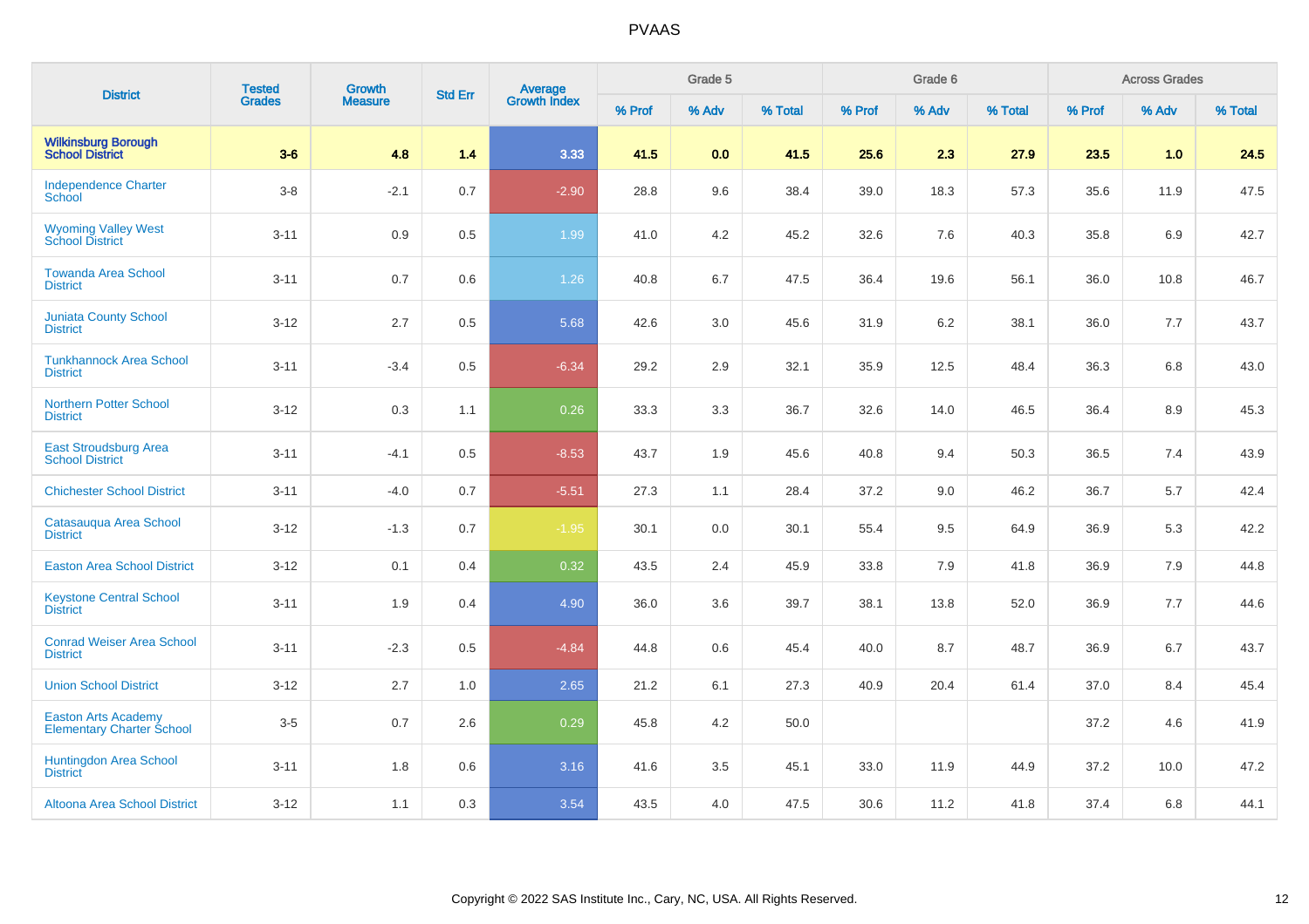# PVAAS

| District | Tested Grades | Growth Measure | Std Err | Average Growth Index | Grade 5 | | | Grade 6 | | | Across Grades | | |
|---|---|---|---|---|---|---|---|---|---|---|---|---|---|
| | | | | | % Prof | % Adv | % Total | % Prof | % Adv | % Total | % Prof | % Adv | % Total |
| **Wilkinsburg Borough School District** | **3-6** | **4.8** | **1.4** | **3.33** | **41.5** | **0.0** | **41.5** | **25.6** | **2.3** | **27.9** | **23.5** | **1.0** | **24.5** |
| Independence Charter School | 3-8 | -2.1 | 0.7 | -2.90 | 28.8 | 9.6 | 38.4 | 39.0 | 18.3 | 57.3 | 35.6 | 11.9 | 47.5 |
| Wyoming Valley West School District | 3-11 | 0.9 | 0.5 | 1.99 | 41.0 | 4.2 | 45.2 | 32.6 | 7.6 | 40.3 | 35.8 | 6.9 | 42.7 |
| Towanda Area School District | 3-11 | 0.7 | 0.6 | 1.26 | 40.8 | 6.7 | 47.5 | 36.4 | 19.6 | 56.1 | 36.0 | 10.8 | 46.7 |
| Juniata County School District | 3-12 | 2.7 | 0.5 | 5.68 | 42.6 | 3.0 | 45.6 | 31.9 | 6.2 | 38.1 | 36.0 | 7.7 | 43.7 |
| Tunkhannock Area School District | 3-11 | -3.4 | 0.5 | -6.34 | 29.2 | 2.9 | 32.1 | 35.9 | 12.5 | 48.4 | 36.3 | 6.8 | 43.0 |
| Northern Potter School District | 3-12 | 0.3 | 1.1 | 0.26 | 33.3 | 3.3 | 36.7 | 32.6 | 14.0 | 46.5 | 36.4 | 8.9 | 45.3 |
| East Stroudsburg Area School District | 3-11 | -4.1 | 0.5 | -8.53 | 43.7 | 1.9 | 45.6 | 40.8 | 9.4 | 50.3 | 36.5 | 7.4 | 43.9 |
| Chichester School District | 3-11 | -4.0 | 0.7 | -5.51 | 27.3 | 1.1 | 28.4 | 37.2 | 9.0 | 46.2 | 36.7 | 5.7 | 42.4 |
| Catasauqua Area School District | 3-12 | -1.3 | 0.7 | -1.95 | 30.1 | 0.0 | 30.1 | 55.4 | 9.5 | 64.9 | 36.9 | 5.3 | 42.2 |
| Easton Area School District | 3-12 | 0.1 | 0.4 | 0.32 | 43.5 | 2.4 | 45.9 | 33.8 | 7.9 | 41.8 | 36.9 | 7.9 | 44.8 |
| Keystone Central School District | 3-11 | 1.9 | 0.4 | 4.90 | 36.0 | 3.6 | 39.7 | 38.1 | 13.8 | 52.0 | 36.9 | 7.7 | 44.6 |
| Conrad Weiser Area School District | 3-11 | -2.3 | 0.5 | -4.84 | 44.8 | 0.6 | 45.4 | 40.0 | 8.7 | 48.7 | 36.9 | 6.7 | 43.7 |
| Union School District | 3-12 | 2.7 | 1.0 | 2.65 | 21.2 | 6.1 | 27.3 | 40.9 | 20.4 | 61.4 | 37.0 | 8.4 | 45.4 |
| Easton Arts Academy Elementary Charter School | 3-5 | 0.7 | 2.6 | 0.29 | 45.8 | 4.2 | 50.0 | | | | 37.2 | 4.6 | 41.9 |
| Huntingdon Area School District | 3-11 | 1.8 | 0.6 | 3.16 | 41.6 | 3.5 | 45.1 | 33.0 | 11.9 | 44.9 | 37.2 | 10.0 | 47.2 |
| Altoona Area School District | 3-12 | 1.1 | 0.3 | 3.54 | 43.5 | 4.0 | 47.5 | 30.6 | 11.2 | 41.8 | 37.4 | 6.8 | 44.1 |

Copyright © 2022 SAS Institute Inc., Cary, NC, USA. All Rights Reserved.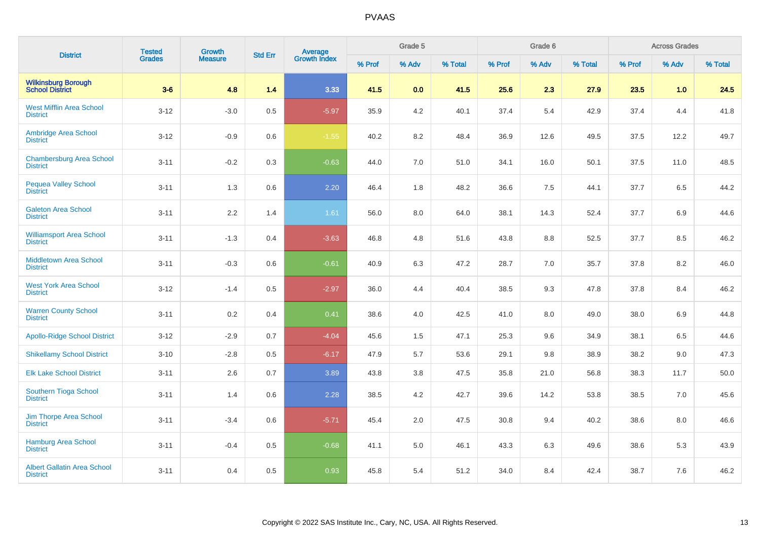# PVAAS

| District | Tested Grades | Growth Measure | Std Err | Average Growth Index | Grade 5 | | | Grade 6 | | | Across Grades | | |
|---|---|---|---|---|---|---|---|---|---|---|---|---|---|
| | | | | | % Prof | % Adv | % Total | % Prof | % Adv | % Total | % Prof | % Adv | % Total |
| **Wilkinsburg Borough School District** | **3-6** | **4.8** | **1.4** | **3.33** | **41.5** | **0.0** | **41.5** | **25.6** | **2.3** | **27.9** | **23.5** | **1.0** | **24.5** |
| West Mifflin Area School District | 3-12 | -3.0 | 0.5 | -5.97 | 35.9 | 4.2 | 40.1 | 37.4 | 5.4 | 42.9 | 37.4 | 4.4 | 41.8 |
| Ambridge Area School District | 3-12 | -0.9 | 0.6 | -1.55 | 40.2 | 8.2 | 48.4 | 36.9 | 12.6 | 49.5 | 37.5 | 12.2 | 49.7 |
| Chambersburg Area School District | 3-11 | -0.2 | 0.3 | -0.63 | 44.0 | 7.0 | 51.0 | 34.1 | 16.0 | 50.1 | 37.5 | 11.0 | 48.5 |
| Pequea Valley School District | 3-11 | 1.3 | 0.6 | 2.20 | 46.4 | 1.8 | 48.2 | 36.6 | 7.5 | 44.1 | 37.7 | 6.5 | 44.2 |
| Galeton Area School District | 3-11 | 2.2 | 1.4 | 1.61 | 56.0 | 8.0 | 64.0 | 38.1 | 14.3 | 52.4 | 37.7 | 6.9 | 44.6 |
| Williamsport Area School District | 3-11 | -1.3 | 0.4 | -3.63 | 46.8 | 4.8 | 51.6 | 43.8 | 8.8 | 52.5 | 37.7 | 8.5 | 46.2 |
| Middletown Area School District | 3-11 | -0.3 | 0.6 | -0.61 | 40.9 | 6.3 | 47.2 | 28.7 | 7.0 | 35.7 | 37.8 | 8.2 | 46.0 |
| West York Area School District | 3-12 | -1.4 | 0.5 | -2.97 | 36.0 | 4.4 | 40.4 | 38.5 | 9.3 | 47.8 | 37.8 | 8.4 | 46.2 |
| Warren County School District | 3-11 | 0.2 | 0.4 | 0.41 | 38.6 | 4.0 | 42.5 | 41.0 | 8.0 | 49.0 | 38.0 | 6.9 | 44.8 |
| Apollo-Ridge School District | 3-12 | -2.9 | 0.7 | -4.04 | 45.6 | 1.5 | 47.1 | 25.3 | 9.6 | 34.9 | 38.1 | 6.5 | 44.6 |
| Shikellamy School District | 3-10 | -2.8 | 0.5 | -6.17 | 47.9 | 5.7 | 53.6 | 29.1 | 9.8 | 38.9 | 38.2 | 9.0 | 47.3 |
| Elk Lake School District | 3-11 | 2.6 | 0.7 | 3.89 | 43.8 | 3.8 | 47.5 | 35.8 | 21.0 | 56.8 | 38.3 | 11.7 | 50.0 |
| Southern Tioga School District | 3-11 | 1.4 | 0.6 | 2.28 | 38.5 | 4.2 | 42.7 | 39.6 | 14.2 | 53.8 | 38.5 | 7.0 | 45.6 |
| Jim Thorpe Area School District | 3-11 | -3.4 | 0.6 | -5.71 | 45.4 | 2.0 | 47.5 | 30.8 | 9.4 | 40.2 | 38.6 | 8.0 | 46.6 |
| Hamburg Area School District | 3-11 | -0.4 | 0.5 | -0.68 | 41.1 | 5.0 | 46.1 | 43.3 | 6.3 | 49.6 | 38.6 | 5.3 | 43.9 |
| Albert Gallatin Area School District | 3-11 | 0.4 | 0.5 | 0.93 | 45.8 | 5.4 | 51.2 | 34.0 | 8.4 | 42.4 | 38.7 | 7.6 | 46.2 |

Copyright © 2022 SAS Institute Inc., Cary, NC, USA. All Rights Reserved.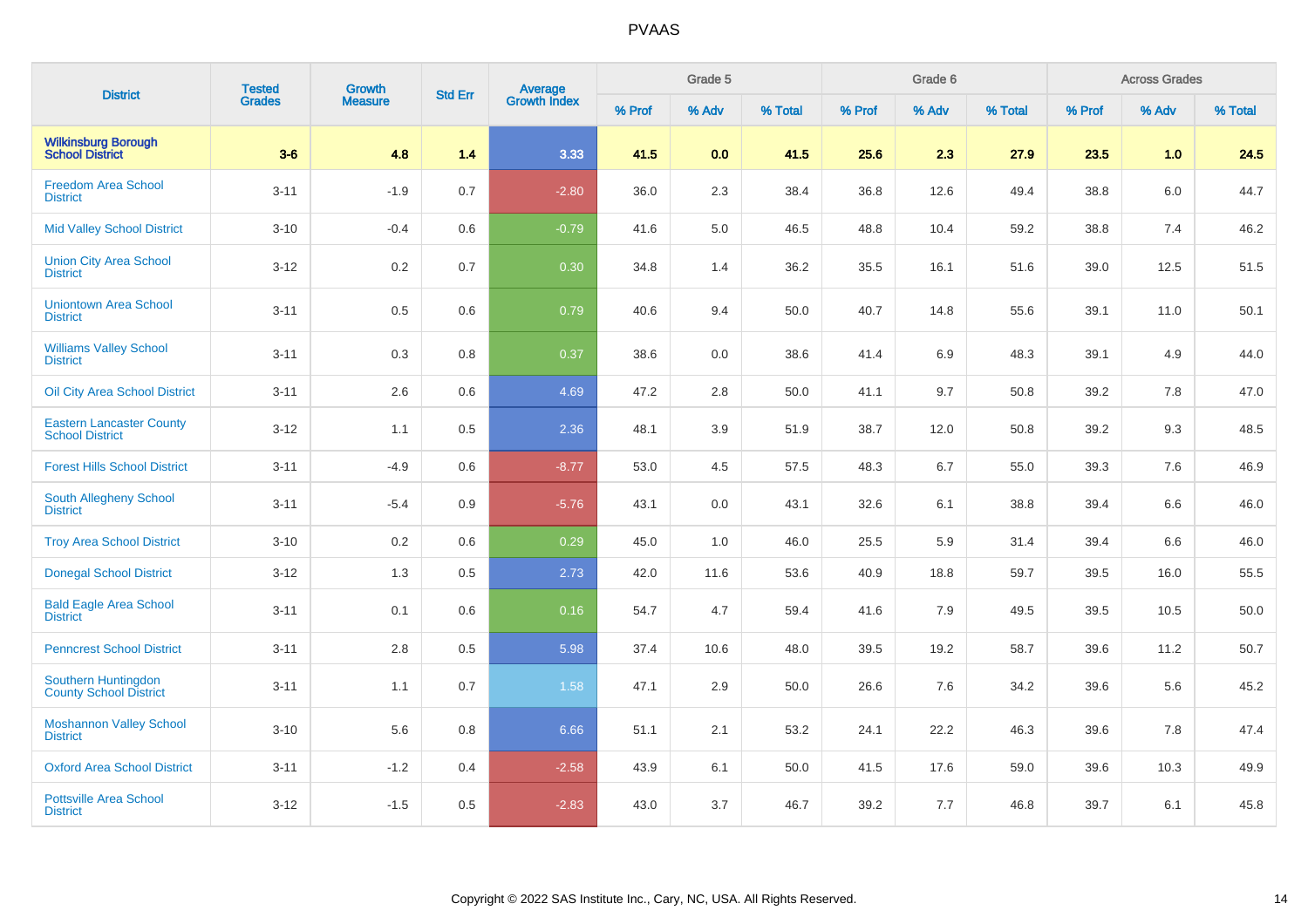| District | Tested Grades | Growth Measure | Std Err | Average Growth Index | Grade 5 | | | Grade 6 | | | Across Grades | | |
|---|---|---|---|---|---|---|---|---|---|---|---|---|---|
| | | | | | % Prof | % Adv | % Total | % Prof | % Adv | % Total | % Prof | % Adv | % Total |
| **Wilkinsburg Borough School District** | **3-6** | **4.8** | **1.4** | **3.33** | **41.5** | **0.0** | **41.5** | **25.6** | **2.3** | **27.9** | **23.5** | **1.0** | **24.5** |
| Freedom Area School District | 3-11 | -1.9 | 0.7 | -2.80 | 36.0 | 2.3 | 38.4 | 36.8 | 12.6 | 49.4 | 38.8 | 6.0 | 44.7 |
| Mid Valley School District | 3-10 | -0.4 | 0.6 | -0.79 | 41.6 | 5.0 | 46.5 | 48.8 | 10.4 | 59.2 | 38.8 | 7.4 | 46.2 |
| Union City Area School District | 3-12 | 0.2 | 0.7 | 0.30 | 34.8 | 1.4 | 36.2 | 35.5 | 16.1 | 51.6 | 39.0 | 12.5 | 51.5 |
| Uniontown Area School District | 3-11 | 0.5 | 0.6 | 0.79 | 40.6 | 9.4 | 50.0 | 40.7 | 14.8 | 55.6 | 39.1 | 11.0 | 50.1 |
| Williams Valley School District | 3-11 | 0.3 | 0.8 | 0.37 | 38.6 | 0.0 | 38.6 | 41.4 | 6.9 | 48.3 | 39.1 | 4.9 | 44.0 |
| Oil City Area School District | 3-11 | 2.6 | 0.6 | 4.69 | 47.2 | 2.8 | 50.0 | 41.1 | 9.7 | 50.8 | 39.2 | 7.8 | 47.0 |
| Eastern Lancaster County School District | 3-12 | 1.1 | 0.5 | 2.36 | 48.1 | 3.9 | 51.9 | 38.7 | 12.0 | 50.8 | 39.2 | 9.3 | 48.5 |
| Forest Hills School District | 3-11 | -4.9 | 0.6 | -8.77 | 53.0 | 4.5 | 57.5 | 48.3 | 6.7 | 55.0 | 39.3 | 7.6 | 46.9 |
| South Allegheny School District | 3-11 | -5.4 | 0.9 | -5.76 | 43.1 | 0.0 | 43.1 | 32.6 | 6.1 | 38.8 | 39.4 | 6.6 | 46.0 |
| Troy Area School District | 3-10 | 0.2 | 0.6 | 0.29 | 45.0 | 1.0 | 46.0 | 25.5 | 5.9 | 31.4 | 39.4 | 6.6 | 46.0 |
| Donegal School District | 3-12 | 1.3 | 0.5 | 2.73 | 42.0 | 11.6 | 53.6 | 40.9 | 18.8 | 59.7 | 39.5 | 16.0 | 55.5 |
| Bald Eagle Area School District | 3-11 | 0.1 | 0.6 | 0.16 | 54.7 | 4.7 | 59.4 | 41.6 | 7.9 | 49.5 | 39.5 | 10.5 | 50.0 |
| Penncrest School District | 3-11 | 2.8 | 0.5 | 5.98 | 37.4 | 10.6 | 48.0 | 39.5 | 19.2 | 58.7 | 39.6 | 11.2 | 50.7 |
| Southern Huntingdon County School District | 3-11 | 1.1 | 0.7 | 1.58 | 47.1 | 2.9 | 50.0 | 26.6 | 7.6 | 34.2 | 39.6 | 5.6 | 45.2 |
| Moshannon Valley School District | 3-10 | 5.6 | 0.8 | 6.66 | 51.1 | 2.1 | 53.2 | 24.1 | 22.2 | 46.3 | 39.6 | 7.8 | 47.4 |
| Oxford Area School District | 3-11 | -1.2 | 0.4 | -2.58 | 43.9 | 6.1 | 50.0 | 41.5 | 17.6 | 59.0 | 39.6 | 10.3 | 49.9 |
| Pottsville Area School District | 3-12 | -1.5 | 0.5 | -2.83 | 43.0 | 3.7 | 46.7 | 39.2 | 7.7 | 46.8 | 39.7 | 6.1 | 45.8 |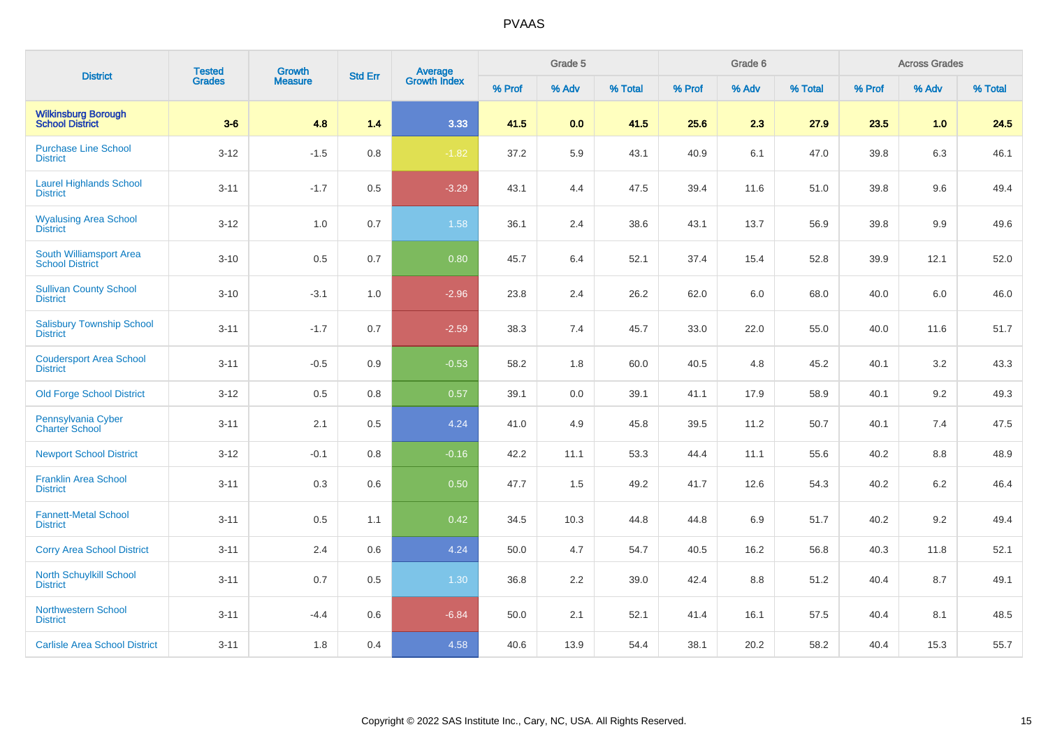PVAAS

| District | Tested Grades | Growth Measure | Std Err | Average Growth Index | Grade 5 | | | Grade 6 | | | Across Grades | | |
|---|---|---|---|---|---|---|---|---|---|---|---|---|---|
| | | | | | % Prof | % Adv | % Total | % Prof | % Adv | % Total | % Prof | % Adv | % Total |
| **Wilkinsburg Borough School District** | **3-6** | **4.8** | **1.4** | **3.33** | **41.5** | **0.0** | **41.5** | **25.6** | **2.3** | **27.9** | **23.5** | **1.0** | **24.5** |
| Purchase Line School District | 3-12 | -1.5 | 0.8 | -1.82 | 37.2 | 5.9 | 43.1 | 40.9 | 6.1 | 47.0 | 39.8 | 6.3 | 46.1 |
| Laurel Highlands School District | 3-11 | -1.7 | 0.5 | -3.29 | 43.1 | 4.4 | 47.5 | 39.4 | 11.6 | 51.0 | 39.8 | 9.6 | 49.4 |
| Wyalusing Area School District | 3-12 | 1.0 | 0.7 | 1.58 | 36.1 | 2.4 | 38.6 | 43.1 | 13.7 | 56.9 | 39.8 | 9.9 | 49.6 |
| South Williamsport Area School District | 3-10 | 0.5 | 0.7 | 0.80 | 45.7 | 6.4 | 52.1 | 37.4 | 15.4 | 52.8 | 39.9 | 12.1 | 52.0 |
| Sullivan County School District | 3-10 | -3.1 | 1.0 | -2.96 | 23.8 | 2.4 | 26.2 | 62.0 | 6.0 | 68.0 | 40.0 | 6.0 | 46.0 |
| Salisbury Township School District | 3-11 | -1.7 | 0.7 | -2.59 | 38.3 | 7.4 | 45.7 | 33.0 | 22.0 | 55.0 | 40.0 | 11.6 | 51.7 |
| Coudersport Area School District | 3-11 | -0.5 | 0.9 | -0.53 | 58.2 | 1.8 | 60.0 | 40.5 | 4.8 | 45.2 | 40.1 | 3.2 | 43.3 |
| Old Forge School District | 3-12 | 0.5 | 0.8 | 0.57 | 39.1 | 0.0 | 39.1 | 41.1 | 17.9 | 58.9 | 40.1 | 9.2 | 49.3 |
| Pennsylvania Cyber Charter School | 3-11 | 2.1 | 0.5 | 4.24 | 41.0 | 4.9 | 45.8 | 39.5 | 11.2 | 50.7 | 40.1 | 7.4 | 47.5 |
| Newport School District | 3-12 | -0.1 | 0.8 | -0.16 | 42.2 | 11.1 | 53.3 | 44.4 | 11.1 | 55.6 | 40.2 | 8.8 | 48.9 |
| Franklin Area School District | 3-11 | 0.3 | 0.6 | 0.50 | 47.7 | 1.5 | 49.2 | 41.7 | 12.6 | 54.3 | 40.2 | 6.2 | 46.4 |
| Fannett-Metal School District | 3-11 | 0.5 | 1.1 | 0.42 | 34.5 | 10.3 | 44.8 | 44.8 | 6.9 | 51.7 | 40.2 | 9.2 | 49.4 |
| Corry Area School District | 3-11 | 2.4 | 0.6 | 4.24 | 50.0 | 4.7 | 54.7 | 40.5 | 16.2 | 56.8 | 40.3 | 11.8 | 52.1 |
| North Schuylkill School District | 3-11 | 0.7 | 0.5 | 1.30 | 36.8 | 2.2 | 39.0 | 42.4 | 8.8 | 51.2 | 40.4 | 8.7 | 49.1 |
| Northwestern School District | 3-11 | -4.4 | 0.6 | -6.84 | 50.0 | 2.1 | 52.1 | 41.4 | 16.1 | 57.5 | 40.4 | 8.1 | 48.5 |
| Carlisle Area School District | 3-11 | 1.8 | 0.4 | 4.58 | 40.6 | 13.9 | 54.4 | 38.1 | 20.2 | 58.2 | 40.4 | 15.3 | 55.7 |

Copyright © 2022 SAS Institute Inc., Cary, NC, USA. All Rights Reserved.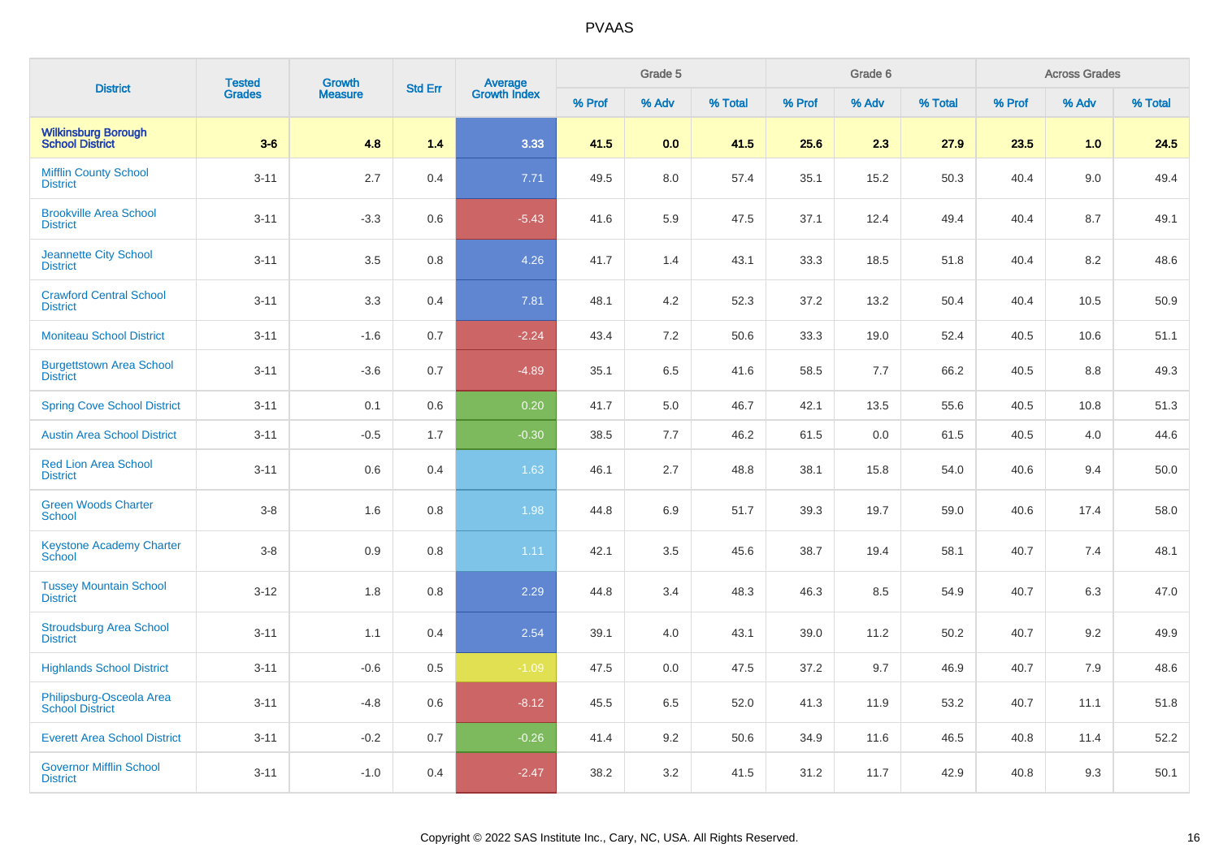| District | Tested Grades | Growth Measure | Std Err | Average Growth Index | Grade 5 | | | Grade 6 | | | Across Grades | | |
|---|---|---|---|---|---|---|---|---|---|---|---|---|---|
| | | | | | % Prof | % Adv | % Total | % Prof | % Adv | % Total | % Prof | % Adv | % Total |
| **Wilkinsburg Borough School District** | **3-6** | **4.8** | **1.4** | **3.33** | **41.5** | **0.0** | **41.5** | **25.6** | **2.3** | **27.9** | **23.5** | **1.0** | **24.5** |
| Mifflin County School District | 3-11 | 2.7 | 0.4 | 7.71 | 49.5 | 8.0 | 57.4 | 35.1 | 15.2 | 50.3 | 40.4 | 9.0 | 49.4 |
| Brookville Area School District | 3-11 | -3.3 | 0.6 | -5.43 | 41.6 | 5.9 | 47.5 | 37.1 | 12.4 | 49.4 | 40.4 | 8.7 | 49.1 |
| Jeannette City School District | 3-11 | 3.5 | 0.8 | 4.26 | 41.7 | 1.4 | 43.1 | 33.3 | 18.5 | 51.8 | 40.4 | 8.2 | 48.6 |
| Crawford Central School District | 3-11 | 3.3 | 0.4 | 7.81 | 48.1 | 4.2 | 52.3 | 37.2 | 13.2 | 50.4 | 40.4 | 10.5 | 50.9 |
| Moniteau School District | 3-11 | -1.6 | 0.7 | -2.24 | 43.4 | 7.2 | 50.6 | 33.3 | 19.0 | 52.4 | 40.5 | 10.6 | 51.1 |
| Burgettstown Area School District | 3-11 | -3.6 | 0.7 | -4.89 | 35.1 | 6.5 | 41.6 | 58.5 | 7.7 | 66.2 | 40.5 | 8.8 | 49.3 |
| Spring Cove School District | 3-11 | 0.1 | 0.6 | 0.20 | 41.7 | 5.0 | 46.7 | 42.1 | 13.5 | 55.6 | 40.5 | 10.8 | 51.3 |
| Austin Area School District | 3-11 | -0.5 | 1.7 | -0.30 | 38.5 | 7.7 | 46.2 | 61.5 | 0.0 | 61.5 | 40.5 | 4.0 | 44.6 |
| Red Lion Area School District | 3-11 | 0.6 | 0.4 | 1.63 | 46.1 | 2.7 | 48.8 | 38.1 | 15.8 | 54.0 | 40.6 | 9.4 | 50.0 |
| Green Woods Charter School | 3-8 | 1.6 | 0.8 | 1.98 | 44.8 | 6.9 | 51.7 | 39.3 | 19.7 | 59.0 | 40.6 | 17.4 | 58.0 |
| Keystone Academy Charter School | 3-8 | 0.9 | 0.8 | 1.11 | 42.1 | 3.5 | 45.6 | 38.7 | 19.4 | 58.1 | 40.7 | 7.4 | 48.1 |
| Tussey Mountain School District | 3-12 | 1.8 | 0.8 | 2.29 | 44.8 | 3.4 | 48.3 | 46.3 | 8.5 | 54.9 | 40.7 | 6.3 | 47.0 |
| Stroudsburg Area School District | 3-11 | 1.1 | 0.4 | 2.54 | 39.1 | 4.0 | 43.1 | 39.0 | 11.2 | 50.2 | 40.7 | 9.2 | 49.9 |
| Highlands School District | 3-11 | -0.6 | 0.5 | -1.09 | 47.5 | 0.0 | 47.5 | 37.2 | 9.7 | 46.9 | 40.7 | 7.9 | 48.6 |
| Philipsburg-Osceola Area School District | 3-11 | -4.8 | 0.6 | -8.12 | 45.5 | 6.5 | 52.0 | 41.3 | 11.9 | 53.2 | 40.7 | 11.1 | 51.8 |
| Everett Area School District | 3-11 | -0.2 | 0.7 | -0.26 | 41.4 | 9.2 | 50.6 | 34.9 | 11.6 | 46.5 | 40.8 | 11.4 | 52.2 |
| Governor Mifflin School District | 3-11 | -1.0 | 0.4 | -2.47 | 38.2 | 3.2 | 41.5 | 31.2 | 11.7 | 42.9 | 40.8 | 9.3 | 50.1 |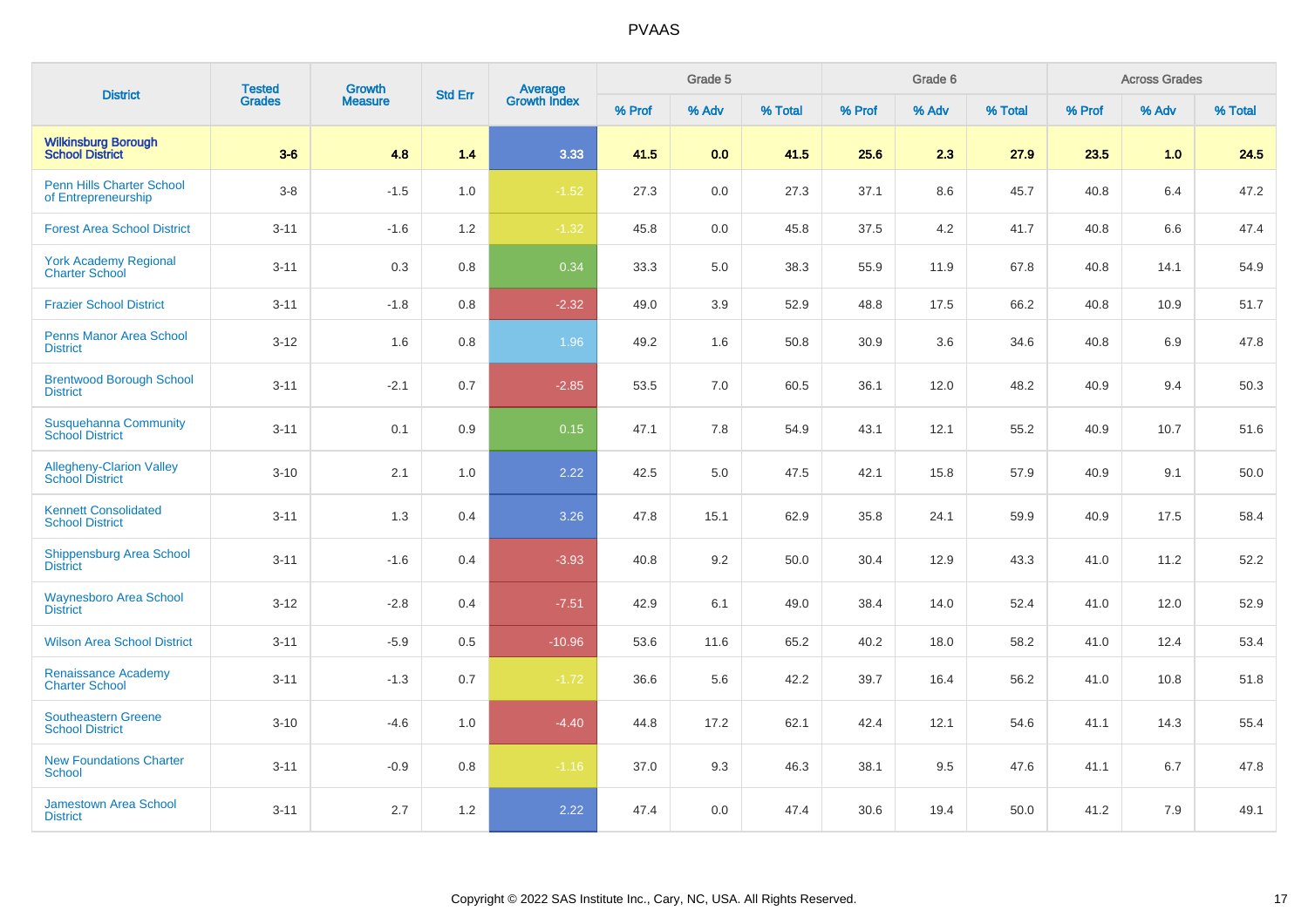# PVAAS

| District | Tested Grades | Growth Measure | Std Err | Average Growth Index | Grade 5 | | | Grade 6 | | | Across Grades | | |
|---|---|---|---|---|---|---|---|---|---|---|---|---|---|
| | | | | | % Prof | % Adv | % Total | % Prof | % Adv | % Total | % Prof | % Adv | % Total |
| **Wilkinsburg Borough School District** | **3-6** | **4.8** | **1.4** | **3.33** | **41.5** | **0.0** | **41.5** | **25.6** | **2.3** | **27.9** | **23.5** | **1.0** | **24.5** |
| Penn Hills Charter School of Entrepreneurship | 3-8 | -1.5 | 1.0 | -1.52 | 27.3 | 0.0 | 27.3 | 37.1 | 8.6 | 45.7 | 40.8 | 6.4 | 47.2 |
| Forest Area School District | 3-11 | -1.6 | 1.2 | -1.32 | 45.8 | 0.0 | 45.8 | 37.5 | 4.2 | 41.7 | 40.8 | 6.6 | 47.4 |
| York Academy Regional Charter School | 3-11 | 0.3 | 0.8 | 0.34 | 33.3 | 5.0 | 38.3 | 55.9 | 11.9 | 67.8 | 40.8 | 14.1 | 54.9 |
| Frazier School District | 3-11 | -1.8 | 0.8 | -2.32 | 49.0 | 3.9 | 52.9 | 48.8 | 17.5 | 66.2 | 40.8 | 10.9 | 51.7 |
| Penns Manor Area School District | 3-12 | 1.6 | 0.8 | 1.96 | 49.2 | 1.6 | 50.8 | 30.9 | 3.6 | 34.6 | 40.8 | 6.9 | 47.8 |
| Brentwood Borough School District | 3-11 | -2.1 | 0.7 | -2.85 | 53.5 | 7.0 | 60.5 | 36.1 | 12.0 | 48.2 | 40.9 | 9.4 | 50.3 |
| Susquehanna Community School District | 3-11 | 0.1 | 0.9 | 0.15 | 47.1 | 7.8 | 54.9 | 43.1 | 12.1 | 55.2 | 40.9 | 10.7 | 51.6 |
| Allegheny-Clarion Valley School District | 3-10 | 2.1 | 1.0 | 2.22 | 42.5 | 5.0 | 47.5 | 42.1 | 15.8 | 57.9 | 40.9 | 9.1 | 50.0 |
| Kennett Consolidated School District | 3-11 | 1.3 | 0.4 | 3.26 | 47.8 | 15.1 | 62.9 | 35.8 | 24.1 | 59.9 | 40.9 | 17.5 | 58.4 |
| Shippensburg Area School District | 3-11 | -1.6 | 0.4 | -3.93 | 40.8 | 9.2 | 50.0 | 30.4 | 12.9 | 43.3 | 41.0 | 11.2 | 52.2 |
| Waynesboro Area School District | 3-12 | -2.8 | 0.4 | -7.51 | 42.9 | 6.1 | 49.0 | 38.4 | 14.0 | 52.4 | 41.0 | 12.0 | 52.9 |
| Wilson Area School District | 3-11 | -5.9 | 0.5 | -10.96 | 53.6 | 11.6 | 65.2 | 40.2 | 18.0 | 58.2 | 41.0 | 12.4 | 53.4 |
| Renaissance Academy Charter School | 3-11 | -1.3 | 0.7 | -1.72 | 36.6 | 5.6 | 42.2 | 39.7 | 16.4 | 56.2 | 41.0 | 10.8 | 51.8 |
| Southeastern Greene School District | 3-10 | -4.6 | 1.0 | -4.40 | 44.8 | 17.2 | 62.1 | 42.4 | 12.1 | 54.6 | 41.1 | 14.3 | 55.4 |
| New Foundations Charter School | 3-11 | -0.9 | 0.8 | -1.16 | 37.0 | 9.3 | 46.3 | 38.1 | 9.5 | 47.6 | 41.1 | 6.7 | 47.8 |
| Jamestown Area School District | 3-11 | 2.7 | 1.2 | 2.22 | 47.4 | 0.0 | 47.4 | 30.6 | 19.4 | 50.0 | 41.2 | 7.9 | 49.1 |

Copyright © 2022 SAS Institute Inc., Cary, NC, USA. All Rights Reserved.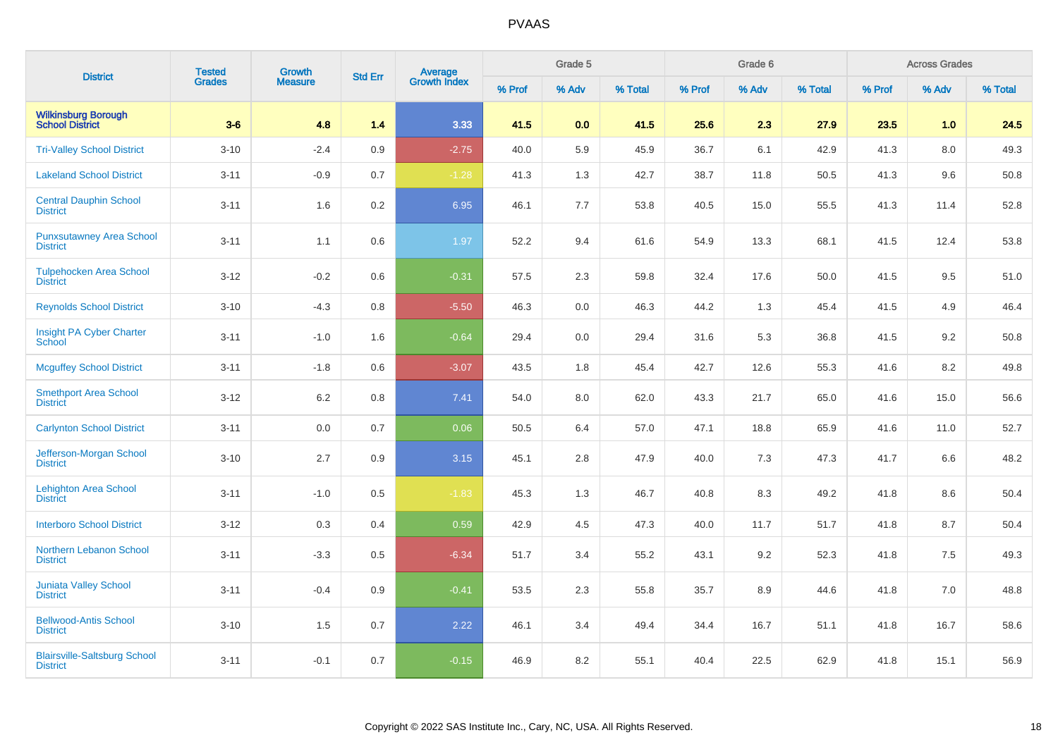# PVAAS

| District | Tested Grades | Growth Measure | Std Err | Average Growth Index | Grade 5 | | | Grade 6 | | | Across Grades | | |
|---|---|---|---|---|---|---|---|---|---|---|---|---|---|
| | | | | | % Prof | % Adv | % Total | % Prof | % Adv | % Total | % Prof | % Adv | % Total |
| **Wilkinsburg Borough School District** | **3-6** | **4.8** | **1.4** | **3.33** | **41.5** | **0.0** | **41.5** | **25.6** | **2.3** | **27.9** | **23.5** | **1.0** | **24.5** |
| Tri-Valley School District | 3-10 | -2.4 | 0.9 | -2.75 | 40.0 | 5.9 | 45.9 | 36.7 | 6.1 | 42.9 | 41.3 | 8.0 | 49.3 |
| Lakeland School District | 3-11 | -0.9 | 0.7 | -1.28 | 41.3 | 1.3 | 42.7 | 38.7 | 11.8 | 50.5 | 41.3 | 9.6 | 50.8 |
| Central Dauphin School District | 3-11 | 1.6 | 0.2 | 6.95 | 46.1 | 7.7 | 53.8 | 40.5 | 15.0 | 55.5 | 41.3 | 11.4 | 52.8 |
| Punxsutawney Area School District | 3-11 | 1.1 | 0.6 | 1.97 | 52.2 | 9.4 | 61.6 | 54.9 | 13.3 | 68.1 | 41.5 | 12.4 | 53.8 |
| Tulpehocken Area School District | 3-12 | -0.2 | 0.6 | -0.31 | 57.5 | 2.3 | 59.8 | 32.4 | 17.6 | 50.0 | 41.5 | 9.5 | 51.0 |
| Reynolds School District | 3-10 | -4.3 | 0.8 | -5.50 | 46.3 | 0.0 | 46.3 | 44.2 | 1.3 | 45.4 | 41.5 | 4.9 | 46.4 |
| Insight PA Cyber Charter School | 3-11 | -1.0 | 1.6 | -0.64 | 29.4 | 0.0 | 29.4 | 31.6 | 5.3 | 36.8 | 41.5 | 9.2 | 50.8 |
| Mcguffey School District | 3-11 | -1.8 | 0.6 | -3.07 | 43.5 | 1.8 | 45.4 | 42.7 | 12.6 | 55.3 | 41.6 | 8.2 | 49.8 |
| Smethport Area School District | 3-12 | 6.2 | 0.8 | 7.41 | 54.0 | 8.0 | 62.0 | 43.3 | 21.7 | 65.0 | 41.6 | 15.0 | 56.6 |
| Carlynton School District | 3-11 | 0.0 | 0.7 | 0.06 | 50.5 | 6.4 | 57.0 | 47.1 | 18.8 | 65.9 | 41.6 | 11.0 | 52.7 |
| Jefferson-Morgan School District | 3-10 | 2.7 | 0.9 | 3.15 | 45.1 | 2.8 | 47.9 | 40.0 | 7.3 | 47.3 | 41.7 | 6.6 | 48.2 |
| Lehighton Area School District | 3-11 | -1.0 | 0.5 | -1.83 | 45.3 | 1.3 | 46.7 | 40.8 | 8.3 | 49.2 | 41.8 | 8.6 | 50.4 |
| Interboro School District | 3-12 | 0.3 | 0.4 | 0.59 | 42.9 | 4.5 | 47.3 | 40.0 | 11.7 | 51.7 | 41.8 | 8.7 | 50.4 |
| Northern Lebanon School District | 3-11 | -3.3 | 0.5 | -6.34 | 51.7 | 3.4 | 55.2 | 43.1 | 9.2 | 52.3 | 41.8 | 7.5 | 49.3 |
| Juniata Valley School District | 3-11 | -0.4 | 0.9 | -0.41 | 53.5 | 2.3 | 55.8 | 35.7 | 8.9 | 44.6 | 41.8 | 7.0 | 48.8 |
| Bellwood-Antis School District | 3-10 | 1.5 | 0.7 | 2.22 | 46.1 | 3.4 | 49.4 | 34.4 | 16.7 | 51.1 | 41.8 | 16.7 | 58.6 |
| Blairsville-Saltsburg School District | 3-11 | -0.1 | 0.7 | -0.15 | 46.9 | 8.2 | 55.1 | 40.4 | 22.5 | 62.9 | 41.8 | 15.1 | 56.9 |

Copyright © 2022 SAS Institute Inc., Cary, NC, USA. All Rights Reserved.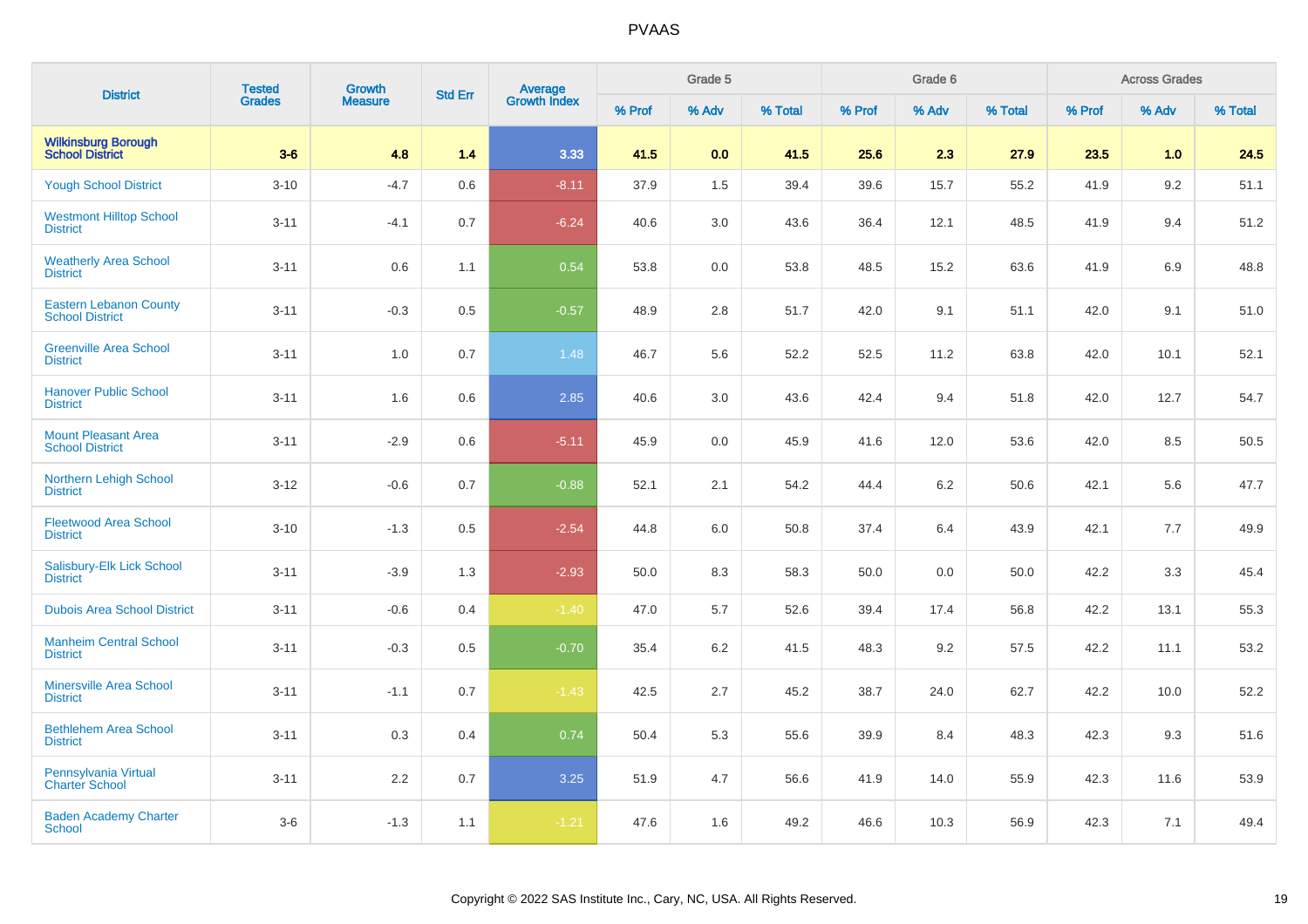| District | Tested Grades | Growth Measure | Std Err | Average Growth Index | Grade 5 | | | Grade 6 | | | Across Grades | | |
|---|---|---|---|---|---|---|---|---|---|---|---|---|---|
| | | | | | % Prof | % Adv | % Total | % Prof | % Adv | % Total | % Prof | % Adv | % Total |
| **Wilkinsburg Borough School District** | **3-6** | **4.8** | **1.4** | **3.33** | **41.5** | **0.0** | **41.5** | **25.6** | **2.3** | **27.9** | **23.5** | **1.0** | **24.5** |
| Yough School District | 3-10 | -4.7 | 0.6 | -8.11 | 37.9 | 1.5 | 39.4 | 39.6 | 15.7 | 55.2 | 41.9 | 9.2 | 51.1 |
| Westmont Hilltop School District | 3-11 | -4.1 | 0.7 | -6.24 | 40.6 | 3.0 | 43.6 | 36.4 | 12.1 | 48.5 | 41.9 | 9.4 | 51.2 |
| Weatherly Area School District | 3-11 | 0.6 | 1.1 | 0.54 | 53.8 | 0.0 | 53.8 | 48.5 | 15.2 | 63.6 | 41.9 | 6.9 | 48.8 |
| Eastern Lebanon County School District | 3-11 | -0.3 | 0.5 | -0.57 | 48.9 | 2.8 | 51.7 | 42.0 | 9.1 | 51.1 | 42.0 | 9.1 | 51.0 |
| Greenville Area School District | 3-11 | 1.0 | 0.7 | 1.48 | 46.7 | 5.6 | 52.2 | 52.5 | 11.2 | 63.8 | 42.0 | 10.1 | 52.1 |
| Hanover Public School District | 3-11 | 1.6 | 0.6 | 2.85 | 40.6 | 3.0 | 43.6 | 42.4 | 9.4 | 51.8 | 42.0 | 12.7 | 54.7 |
| Mount Pleasant Area School District | 3-11 | -2.9 | 0.6 | -5.11 | 45.9 | 0.0 | 45.9 | 41.6 | 12.0 | 53.6 | 42.0 | 8.5 | 50.5 |
| Northern Lehigh School District | 3-12 | -0.6 | 0.7 | -0.88 | 52.1 | 2.1 | 54.2 | 44.4 | 6.2 | 50.6 | 42.1 | 5.6 | 47.7 |
| Fleetwood Area School District | 3-10 | -1.3 | 0.5 | -2.54 | 44.8 | 6.0 | 50.8 | 37.4 | 6.4 | 43.9 | 42.1 | 7.7 | 49.9 |
| Salisbury-Elk Lick School District | 3-11 | -3.9 | 1.3 | -2.93 | 50.0 | 8.3 | 58.3 | 50.0 | 0.0 | 50.0 | 42.2 | 3.3 | 45.4 |
| Dubois Area School District | 3-11 | -0.6 | 0.4 | -1.40 | 47.0 | 5.7 | 52.6 | 39.4 | 17.4 | 56.8 | 42.2 | 13.1 | 55.3 |
| Manheim Central School District | 3-11 | -0.3 | 0.5 | -0.70 | 35.4 | 6.2 | 41.5 | 48.3 | 9.2 | 57.5 | 42.2 | 11.1 | 53.2 |
| Minersville Area School District | 3-11 | -1.1 | 0.7 | -1.43 | 42.5 | 2.7 | 45.2 | 38.7 | 24.0 | 62.7 | 42.2 | 10.0 | 52.2 |
| Bethlehem Area School District | 3-11 | 0.3 | 0.4 | 0.74 | 50.4 | 5.3 | 55.6 | 39.9 | 8.4 | 48.3 | 42.3 | 9.3 | 51.6 |
| Pennsylvania Virtual Charter School | 3-11 | 2.2 | 0.7 | 3.25 | 51.9 | 4.7 | 56.6 | 41.9 | 14.0 | 55.9 | 42.3 | 11.6 | 53.9 |
| Baden Academy Charter School | 3-6 | -1.3 | 1.1 | -1.21 | 47.6 | 1.6 | 49.2 | 46.6 | 10.3 | 56.9 | 42.3 | 7.1 | 49.4 |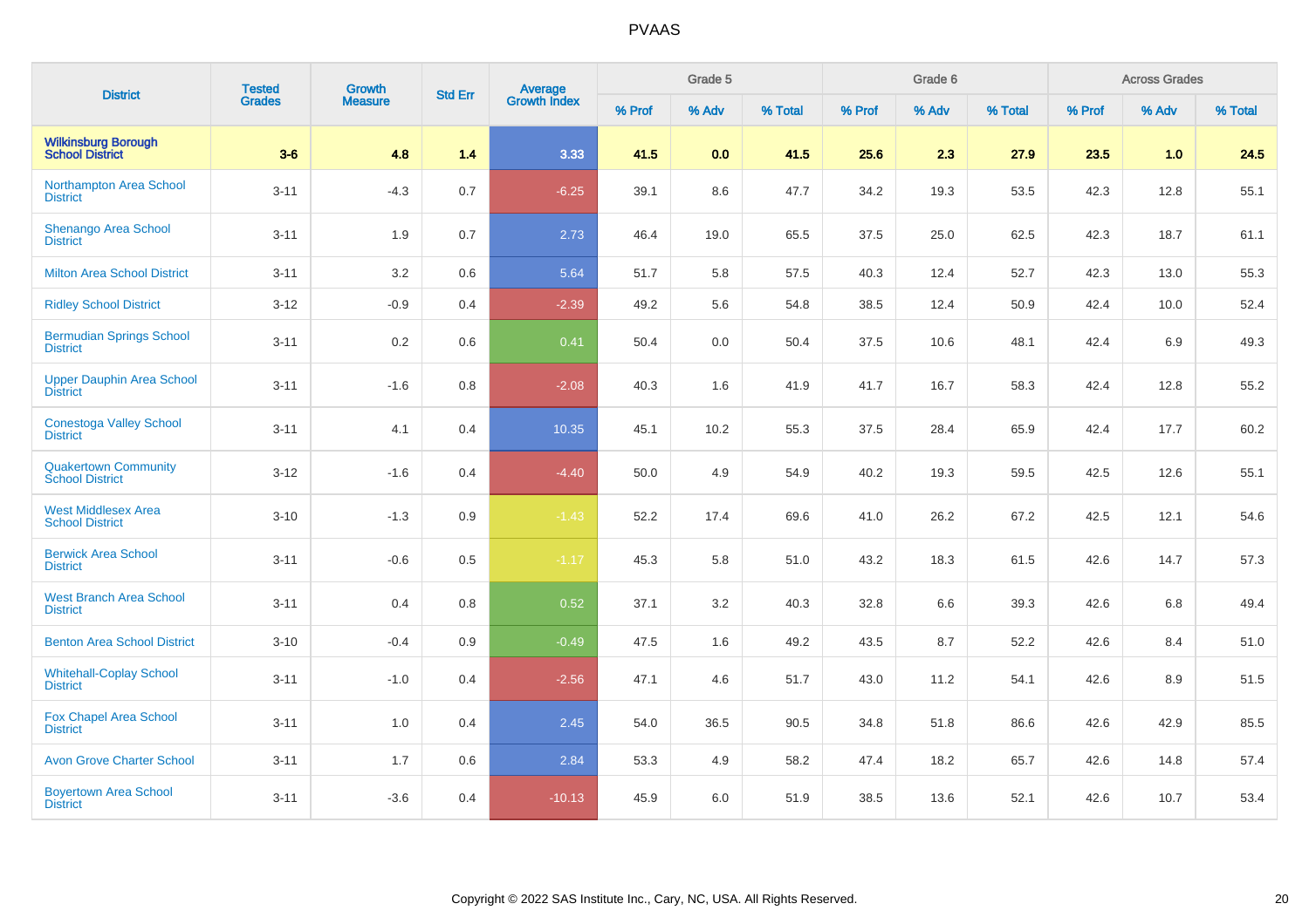# PVAAS

| District | Tested Grades | Growth Measure | Std Err | Average Growth Index | Grade 5 | | | Grade 6 | | | Across Grades | | |
|---|---|---|---|---|---|---|---|---|---|---|---|---|---|
| | | | | | % Prof | % Adv | % Total | % Prof | % Adv | % Total | % Prof | % Adv | % Total |
| **Wilkinsburg Borough School District** | **3-6** | **4.8** | **1.4** | **3.33** | **41.5** | **0.0** | **41.5** | **25.6** | **2.3** | **27.9** | **23.5** | **1.0** | **24.5** |
| Northampton Area School District | 3-11 | -4.3 | 0.7 | -6.25 | 39.1 | 8.6 | 47.7 | 34.2 | 19.3 | 53.5 | 42.3 | 12.8 | 55.1 |
| Shenango Area School District | 3-11 | 1.9 | 0.7 | 2.73 | 46.4 | 19.0 | 65.5 | 37.5 | 25.0 | 62.5 | 42.3 | 18.7 | 61.1 |
| Milton Area School District | 3-11 | 3.2 | 0.6 | 5.64 | 51.7 | 5.8 | 57.5 | 40.3 | 12.4 | 52.7 | 42.3 | 13.0 | 55.3 |
| Ridley School District | 3-12 | -0.9 | 0.4 | -2.39 | 49.2 | 5.6 | 54.8 | 38.5 | 12.4 | 50.9 | 42.4 | 10.0 | 52.4 |
| Bermudian Springs School District | 3-11 | 0.2 | 0.6 | 0.41 | 50.4 | 0.0 | 50.4 | 37.5 | 10.6 | 48.1 | 42.4 | 6.9 | 49.3 |
| Upper Dauphin Area School District | 3-11 | -1.6 | 0.8 | -2.08 | 40.3 | 1.6 | 41.9 | 41.7 | 16.7 | 58.3 | 42.4 | 12.8 | 55.2 |
| Conestoga Valley School District | 3-11 | 4.1 | 0.4 | 10.35 | 45.1 | 10.2 | 55.3 | 37.5 | 28.4 | 65.9 | 42.4 | 17.7 | 60.2 |
| Quakertown Community School District | 3-12 | -1.6 | 0.4 | -4.40 | 50.0 | 4.9 | 54.9 | 40.2 | 19.3 | 59.5 | 42.5 | 12.6 | 55.1 |
| West Middlesex Area School District | 3-10 | -1.3 | 0.9 | -1.43 | 52.2 | 17.4 | 69.6 | 41.0 | 26.2 | 67.2 | 42.5 | 12.1 | 54.6 |
| Berwick Area School District | 3-11 | -0.6 | 0.5 | -1.17 | 45.3 | 5.8 | 51.0 | 43.2 | 18.3 | 61.5 | 42.6 | 14.7 | 57.3 |
| West Branch Area School District | 3-11 | 0.4 | 0.8 | 0.52 | 37.1 | 3.2 | 40.3 | 32.8 | 6.6 | 39.3 | 42.6 | 6.8 | 49.4 |
| Benton Area School District | 3-10 | -0.4 | 0.9 | -0.49 | 47.5 | 1.6 | 49.2 | 43.5 | 8.7 | 52.2 | 42.6 | 8.4 | 51.0 |
| Whitehall-Coplay School District | 3-11 | -1.0 | 0.4 | -2.56 | 47.1 | 4.6 | 51.7 | 43.0 | 11.2 | 54.1 | 42.6 | 8.9 | 51.5 |
| Fox Chapel Area School District | 3-11 | 1.0 | 0.4 | 2.45 | 54.0 | 36.5 | 90.5 | 34.8 | 51.8 | 86.6 | 42.6 | 42.9 | 85.5 |
| Avon Grove Charter School | 3-11 | 1.7 | 0.6 | 2.84 | 53.3 | 4.9 | 58.2 | 47.4 | 18.2 | 65.7 | 42.6 | 14.8 | 57.4 |
| Boyertown Area School District | 3-11 | -3.6 | 0.4 | -10.13 | 45.9 | 6.0 | 51.9 | 38.5 | 13.6 | 52.1 | 42.6 | 10.7 | 53.4 |

Copyright © 2022 SAS Institute Inc., Cary, NC, USA. All Rights Reserved.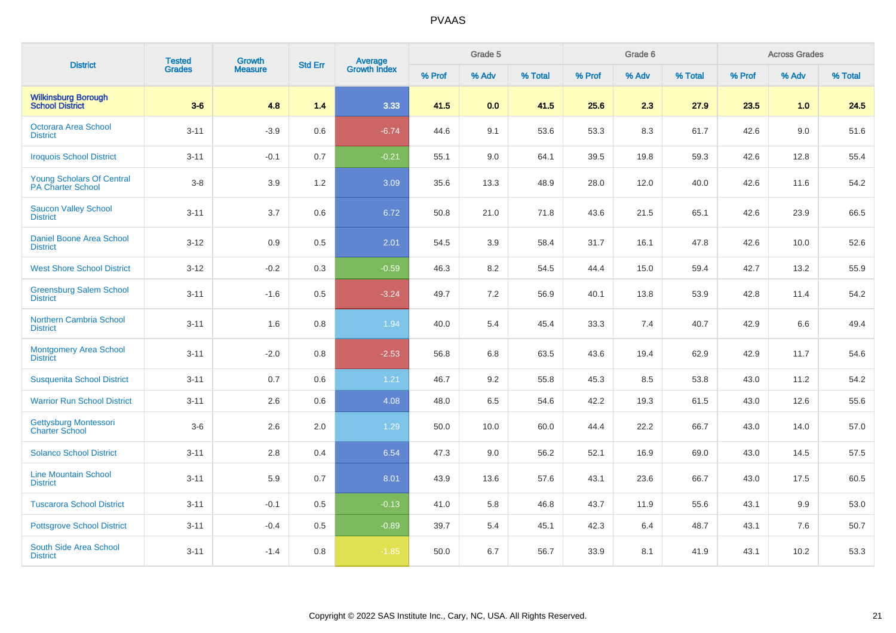# PVAAS

| District | Tested Grades | Growth Measure | Std Err | Average Growth Index | Grade 5 | | | Grade 6 | | | Across Grades | | |
|---|---|---|---|---|---|---|---|---|---|---|---|---|---|
| | | | | | % Prof | % Adv | % Total | % Prof | % Adv | % Total | % Prof | % Adv | % Total |
| **Wilkinsburg Borough School District** | **3-6** | **4.8** | **1.4** | **3.33** | **41.5** | **0.0** | **41.5** | **25.6** | **2.3** | **27.9** | **23.5** | **1.0** | **24.5** |
| Octorara Area School District | 3-11 | -3.9 | 0.6 | -6.74 | 44.6 | 9.1 | 53.6 | 53.3 | 8.3 | 61.7 | 42.6 | 9.0 | 51.6 |
| Iroquois School District | 3-11 | -0.1 | 0.7 | -0.21 | 55.1 | 9.0 | 64.1 | 39.5 | 19.8 | 59.3 | 42.6 | 12.8 | 55.4 |
| Young Scholars Of Central PA Charter School | 3-8 | 3.9 | 1.2 | 3.09 | 35.6 | 13.3 | 48.9 | 28.0 | 12.0 | 40.0 | 42.6 | 11.6 | 54.2 |
| Saucon Valley School District | 3-11 | 3.7 | 0.6 | 6.72 | 50.8 | 21.0 | 71.8 | 43.6 | 21.5 | 65.1 | 42.6 | 23.9 | 66.5 |
| Daniel Boone Area School District | 3-12 | 0.9 | 0.5 | 2.01 | 54.5 | 3.9 | 58.4 | 31.7 | 16.1 | 47.8 | 42.6 | 10.0 | 52.6 |
| West Shore School District | 3-12 | -0.2 | 0.3 | -0.59 | 46.3 | 8.2 | 54.5 | 44.4 | 15.0 | 59.4 | 42.7 | 13.2 | 55.9 |
| Greensburg Salem School District | 3-11 | -1.6 | 0.5 | -3.24 | 49.7 | 7.2 | 56.9 | 40.1 | 13.8 | 53.9 | 42.8 | 11.4 | 54.2 |
| Northern Cambria School District | 3-11 | 1.6 | 0.8 | 1.94 | 40.0 | 5.4 | 45.4 | 33.3 | 7.4 | 40.7 | 42.9 | 6.6 | 49.4 |
| Montgomery Area School District | 3-11 | -2.0 | 0.8 | -2.53 | 56.8 | 6.8 | 63.5 | 43.6 | 19.4 | 62.9 | 42.9 | 11.7 | 54.6 |
| Susquenita School District | 3-11 | 0.7 | 0.6 | 1.21 | 46.7 | 9.2 | 55.8 | 45.3 | 8.5 | 53.8 | 43.0 | 11.2 | 54.2 |
| Warrior Run School District | 3-11 | 2.6 | 0.6 | 4.08 | 48.0 | 6.5 | 54.6 | 42.2 | 19.3 | 61.5 | 43.0 | 12.6 | 55.6 |
| Gettysburg Montessori Charter School | 3-6 | 2.6 | 2.0 | 1.29 | 50.0 | 10.0 | 60.0 | 44.4 | 22.2 | 66.7 | 43.0 | 14.0 | 57.0 |
| Solanco School District | 3-11 | 2.8 | 0.4 | 6.54 | 47.3 | 9.0 | 56.2 | 52.1 | 16.9 | 69.0 | 43.0 | 14.5 | 57.5 |
| Line Mountain School District | 3-11 | 5.9 | 0.7 | 8.01 | 43.9 | 13.6 | 57.6 | 43.1 | 23.6 | 66.7 | 43.0 | 17.5 | 60.5 |
| Tuscarora School District | 3-11 | -0.1 | 0.5 | -0.13 | 41.0 | 5.8 | 46.8 | 43.7 | 11.9 | 55.6 | 43.1 | 9.9 | 53.0 |
| Pottsgrove School District | 3-11 | -0.4 | 0.5 | -0.89 | 39.7 | 5.4 | 45.1 | 42.3 | 6.4 | 48.7 | 43.1 | 7.6 | 50.7 |
| South Side Area School District | 3-11 | -1.4 | 0.8 | -1.85 | 50.0 | 6.7 | 56.7 | 33.9 | 8.1 | 41.9 | 43.1 | 10.2 | 53.3 |

Copyright © 2022 SAS Institute Inc., Cary, NC, USA. All Rights Reserved.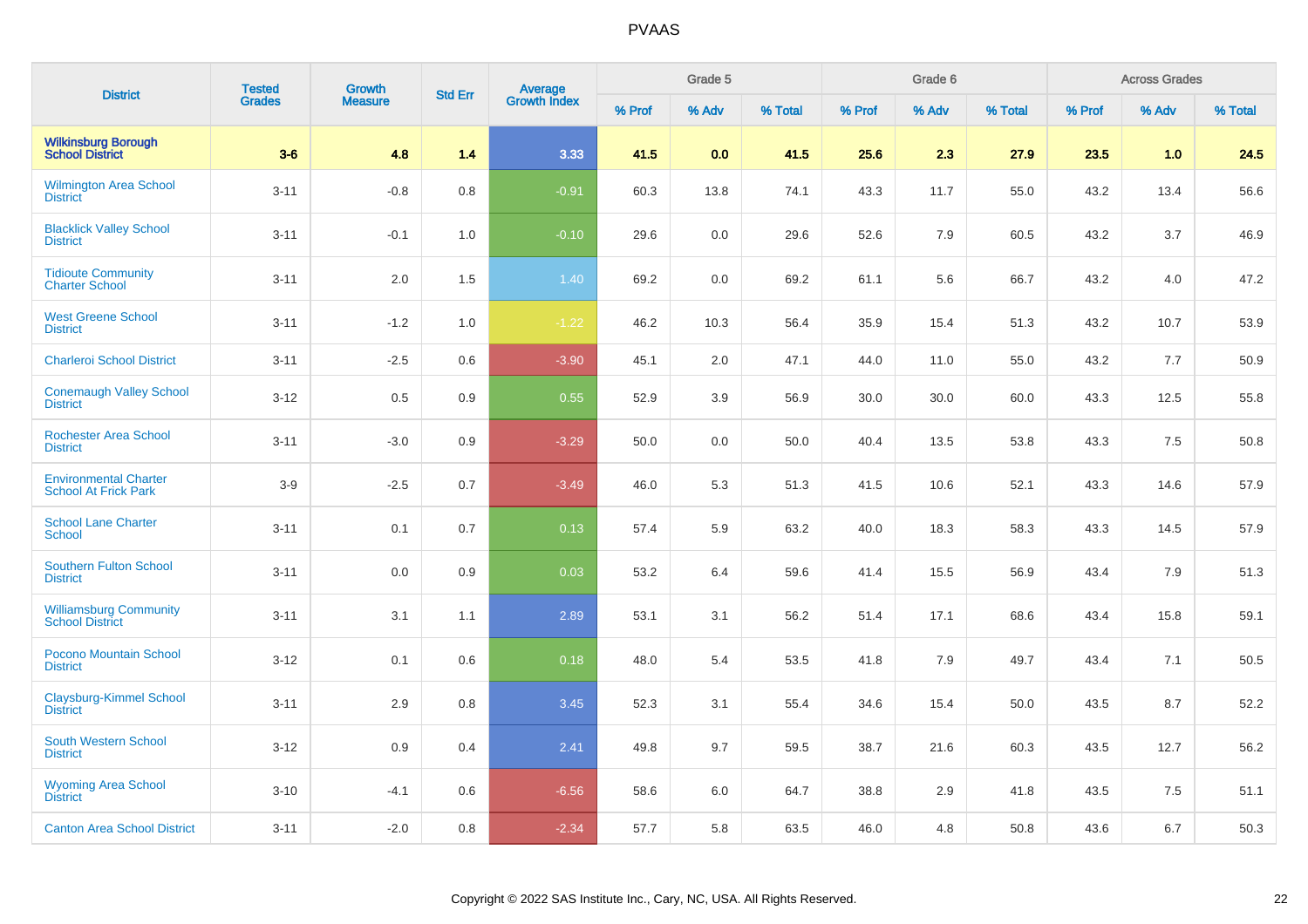# PVAAS

| District | Tested Grades | Growth Measure | Std Err | Average Growth Index | Grade 5 | | | Grade 6 | | | Across Grades | | |
|---|---|---|---|---|---|---|---|---|---|---|---|---|---|
| | | | | | % Prof | % Adv | % Total | % Prof | % Adv | % Total | % Prof | % Adv | % Total |
| **Wilkinsburg Borough School District** | **3-6** | **4.8** | **1.4** | **3.33** | **41.5** | **0.0** | **41.5** | **25.6** | **2.3** | **27.9** | **23.5** | **1.0** | **24.5** |
| Wilmington Area School District | 3-11 | -0.8 | 0.8 | -0.91 | 60.3 | 13.8 | 74.1 | 43.3 | 11.7 | 55.0 | 43.2 | 13.4 | 56.6 |
| Blacklick Valley School District | 3-11 | -0.1 | 1.0 | -0.10 | 29.6 | 0.0 | 29.6 | 52.6 | 7.9 | 60.5 | 43.2 | 3.7 | 46.9 |
| Tidioute Community Charter School | 3-11 | 2.0 | 1.5 | 1.40 | 69.2 | 0.0 | 69.2 | 61.1 | 5.6 | 66.7 | 43.2 | 4.0 | 47.2 |
| West Greene School District | 3-11 | -1.2 | 1.0 | -1.22 | 46.2 | 10.3 | 56.4 | 35.9 | 15.4 | 51.3 | 43.2 | 10.7 | 53.9 |
| Charleroi School District | 3-11 | -2.5 | 0.6 | -3.90 | 45.1 | 2.0 | 47.1 | 44.0 | 11.0 | 55.0 | 43.2 | 7.7 | 50.9 |
| Conemaugh Valley School District | 3-12 | 0.5 | 0.9 | 0.55 | 52.9 | 3.9 | 56.9 | 30.0 | 30.0 | 60.0 | 43.3 | 12.5 | 55.8 |
| Rochester Area School District | 3-11 | -3.0 | 0.9 | -3.29 | 50.0 | 0.0 | 50.0 | 40.4 | 13.5 | 53.8 | 43.3 | 7.5 | 50.8 |
| Environmental Charter School At Frick Park | 3-9 | -2.5 | 0.7 | -3.49 | 46.0 | 5.3 | 51.3 | 41.5 | 10.6 | 52.1 | 43.3 | 14.6 | 57.9 |
| School Lane Charter School | 3-11 | 0.1 | 0.7 | 0.13 | 57.4 | 5.9 | 63.2 | 40.0 | 18.3 | 58.3 | 43.3 | 14.5 | 57.9 |
| Southern Fulton School District | 3-11 | 0.0 | 0.9 | 0.03 | 53.2 | 6.4 | 59.6 | 41.4 | 15.5 | 56.9 | 43.4 | 7.9 | 51.3 |
| Williamsburg Community School District | 3-11 | 3.1 | 1.1 | 2.89 | 53.1 | 3.1 | 56.2 | 51.4 | 17.1 | 68.6 | 43.4 | 15.8 | 59.1 |
| Pocono Mountain School District | 3-12 | 0.1 | 0.6 | 0.18 | 48.0 | 5.4 | 53.5 | 41.8 | 7.9 | 49.7 | 43.4 | 7.1 | 50.5 |
| Claysburg-Kimmel School District | 3-11 | 2.9 | 0.8 | 3.45 | 52.3 | 3.1 | 55.4 | 34.6 | 15.4 | 50.0 | 43.5 | 8.7 | 52.2 |
| South Western School District | 3-12 | 0.9 | 0.4 | 2.41 | 49.8 | 9.7 | 59.5 | 38.7 | 21.6 | 60.3 | 43.5 | 12.7 | 56.2 |
| Wyoming Area School District | 3-10 | -4.1 | 0.6 | -6.56 | 58.6 | 6.0 | 64.7 | 38.8 | 2.9 | 41.8 | 43.5 | 7.5 | 51.1 |
| Canton Area School District | 3-11 | -2.0 | 0.8 | -2.34 | 57.7 | 5.8 | 63.5 | 46.0 | 4.8 | 50.8 | 43.6 | 6.7 | 50.3 |

Copyright © 2022 SAS Institute Inc., Cary, NC, USA. All Rights Reserved.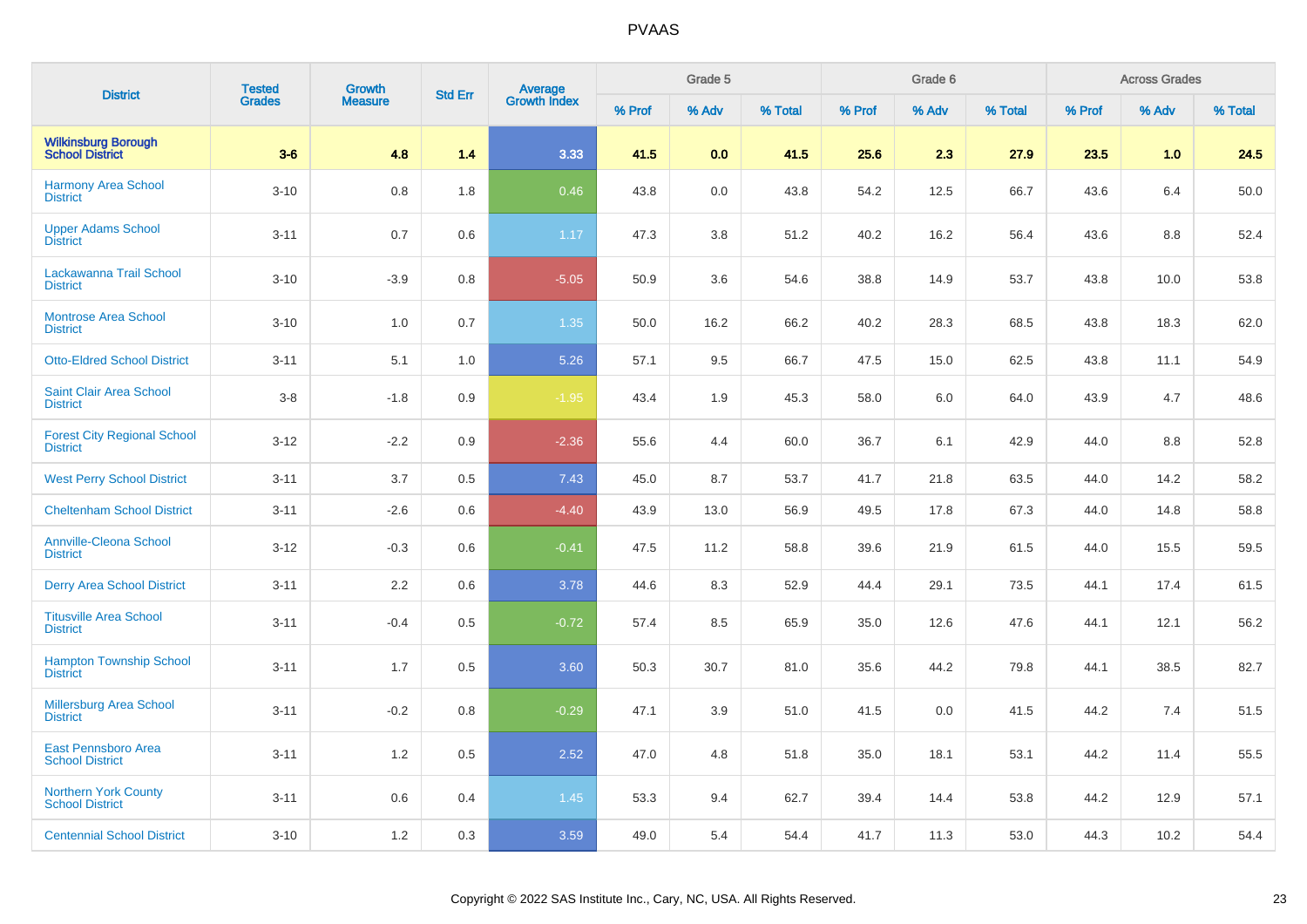# PVAAS

| District | Tested Grades | Growth Measure | Std Err | Average Growth Index | Grade 5 | | | Grade 6 | | | Across Grades | | |
|---|---|---|---|---|---|---|---|---|---|---|---|---|---|
| | | | | | % Prof | % Adv | % Total | % Prof | % Adv | % Total | % Prof | % Adv | % Total |
| **Wilkinsburg Borough School District** | **3-6** | **4.8** | **1.4** | **3.33** | **41.5** | **0.0** | **41.5** | **25.6** | **2.3** | **27.9** | **23.5** | **1.0** | **24.5** |
| Harmony Area School District | 3-10 | 0.8 | 1.8 | 0.46 | 43.8 | 0.0 | 43.8 | 54.2 | 12.5 | 66.7 | 43.6 | 6.4 | 50.0 |
| Upper Adams School District | 3-11 | 0.7 | 0.6 | 1.17 | 47.3 | 3.8 | 51.2 | 40.2 | 16.2 | 56.4 | 43.6 | 8.8 | 52.4 |
| Lackawanna Trail School District | 3-10 | -3.9 | 0.8 | -5.05 | 50.9 | 3.6 | 54.6 | 38.8 | 14.9 | 53.7 | 43.8 | 10.0 | 53.8 |
| Montrose Area School District | 3-10 | 1.0 | 0.7 | 1.35 | 50.0 | 16.2 | 66.2 | 40.2 | 28.3 | 68.5 | 43.8 | 18.3 | 62.0 |
| Otto-Eldred School District | 3-11 | 5.1 | 1.0 | 5.26 | 57.1 | 9.5 | 66.7 | 47.5 | 15.0 | 62.5 | 43.8 | 11.1 | 54.9 |
| Saint Clair Area School District | 3-8 | -1.8 | 0.9 | -1.95 | 43.4 | 1.9 | 45.3 | 58.0 | 6.0 | 64.0 | 43.9 | 4.7 | 48.6 |
| Forest City Regional School District | 3-12 | -2.2 | 0.9 | -2.36 | 55.6 | 4.4 | 60.0 | 36.7 | 6.1 | 42.9 | 44.0 | 8.8 | 52.8 |
| West Perry School District | 3-11 | 3.7 | 0.5 | 7.43 | 45.0 | 8.7 | 53.7 | 41.7 | 21.8 | 63.5 | 44.0 | 14.2 | 58.2 |
| Cheltenham School District | 3-11 | -2.6 | 0.6 | -4.40 | 43.9 | 13.0 | 56.9 | 49.5 | 17.8 | 67.3 | 44.0 | 14.8 | 58.8 |
| Annville-Cleona School District | 3-12 | -0.3 | 0.6 | -0.41 | 47.5 | 11.2 | 58.8 | 39.6 | 21.9 | 61.5 | 44.0 | 15.5 | 59.5 |
| Derry Area School District | 3-11 | 2.2 | 0.6 | 3.78 | 44.6 | 8.3 | 52.9 | 44.4 | 29.1 | 73.5 | 44.1 | 17.4 | 61.5 |
| Titusville Area School District | 3-11 | -0.4 | 0.5 | -0.72 | 57.4 | 8.5 | 65.9 | 35.0 | 12.6 | 47.6 | 44.1 | 12.1 | 56.2 |
| Hampton Township School District | 3-11 | 1.7 | 0.5 | 3.60 | 50.3 | 30.7 | 81.0 | 35.6 | 44.2 | 79.8 | 44.1 | 38.5 | 82.7 |
| Millersburg Area School District | 3-11 | -0.2 | 0.8 | -0.29 | 47.1 | 3.9 | 51.0 | 41.5 | 0.0 | 41.5 | 44.2 | 7.4 | 51.5 |
| East Pennsboro Area School District | 3-11 | 1.2 | 0.5 | 2.52 | 47.0 | 4.8 | 51.8 | 35.0 | 18.1 | 53.1 | 44.2 | 11.4 | 55.5 |
| Northern York County School District | 3-11 | 0.6 | 0.4 | 1.45 | 53.3 | 9.4 | 62.7 | 39.4 | 14.4 | 53.8 | 44.2 | 12.9 | 57.1 |
| Centennial School District | 3-10 | 1.2 | 0.3 | 3.59 | 49.0 | 5.4 | 54.4 | 41.7 | 11.3 | 53.0 | 44.3 | 10.2 | 54.4 |

Copyright © 2022 SAS Institute Inc., Cary, NC, USA. All Rights Reserved.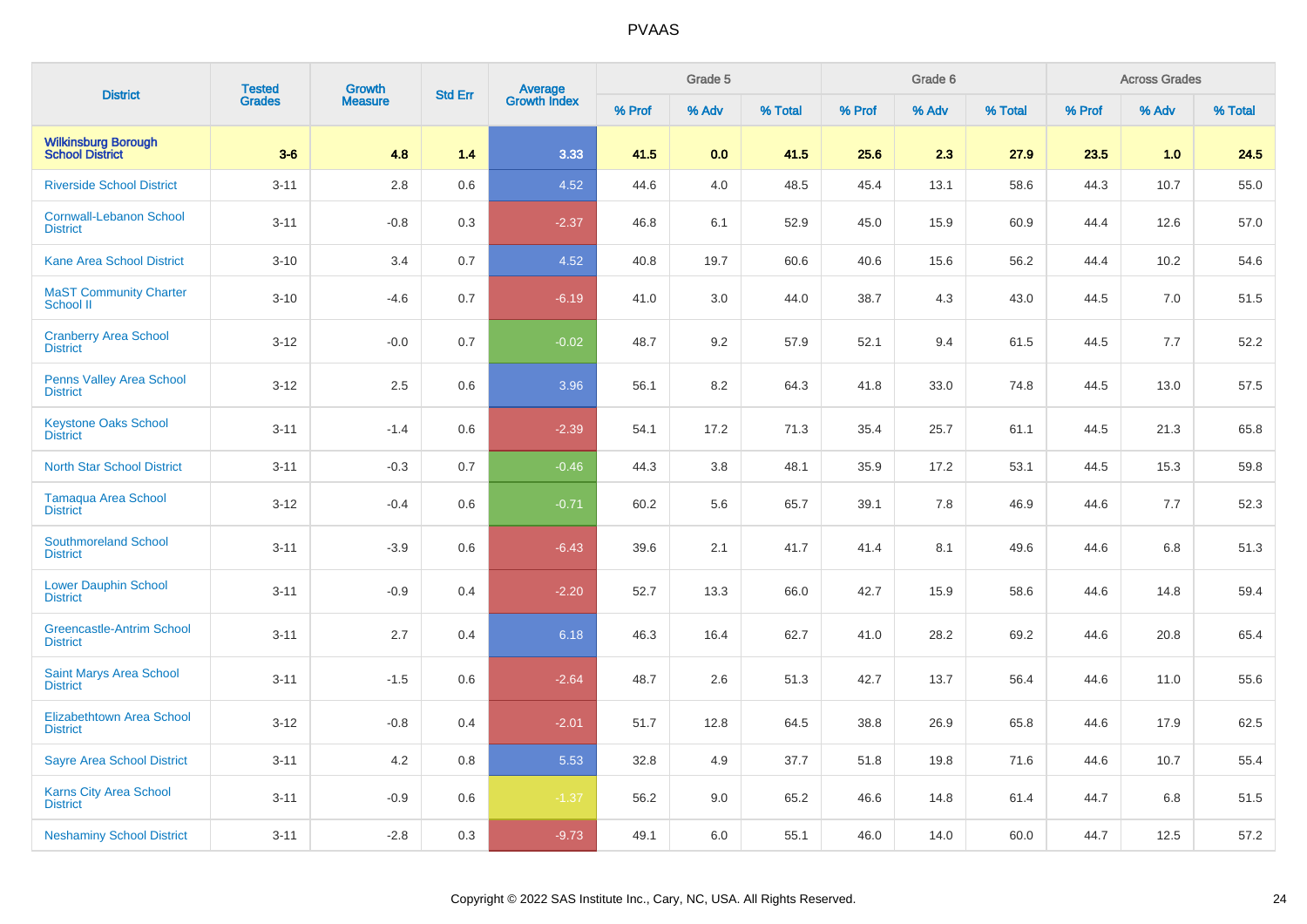# PVAAS

| District | Tested Grades | Growth Measure | Std Err | Average Growth Index | Grade 5 | | | Grade 6 | | | Across Grades | | |
|---|---|---|---|---|---|---|---|---|---|---|---|---|---|
| | | | | | % Prof | % Adv | % Total | % Prof | % Adv | % Total | % Prof | % Adv | % Total |
| **Wilkinsburg Borough School District** | **3-6** | **4.8** | **1.4** | **3.33** | **41.5** | **0.0** | **41.5** | **25.6** | **2.3** | **27.9** | **23.5** | **1.0** | **24.5** |
| Riverside School District | 3-11 | 2.8 | 0.6 | 4.52 | 44.6 | 4.0 | 48.5 | 45.4 | 13.1 | 58.6 | 44.3 | 10.7 | 55.0 |
| Cornwall-Lebanon School District | 3-11 | -0.8 | 0.3 | -2.37 | 46.8 | 6.1 | 52.9 | 45.0 | 15.9 | 60.9 | 44.4 | 12.6 | 57.0 |
| Kane Area School District | 3-10 | 3.4 | 0.7 | 4.52 | 40.8 | 19.7 | 60.6 | 40.6 | 15.6 | 56.2 | 44.4 | 10.2 | 54.6 |
| MaST Community Charter School II | 3-10 | -4.6 | 0.7 | -6.19 | 41.0 | 3.0 | 44.0 | 38.7 | 4.3 | 43.0 | 44.5 | 7.0 | 51.5 |
| Cranberry Area School District | 3-12 | -0.0 | 0.7 | -0.02 | 48.7 | 9.2 | 57.9 | 52.1 | 9.4 | 61.5 | 44.5 | 7.7 | 52.2 |
| Penns Valley Area School District | 3-12 | 2.5 | 0.6 | 3.96 | 56.1 | 8.2 | 64.3 | 41.8 | 33.0 | 74.8 | 44.5 | 13.0 | 57.5 |
| Keystone Oaks School District | 3-11 | -1.4 | 0.6 | -2.39 | 54.1 | 17.2 | 71.3 | 35.4 | 25.7 | 61.1 | 44.5 | 21.3 | 65.8 |
| North Star School District | 3-11 | -0.3 | 0.7 | -0.46 | 44.3 | 3.8 | 48.1 | 35.9 | 17.2 | 53.1 | 44.5 | 15.3 | 59.8 |
| Tamaqua Area School District | 3-12 | -0.4 | 0.6 | -0.71 | 60.2 | 5.6 | 65.7 | 39.1 | 7.8 | 46.9 | 44.6 | 7.7 | 52.3 |
| Southmoreland School District | 3-11 | -3.9 | 0.6 | -6.43 | 39.6 | 2.1 | 41.7 | 41.4 | 8.1 | 49.6 | 44.6 | 6.8 | 51.3 |
| Lower Dauphin School District | 3-11 | -0.9 | 0.4 | -2.20 | 52.7 | 13.3 | 66.0 | 42.7 | 15.9 | 58.6 | 44.6 | 14.8 | 59.4 |
| Greencastle-Antrim School District | 3-11 | 2.7 | 0.4 | 6.18 | 46.3 | 16.4 | 62.7 | 41.0 | 28.2 | 69.2 | 44.6 | 20.8 | 65.4 |
| Saint Marys Area School District | 3-11 | -1.5 | 0.6 | -2.64 | 48.7 | 2.6 | 51.3 | 42.7 | 13.7 | 56.4 | 44.6 | 11.0 | 55.6 |
| Elizabethtown Area School District | 3-12 | -0.8 | 0.4 | -2.01 | 51.7 | 12.8 | 64.5 | 38.8 | 26.9 | 65.8 | 44.6 | 17.9 | 62.5 |
| Sayre Area School District | 3-11 | 4.2 | 0.8 | 5.53 | 32.8 | 4.9 | 37.7 | 51.8 | 19.8 | 71.6 | 44.6 | 10.7 | 55.4 |
| Karns City Area School District | 3-11 | -0.9 | 0.6 | -1.37 | 56.2 | 9.0 | 65.2 | 46.6 | 14.8 | 61.4 | 44.7 | 6.8 | 51.5 |
| Neshaminy School District | 3-11 | -2.8 | 0.3 | -9.73 | 49.1 | 6.0 | 55.1 | 46.0 | 14.0 | 60.0 | 44.7 | 12.5 | 57.2 |

Copyright © 2022 SAS Institute Inc., Cary, NC, USA. All Rights Reserved.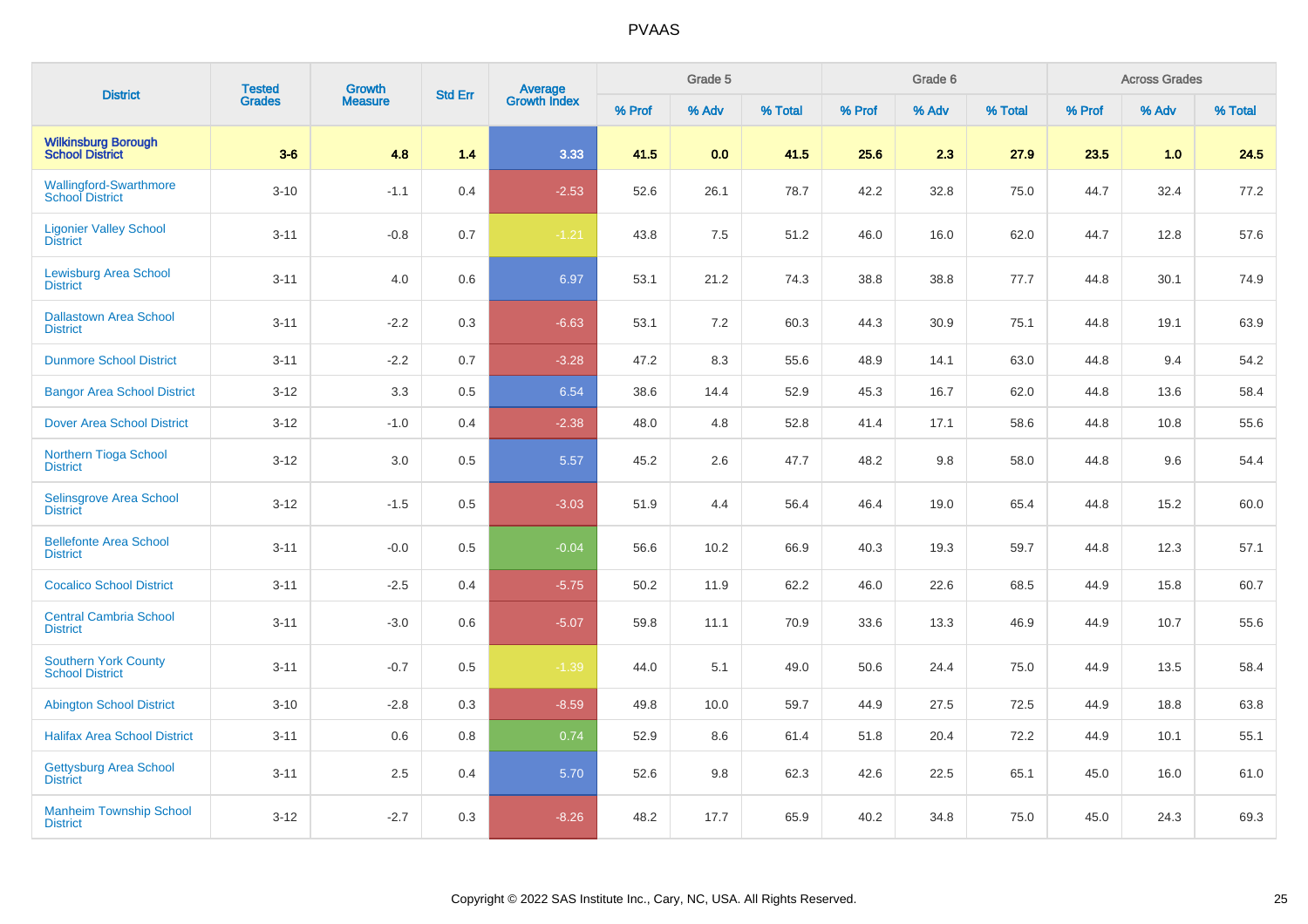| District | Tested Grades | Growth Measure | Std Err | Average Growth Index | Grade 5 | | | Grade 6 | | | Across Grades | | |
|---|---|---|---|---|---|---|---|---|---|---|---|---|---|
| | | | | | % Prof | % Adv | % Total | % Prof | % Adv | % Total | % Prof | % Adv | % Total |
| **Wilkinsburg Borough School District** | **3-6** | **4.8** | **1.4** | **3.33** | **41.5** | **0.0** | **41.5** | **25.6** | **2.3** | **27.9** | **23.5** | **1.0** | **24.5** |
| Wallingford-Swarthmore School District | 3-10 | -1.1 | 0.4 | -2.53 | 52.6 | 26.1 | 78.7 | 42.2 | 32.8 | 75.0 | 44.7 | 32.4 | 77.2 |
| Ligonier Valley School District | 3-11 | -0.8 | 0.7 | -1.21 | 43.8 | 7.5 | 51.2 | 46.0 | 16.0 | 62.0 | 44.7 | 12.8 | 57.6 |
| Lewisburg Area School District | 3-11 | 4.0 | 0.6 | 6.97 | 53.1 | 21.2 | 74.3 | 38.8 | 38.8 | 77.7 | 44.8 | 30.1 | 74.9 |
| Dallastown Area School District | 3-11 | -2.2 | 0.3 | -6.63 | 53.1 | 7.2 | 60.3 | 44.3 | 30.9 | 75.1 | 44.8 | 19.1 | 63.9 |
| Dunmore School District | 3-11 | -2.2 | 0.7 | -3.28 | 47.2 | 8.3 | 55.6 | 48.9 | 14.1 | 63.0 | 44.8 | 9.4 | 54.2 |
| Bangor Area School District | 3-12 | 3.3 | 0.5 | 6.54 | 38.6 | 14.4 | 52.9 | 45.3 | 16.7 | 62.0 | 44.8 | 13.6 | 58.4 |
| Dover Area School District | 3-12 | -1.0 | 0.4 | -2.38 | 48.0 | 4.8 | 52.8 | 41.4 | 17.1 | 58.6 | 44.8 | 10.8 | 55.6 |
| Northern Tioga School District | 3-12 | 3.0 | 0.5 | 5.57 | 45.2 | 2.6 | 47.7 | 48.2 | 9.8 | 58.0 | 44.8 | 9.6 | 54.4 |
| Selinsgrove Area School District | 3-12 | -1.5 | 0.5 | -3.03 | 51.9 | 4.4 | 56.4 | 46.4 | 19.0 | 65.4 | 44.8 | 15.2 | 60.0 |
| Bellefonte Area School District | 3-11 | -0.0 | 0.5 | -0.04 | 56.6 | 10.2 | 66.9 | 40.3 | 19.3 | 59.7 | 44.8 | 12.3 | 57.1 |
| Cocalico School District | 3-11 | -2.5 | 0.4 | -5.75 | 50.2 | 11.9 | 62.2 | 46.0 | 22.6 | 68.5 | 44.9 | 15.8 | 60.7 |
| Central Cambria School District | 3-11 | -3.0 | 0.6 | -5.07 | 59.8 | 11.1 | 70.9 | 33.6 | 13.3 | 46.9 | 44.9 | 10.7 | 55.6 |
| Southern York County School District | 3-11 | -0.7 | 0.5 | -1.39 | 44.0 | 5.1 | 49.0 | 50.6 | 24.4 | 75.0 | 44.9 | 13.5 | 58.4 |
| Abington School District | 3-10 | -2.8 | 0.3 | -8.59 | 49.8 | 10.0 | 59.7 | 44.9 | 27.5 | 72.5 | 44.9 | 18.8 | 63.8 |
| Halifax Area School District | 3-11 | 0.6 | 0.8 | 0.74 | 52.9 | 8.6 | 61.4 | 51.8 | 20.4 | 72.2 | 44.9 | 10.1 | 55.1 |
| Gettysburg Area School District | 3-11 | 2.5 | 0.4 | 5.70 | 52.6 | 9.8 | 62.3 | 42.6 | 22.5 | 65.1 | 45.0 | 16.0 | 61.0 |
| Manheim Township School District | 3-12 | -2.7 | 0.3 | -8.26 | 48.2 | 17.7 | 65.9 | 40.2 | 34.8 | 75.0 | 45.0 | 24.3 | 69.3 |

Copyright © 2022 SAS Institute Inc., Cary, NC, USA. All Rights Reserved.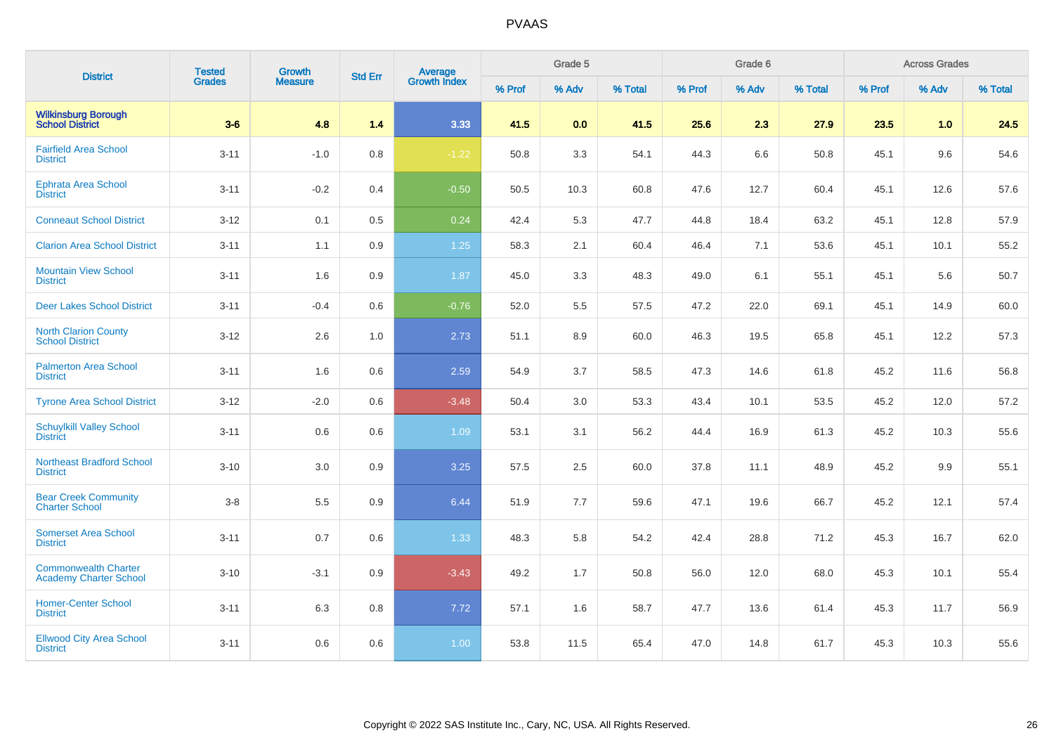# PVAAS

| District | Tested Grades | Growth Measure | Std Err | Average Growth Index | Grade 5 | | | Grade 6 | | | Across Grades | | |
|---|---|---|---|---|---|---|---|---|---|---|---|---|---|
| | | | | | % Prof | % Adv | % Total | % Prof | % Adv | % Total | % Prof | % Adv | % Total |
| **Wilkinsburg Borough School District** | **3-6** | **4.8** | **1.4** | **3.33** | **41.5** | **0.0** | **41.5** | **25.6** | **2.3** | **27.9** | **23.5** | **1.0** | **24.5** |
| Fairfield Area School District | 3-11 | -1.0 | 0.8 | -1.22 | 50.8 | 3.3 | 54.1 | 44.3 | 6.6 | 50.8 | 45.1 | 9.6 | 54.6 |
| Ephrata Area School District | 3-11 | -0.2 | 0.4 | -0.50 | 50.5 | 10.3 | 60.8 | 47.6 | 12.7 | 60.4 | 45.1 | 12.6 | 57.6 |
| Conneaut School District | 3-12 | 0.1 | 0.5 | 0.24 | 42.4 | 5.3 | 47.7 | 44.8 | 18.4 | 63.2 | 45.1 | 12.8 | 57.9 |
| Clarion Area School District | 3-11 | 1.1 | 0.9 | 1.25 | 58.3 | 2.1 | 60.4 | 46.4 | 7.1 | 53.6 | 45.1 | 10.1 | 55.2 |
| Mountain View School District | 3-11 | 1.6 | 0.9 | 1.87 | 45.0 | 3.3 | 48.3 | 49.0 | 6.1 | 55.1 | 45.1 | 5.6 | 50.7 |
| Deer Lakes School District | 3-11 | -0.4 | 0.6 | -0.76 | 52.0 | 5.5 | 57.5 | 47.2 | 22.0 | 69.1 | 45.1 | 14.9 | 60.0 |
| North Clarion County School District | 3-12 | 2.6 | 1.0 | 2.73 | 51.1 | 8.9 | 60.0 | 46.3 | 19.5 | 65.8 | 45.1 | 12.2 | 57.3 |
| Palmerton Area School District | 3-11 | 1.6 | 0.6 | 2.59 | 54.9 | 3.7 | 58.5 | 47.3 | 14.6 | 61.8 | 45.2 | 11.6 | 56.8 |
| Tyrone Area School District | 3-12 | -2.0 | 0.6 | -3.48 | 50.4 | 3.0 | 53.3 | 43.4 | 10.1 | 53.5 | 45.2 | 12.0 | 57.2 |
| Schuylkill Valley School District | 3-11 | 0.6 | 0.6 | 1.09 | 53.1 | 3.1 | 56.2 | 44.4 | 16.9 | 61.3 | 45.2 | 10.3 | 55.6 |
| Northeast Bradford School District | 3-10 | 3.0 | 0.9 | 3.25 | 57.5 | 2.5 | 60.0 | 37.8 | 11.1 | 48.9 | 45.2 | 9.9 | 55.1 |
| Bear Creek Community Charter School | 3-8 | 5.5 | 0.9 | 6.44 | 51.9 | 7.7 | 59.6 | 47.1 | 19.6 | 66.7 | 45.2 | 12.1 | 57.4 |
| Somerset Area School District | 3-11 | 0.7 | 0.6 | 1.33 | 48.3 | 5.8 | 54.2 | 42.4 | 28.8 | 71.2 | 45.3 | 16.7 | 62.0 |
| Commonwealth Charter Academy Charter School | 3-10 | -3.1 | 0.9 | -3.43 | 49.2 | 1.7 | 50.8 | 56.0 | 12.0 | 68.0 | 45.3 | 10.1 | 55.4 |
| Homer-Center School District | 3-11 | 6.3 | 0.8 | 7.72 | 57.1 | 1.6 | 58.7 | 47.7 | 13.6 | 61.4 | 45.3 | 11.7 | 56.9 |
| Ellwood City Area School District | 3-11 | 0.6 | 0.6 | 1.00 | 53.8 | 11.5 | 65.4 | 47.0 | 14.8 | 61.7 | 45.3 | 10.3 | 55.6 |

Copyright © 2022 SAS Institute Inc., Cary, NC, USA. All Rights Reserved.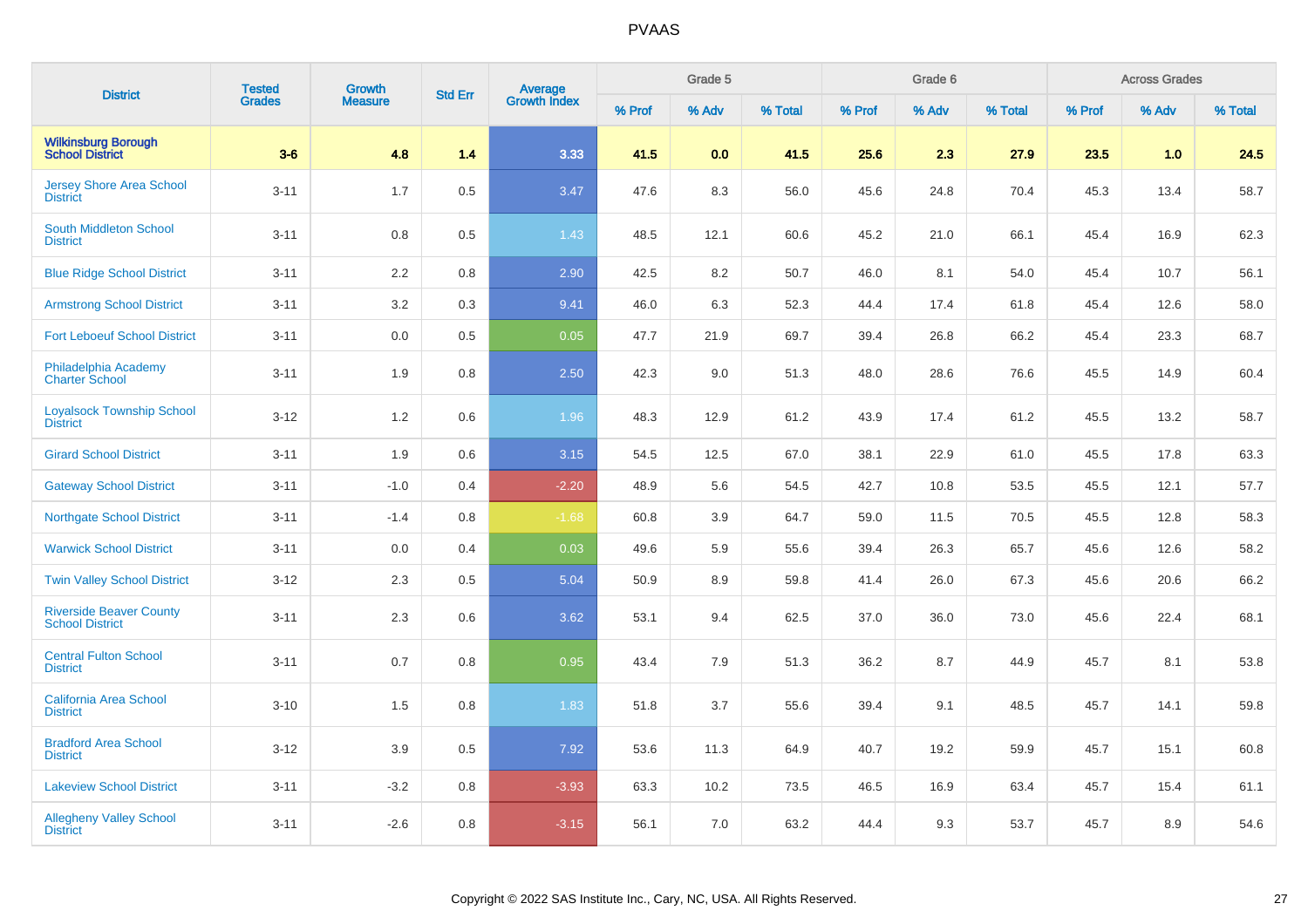# PVAAS

| District | Tested Grades | Growth Measure | Std Err | Average Growth Index | Grade 5 | | | Grade 6 | | | Across Grades | | |
|---|---|---|---|---|---|---|---|---|---|---|---|---|---|
| | | | | | % Prof | % Adv | % Total | % Prof | % Adv | % Total | % Prof | % Adv | % Total |
| **Wilkinsburg Borough School District** | **3-6** | **4.8** | **1.4** | **3.33** | **41.5** | **0.0** | **41.5** | **25.6** | **2.3** | **27.9** | **23.5** | **1.0** | **24.5** |
| Jersey Shore Area School District | 3-11 | 1.7 | 0.5 | 3.47 | 47.6 | 8.3 | 56.0 | 45.6 | 24.8 | 70.4 | 45.3 | 13.4 | 58.7 |
| South Middleton School District | 3-11 | 0.8 | 0.5 | 1.43 | 48.5 | 12.1 | 60.6 | 45.2 | 21.0 | 66.1 | 45.4 | 16.9 | 62.3 |
| Blue Ridge School District | 3-11 | 2.2 | 0.8 | 2.90 | 42.5 | 8.2 | 50.7 | 46.0 | 8.1 | 54.0 | 45.4 | 10.7 | 56.1 |
| Armstrong School District | 3-11 | 3.2 | 0.3 | 9.41 | 46.0 | 6.3 | 52.3 | 44.4 | 17.4 | 61.8 | 45.4 | 12.6 | 58.0 |
| Fort Leboeuf School District | 3-11 | 0.0 | 0.5 | 0.05 | 47.7 | 21.9 | 69.7 | 39.4 | 26.8 | 66.2 | 45.4 | 23.3 | 68.7 |
| Philadelphia Academy Charter School | 3-11 | 1.9 | 0.8 | 2.50 | 42.3 | 9.0 | 51.3 | 48.0 | 28.6 | 76.6 | 45.5 | 14.9 | 60.4 |
| Loyalsock Township School District | 3-12 | 1.2 | 0.6 | 1.96 | 48.3 | 12.9 | 61.2 | 43.9 | 17.4 | 61.2 | 45.5 | 13.2 | 58.7 |
| Girard School District | 3-11 | 1.9 | 0.6 | 3.15 | 54.5 | 12.5 | 67.0 | 38.1 | 22.9 | 61.0 | 45.5 | 17.8 | 63.3 |
| Gateway School District | 3-11 | -1.0 | 0.4 | -2.20 | 48.9 | 5.6 | 54.5 | 42.7 | 10.8 | 53.5 | 45.5 | 12.1 | 57.7 |
| Northgate School District | 3-11 | -1.4 | 0.8 | -1.68 | 60.8 | 3.9 | 64.7 | 59.0 | 11.5 | 70.5 | 45.5 | 12.8 | 58.3 |
| Warwick School District | 3-11 | 0.0 | 0.4 | 0.03 | 49.6 | 5.9 | 55.6 | 39.4 | 26.3 | 65.7 | 45.6 | 12.6 | 58.2 |
| Twin Valley School District | 3-12 | 2.3 | 0.5 | 5.04 | 50.9 | 8.9 | 59.8 | 41.4 | 26.0 | 67.3 | 45.6 | 20.6 | 66.2 |
| Riverside Beaver County School District | 3-11 | 2.3 | 0.6 | 3.62 | 53.1 | 9.4 | 62.5 | 37.0 | 36.0 | 73.0 | 45.6 | 22.4 | 68.1 |
| Central Fulton School District | 3-11 | 0.7 | 0.8 | 0.95 | 43.4 | 7.9 | 51.3 | 36.2 | 8.7 | 44.9 | 45.7 | 8.1 | 53.8 |
| California Area School District | 3-10 | 1.5 | 0.8 | 1.83 | 51.8 | 3.7 | 55.6 | 39.4 | 9.1 | 48.5 | 45.7 | 14.1 | 59.8 |
| Bradford Area School District | 3-12 | 3.9 | 0.5 | 7.92 | 53.6 | 11.3 | 64.9 | 40.7 | 19.2 | 59.9 | 45.7 | 15.1 | 60.8 |
| Lakeview School District | 3-11 | -3.2 | 0.8 | -3.93 | 63.3 | 10.2 | 73.5 | 46.5 | 16.9 | 63.4 | 45.7 | 15.4 | 61.1 |
| Allegheny Valley School District | 3-11 | -2.6 | 0.8 | -3.15 | 56.1 | 7.0 | 63.2 | 44.4 | 9.3 | 53.7 | 45.7 | 8.9 | 54.6 |

Copyright © 2022 SAS Institute Inc., Cary, NC, USA. All Rights Reserved.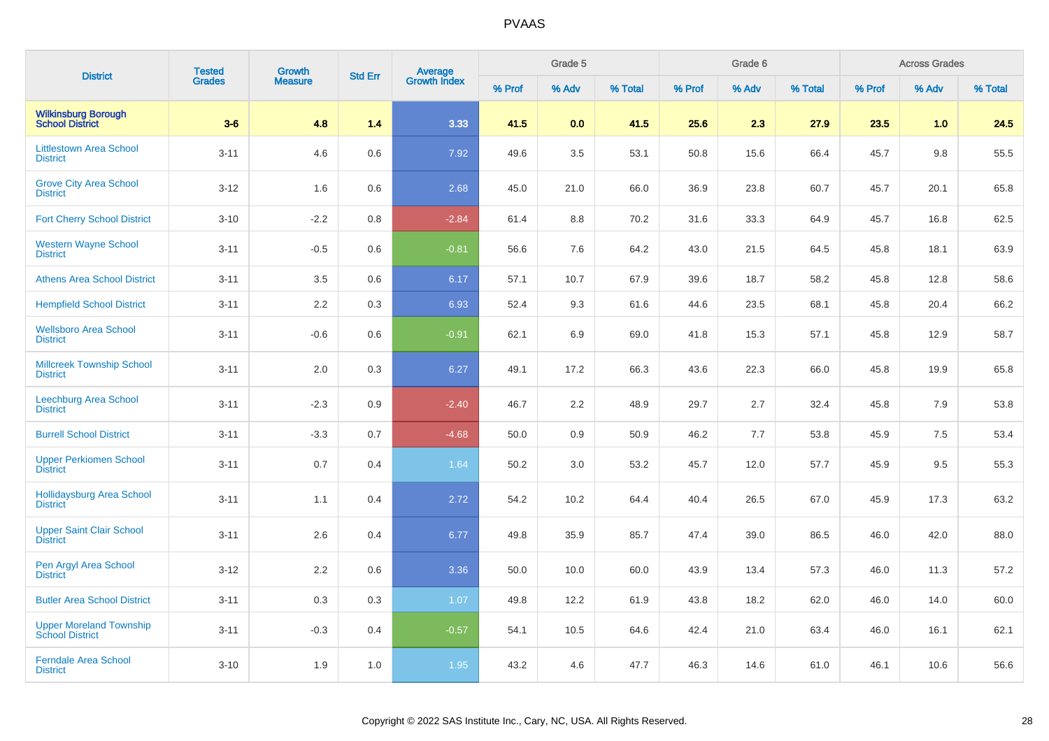| District | Tested Grades | Growth Measure | Std Err | Average Growth Index | Grade 5 | | | Grade 6 | | | Across Grades | | |
|---|---|---|---|---|---|---|---|---|---|---|---|---|---|
| | | | | | % Prof | % Adv | % Total | % Prof | % Adv | % Total | % Prof | % Adv | % Total |
| **Wilkinsburg Borough School District** | **3-6** | **4.8** | **1.4** | **3.33** | **41.5** | **0.0** | **41.5** | **25.6** | **2.3** | **27.9** | **23.5** | **1.0** | **24.5** |
| Littlestown Area School District | 3-11 | 4.6 | 0.6 | 7.92 | 49.6 | 3.5 | 53.1 | 50.8 | 15.6 | 66.4 | 45.7 | 9.8 | 55.5 |
| Grove City Area School District | 3-12 | 1.6 | 0.6 | 2.68 | 45.0 | 21.0 | 66.0 | 36.9 | 23.8 | 60.7 | 45.7 | 20.1 | 65.8 |
| Fort Cherry School District | 3-10 | -2.2 | 0.8 | -2.84 | 61.4 | 8.8 | 70.2 | 31.6 | 33.3 | 64.9 | 45.7 | 16.8 | 62.5 |
| Western Wayne School District | 3-11 | -0.5 | 0.6 | -0.81 | 56.6 | 7.6 | 64.2 | 43.0 | 21.5 | 64.5 | 45.8 | 18.1 | 63.9 |
| Athens Area School District | 3-11 | 3.5 | 0.6 | 6.17 | 57.1 | 10.7 | 67.9 | 39.6 | 18.7 | 58.2 | 45.8 | 12.8 | 58.6 |
| Hempfield School District | 3-11 | 2.2 | 0.3 | 6.93 | 52.4 | 9.3 | 61.6 | 44.6 | 23.5 | 68.1 | 45.8 | 20.4 | 66.2 |
| Wellsboro Area School District | 3-11 | -0.6 | 0.6 | -0.91 | 62.1 | 6.9 | 69.0 | 41.8 | 15.3 | 57.1 | 45.8 | 12.9 | 58.7 |
| Millcreek Township School District | 3-11 | 2.0 | 0.3 | 6.27 | 49.1 | 17.2 | 66.3 | 43.6 | 22.3 | 66.0 | 45.8 | 19.9 | 65.8 |
| Leechburg Area School District | 3-11 | -2.3 | 0.9 | -2.40 | 46.7 | 2.2 | 48.9 | 29.7 | 2.7 | 32.4 | 45.8 | 7.9 | 53.8 |
| Burrell School District | 3-11 | -3.3 | 0.7 | -4.68 | 50.0 | 0.9 | 50.9 | 46.2 | 7.7 | 53.8 | 45.9 | 7.5 | 53.4 |
| Upper Perkiomen School District | 3-11 | 0.7 | 0.4 | 1.64 | 50.2 | 3.0 | 53.2 | 45.7 | 12.0 | 57.7 | 45.9 | 9.5 | 55.3 |
| Hollidaysburg Area School District | 3-11 | 1.1 | 0.4 | 2.72 | 54.2 | 10.2 | 64.4 | 40.4 | 26.5 | 67.0 | 45.9 | 17.3 | 63.2 |
| Upper Saint Clair School District | 3-11 | 2.6 | 0.4 | 6.77 | 49.8 | 35.9 | 85.7 | 47.4 | 39.0 | 86.5 | 46.0 | 42.0 | 88.0 |
| Pen Argyl Area School District | 3-12 | 2.2 | 0.6 | 3.36 | 50.0 | 10.0 | 60.0 | 43.9 | 13.4 | 57.3 | 46.0 | 11.3 | 57.2 |
| Butler Area School District | 3-11 | 0.3 | 0.3 | 1.07 | 49.8 | 12.2 | 61.9 | 43.8 | 18.2 | 62.0 | 46.0 | 14.0 | 60.0 |
| Upper Moreland Township School District | 3-11 | -0.3 | 0.4 | -0.57 | 54.1 | 10.5 | 64.6 | 42.4 | 21.0 | 63.4 | 46.0 | 16.1 | 62.1 |
| Ferndale Area School District | 3-10 | 1.9 | 1.0 | 1.95 | 43.2 | 4.6 | 47.7 | 46.3 | 14.6 | 61.0 | 46.1 | 10.6 | 56.6 |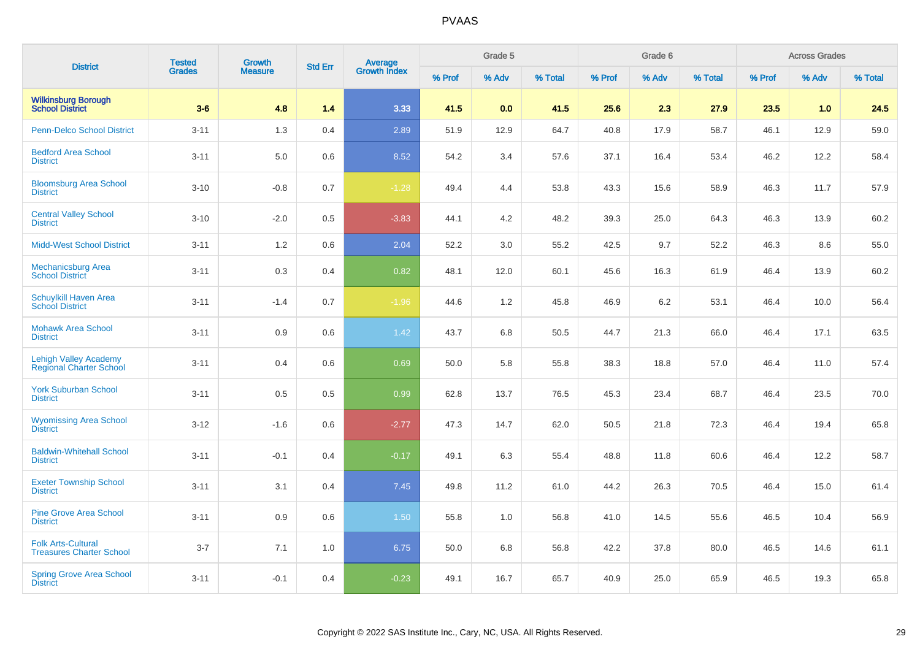# PVAAS

| District | Tested Grades | Growth Measure | Std Err | Average Growth Index | Grade 5 | | | Grade 6 | | | Across Grades | | |
|---|---|---|---|---|---|---|---|---|---|---|---|---|---|
| | | | | | % Prof | % Adv | % Total | % Prof | % Adv | % Total | % Prof | % Adv | % Total |
| **Wilkinsburg Borough School District** | **3-6** | **4.8** | **1.4** | **3.33** | **41.5** | **0.0** | **41.5** | **25.6** | **2.3** | **27.9** | **23.5** | **1.0** | **24.5** |
| Penn-Delco School District | 3-11 | 1.3 | 0.4 | 2.89 | 51.9 | 12.9 | 64.7 | 40.8 | 17.9 | 58.7 | 46.1 | 12.9 | 59.0 |
| Bedford Area School District | 3-11 | 5.0 | 0.6 | 8.52 | 54.2 | 3.4 | 57.6 | 37.1 | 16.4 | 53.4 | 46.2 | 12.2 | 58.4 |
| Bloomsburg Area School District | 3-10 | -0.8 | 0.7 | -1.28 | 49.4 | 4.4 | 53.8 | 43.3 | 15.6 | 58.9 | 46.3 | 11.7 | 57.9 |
| Central Valley School District | 3-10 | -2.0 | 0.5 | -3.83 | 44.1 | 4.2 | 48.2 | 39.3 | 25.0 | 64.3 | 46.3 | 13.9 | 60.2 |
| Midd-West School District | 3-11 | 1.2 | 0.6 | 2.04 | 52.2 | 3.0 | 55.2 | 42.5 | 9.7 | 52.2 | 46.3 | 8.6 | 55.0 |
| Mechanicsburg Area School District | 3-11 | 0.3 | 0.4 | 0.82 | 48.1 | 12.0 | 60.1 | 45.6 | 16.3 | 61.9 | 46.4 | 13.9 | 60.2 |
| Schuylkill Haven Area School District | 3-11 | -1.4 | 0.7 | -1.96 | 44.6 | 1.2 | 45.8 | 46.9 | 6.2 | 53.1 | 46.4 | 10.0 | 56.4 |
| Mohawk Area School District | 3-11 | 0.9 | 0.6 | 1.42 | 43.7 | 6.8 | 50.5 | 44.7 | 21.3 | 66.0 | 46.4 | 17.1 | 63.5 |
| Lehigh Valley Academy Regional Charter School | 3-11 | 0.4 | 0.6 | 0.69 | 50.0 | 5.8 | 55.8 | 38.3 | 18.8 | 57.0 | 46.4 | 11.0 | 57.4 |
| York Suburban School District | 3-11 | 0.5 | 0.5 | 0.99 | 62.8 | 13.7 | 76.5 | 45.3 | 23.4 | 68.7 | 46.4 | 23.5 | 70.0 |
| Wyomissing Area School District | 3-12 | -1.6 | 0.6 | -2.77 | 47.3 | 14.7 | 62.0 | 50.5 | 21.8 | 72.3 | 46.4 | 19.4 | 65.8 |
| Baldwin-Whitehall School District | 3-11 | -0.1 | 0.4 | -0.17 | 49.1 | 6.3 | 55.4 | 48.8 | 11.8 | 60.6 | 46.4 | 12.2 | 58.7 |
| Exeter Township School District | 3-11 | 3.1 | 0.4 | 7.45 | 49.8 | 11.2 | 61.0 | 44.2 | 26.3 | 70.5 | 46.4 | 15.0 | 61.4 |
| Pine Grove Area School District | 3-11 | 0.9 | 0.6 | 1.50 | 55.8 | 1.0 | 56.8 | 41.0 | 14.5 | 55.6 | 46.5 | 10.4 | 56.9 |
| Folk Arts-Cultural Treasures Charter School | 3-7 | 7.1 | 1.0 | 6.75 | 50.0 | 6.8 | 56.8 | 42.2 | 37.8 | 80.0 | 46.5 | 14.6 | 61.1 |
| Spring Grove Area School District | 3-11 | -0.1 | 0.4 | -0.23 | 49.1 | 16.7 | 65.7 | 40.9 | 25.0 | 65.9 | 46.5 | 19.3 | 65.8 |

Copyright © 2022 SAS Institute Inc., Cary, NC, USA. All Rights Reserved.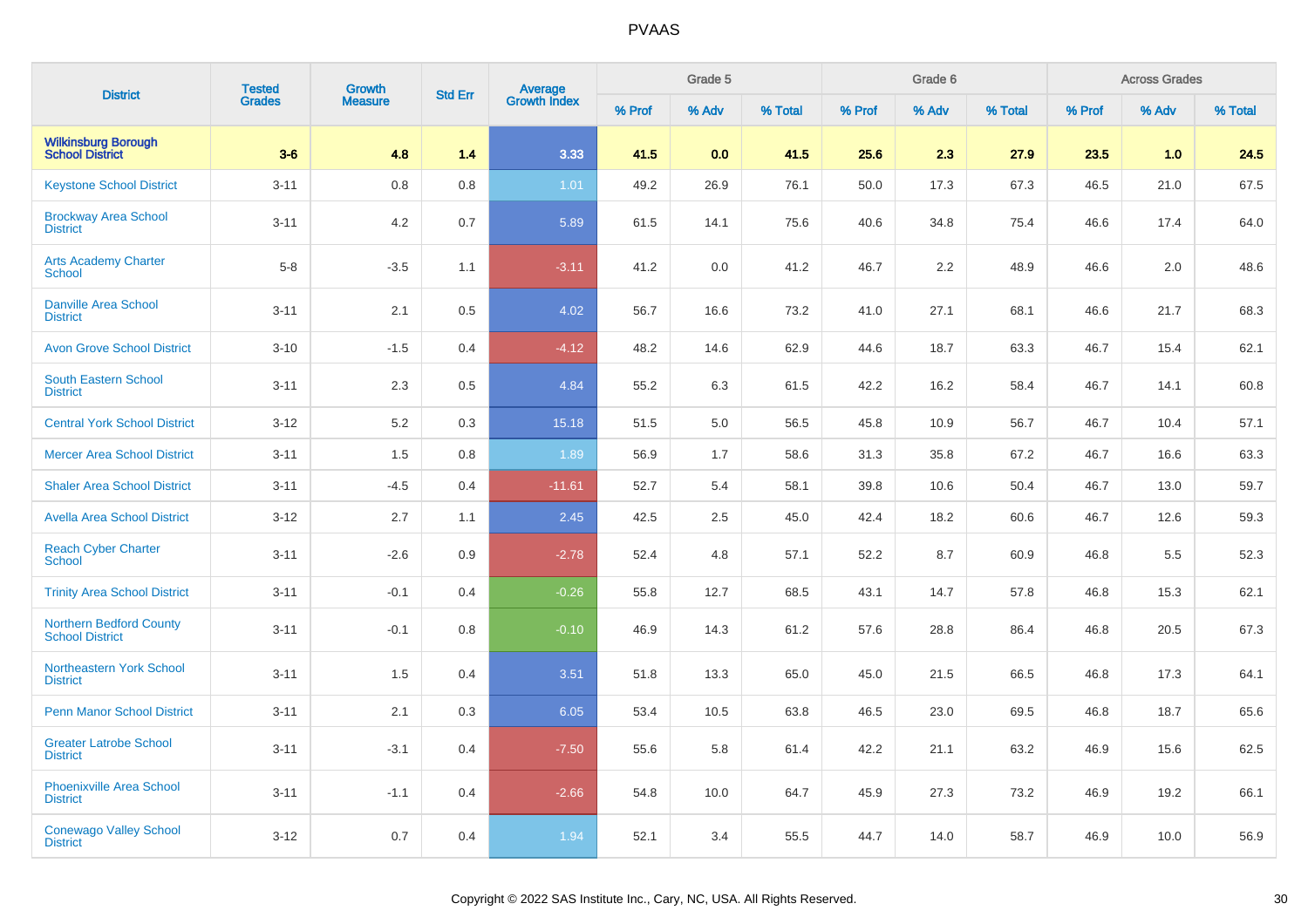# PVAAS

| District | Tested Grades | Growth Measure | Std Err | Average Growth Index | Grade 5 | | | Grade 6 | | | Across Grades | | |
|---|---|---|---|---|---|---|---|---|---|---|---|---|---|
| | | | | | % Prof | % Adv | % Total | % Prof | % Adv | % Total | % Prof | % Adv | % Total |
| **Wilkinsburg Borough School District** | **3-6** | **4.8** | **1.4** | **3.33** | **41.5** | **0.0** | **41.5** | **25.6** | **2.3** | **27.9** | **23.5** | **1.0** | **24.5** |
| Keystone School District | 3-11 | 0.8 | 0.8 | 1.01 | 49.2 | 26.9 | 76.1 | 50.0 | 17.3 | 67.3 | 46.5 | 21.0 | 67.5 |
| Brockway Area School District | 3-11 | 4.2 | 0.7 | 5.89 | 61.5 | 14.1 | 75.6 | 40.6 | 34.8 | 75.4 | 46.6 | 17.4 | 64.0 |
| Arts Academy Charter School | 5-8 | -3.5 | 1.1 | -3.11 | 41.2 | 0.0 | 41.2 | 46.7 | 2.2 | 48.9 | 46.6 | 2.0 | 48.6 |
| Danville Area School District | 3-11 | 2.1 | 0.5 | 4.02 | 56.7 | 16.6 | 73.2 | 41.0 | 27.1 | 68.1 | 46.6 | 21.7 | 68.3 |
| Avon Grove School District | 3-10 | -1.5 | 0.4 | -4.12 | 48.2 | 14.6 | 62.9 | 44.6 | 18.7 | 63.3 | 46.7 | 15.4 | 62.1 |
| South Eastern School District | 3-11 | 2.3 | 0.5 | 4.84 | 55.2 | 6.3 | 61.5 | 42.2 | 16.2 | 58.4 | 46.7 | 14.1 | 60.8 |
| Central York School District | 3-12 | 5.2 | 0.3 | 15.18 | 51.5 | 5.0 | 56.5 | 45.8 | 10.9 | 56.7 | 46.7 | 10.4 | 57.1 |
| Mercer Area School District | 3-11 | 1.5 | 0.8 | 1.89 | 56.9 | 1.7 | 58.6 | 31.3 | 35.8 | 67.2 | 46.7 | 16.6 | 63.3 |
| Shaler Area School District | 3-11 | -4.5 | 0.4 | -11.61 | 52.7 | 5.4 | 58.1 | 39.8 | 10.6 | 50.4 | 46.7 | 13.0 | 59.7 |
| Avella Area School District | 3-12 | 2.7 | 1.1 | 2.45 | 42.5 | 2.5 | 45.0 | 42.4 | 18.2 | 60.6 | 46.7 | 12.6 | 59.3 |
| Reach Cyber Charter School | 3-11 | -2.6 | 0.9 | -2.78 | 52.4 | 4.8 | 57.1 | 52.2 | 8.7 | 60.9 | 46.8 | 5.5 | 52.3 |
| Trinity Area School District | 3-11 | -0.1 | 0.4 | -0.26 | 55.8 | 12.7 | 68.5 | 43.1 | 14.7 | 57.8 | 46.8 | 15.3 | 62.1 |
| Northern Bedford County School District | 3-11 | -0.1 | 0.8 | -0.10 | 46.9 | 14.3 | 61.2 | 57.6 | 28.8 | 86.4 | 46.8 | 20.5 | 67.3 |
| Northeastern York School District | 3-11 | 1.5 | 0.4 | 3.51 | 51.8 | 13.3 | 65.0 | 45.0 | 21.5 | 66.5 | 46.8 | 17.3 | 64.1 |
| Penn Manor School District | 3-11 | 2.1 | 0.3 | 6.05 | 53.4 | 10.5 | 63.8 | 46.5 | 23.0 | 69.5 | 46.8 | 18.7 | 65.6 |
| Greater Latrobe School District | 3-11 | -3.1 | 0.4 | -7.50 | 55.6 | 5.8 | 61.4 | 42.2 | 21.1 | 63.2 | 46.9 | 15.6 | 62.5 |
| Phoenixville Area School District | 3-11 | -1.1 | 0.4 | -2.66 | 54.8 | 10.0 | 64.7 | 45.9 | 27.3 | 73.2 | 46.9 | 19.2 | 66.1 |
| Conewago Valley School District | 3-12 | 0.7 | 0.4 | 1.94 | 52.1 | 3.4 | 55.5 | 44.7 | 14.0 | 58.7 | 46.9 | 10.0 | 56.9 |

Copyright © 2022 SAS Institute Inc., Cary, NC, USA. All Rights Reserved.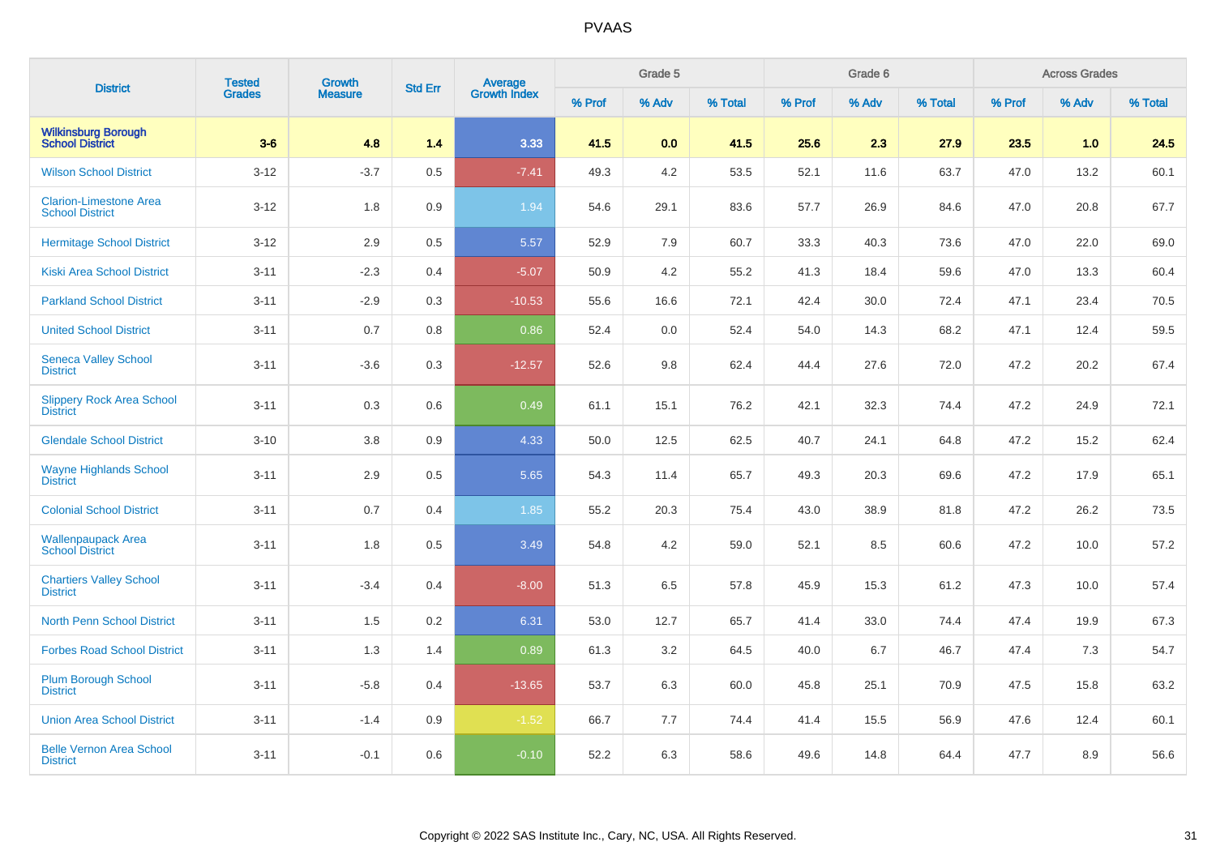# PVAAS

| District | Tested Grades | Growth Measure | Std Err | Average Growth Index | Grade 5 | | | Grade 6 | | | Across Grades | | |
|---|---|---|---|---|---|---|---|---|---|---|---|---|---|
| | | | | | % Prof | % Adv | % Total | % Prof | % Adv | % Total | % Prof | % Adv | % Total |
| **Wilkinsburg Borough School District** | **3-6** | **4.8** | **1.4** | **3.33** | **41.5** | **0.0** | **41.5** | **25.6** | **2.3** | **27.9** | **23.5** | **1.0** | **24.5** |
| Wilson School District | 3-12 | -3.7 | 0.5 | -7.41 | 49.3 | 4.2 | 53.5 | 52.1 | 11.6 | 63.7 | 47.0 | 13.2 | 60.1 |
| Clarion-Limestone Area School District | 3-12 | 1.8 | 0.9 | 1.94 | 54.6 | 29.1 | 83.6 | 57.7 | 26.9 | 84.6 | 47.0 | 20.8 | 67.7 |
| Hermitage School District | 3-12 | 2.9 | 0.5 | 5.57 | 52.9 | 7.9 | 60.7 | 33.3 | 40.3 | 73.6 | 47.0 | 22.0 | 69.0 |
| Kiski Area School District | 3-11 | -2.3 | 0.4 | -5.07 | 50.9 | 4.2 | 55.2 | 41.3 | 18.4 | 59.6 | 47.0 | 13.3 | 60.4 |
| Parkland School District | 3-11 | -2.9 | 0.3 | -10.53 | 55.6 | 16.6 | 72.1 | 42.4 | 30.0 | 72.4 | 47.1 | 23.4 | 70.5 |
| United School District | 3-11 | 0.7 | 0.8 | 0.86 | 52.4 | 0.0 | 52.4 | 54.0 | 14.3 | 68.2 | 47.1 | 12.4 | 59.5 |
| Seneca Valley School District | 3-11 | -3.6 | 0.3 | -12.57 | 52.6 | 9.8 | 62.4 | 44.4 | 27.6 | 72.0 | 47.2 | 20.2 | 67.4 |
| Slippery Rock Area School District | 3-11 | 0.3 | 0.6 | 0.49 | 61.1 | 15.1 | 76.2 | 42.1 | 32.3 | 74.4 | 47.2 | 24.9 | 72.1 |
| Glendale School District | 3-10 | 3.8 | 0.9 | 4.33 | 50.0 | 12.5 | 62.5 | 40.7 | 24.1 | 64.8 | 47.2 | 15.2 | 62.4 |
| Wayne Highlands School District | 3-11 | 2.9 | 0.5 | 5.65 | 54.3 | 11.4 | 65.7 | 49.3 | 20.3 | 69.6 | 47.2 | 17.9 | 65.1 |
| Colonial School District | 3-11 | 0.7 | 0.4 | 1.85 | 55.2 | 20.3 | 75.4 | 43.0 | 38.9 | 81.8 | 47.2 | 26.2 | 73.5 |
| Wallenpaupack Area School District | 3-11 | 1.8 | 0.5 | 3.49 | 54.8 | 4.2 | 59.0 | 52.1 | 8.5 | 60.6 | 47.2 | 10.0 | 57.2 |
| Chartiers Valley School District | 3-11 | -3.4 | 0.4 | -8.00 | 51.3 | 6.5 | 57.8 | 45.9 | 15.3 | 61.2 | 47.3 | 10.0 | 57.4 |
| North Penn School District | 3-11 | 1.5 | 0.2 | 6.31 | 53.0 | 12.7 | 65.7 | 41.4 | 33.0 | 74.4 | 47.4 | 19.9 | 67.3 |
| Forbes Road School District | 3-11 | 1.3 | 1.4 | 0.89 | 61.3 | 3.2 | 64.5 | 40.0 | 6.7 | 46.7 | 47.4 | 7.3 | 54.7 |
| Plum Borough School District | 3-11 | -5.8 | 0.4 | -13.65 | 53.7 | 6.3 | 60.0 | 45.8 | 25.1 | 70.9 | 47.5 | 15.8 | 63.2 |
| Union Area School District | 3-11 | -1.4 | 0.9 | -1.52 | 66.7 | 7.7 | 74.4 | 41.4 | 15.5 | 56.9 | 47.6 | 12.4 | 60.1 |
| Belle Vernon Area School District | 3-11 | -0.1 | 0.6 | -0.10 | 52.2 | 6.3 | 58.6 | 49.6 | 14.8 | 64.4 | 47.7 | 8.9 | 56.6 |

Copyright © 2022 SAS Institute Inc., Cary, NC, USA. All Rights Reserved.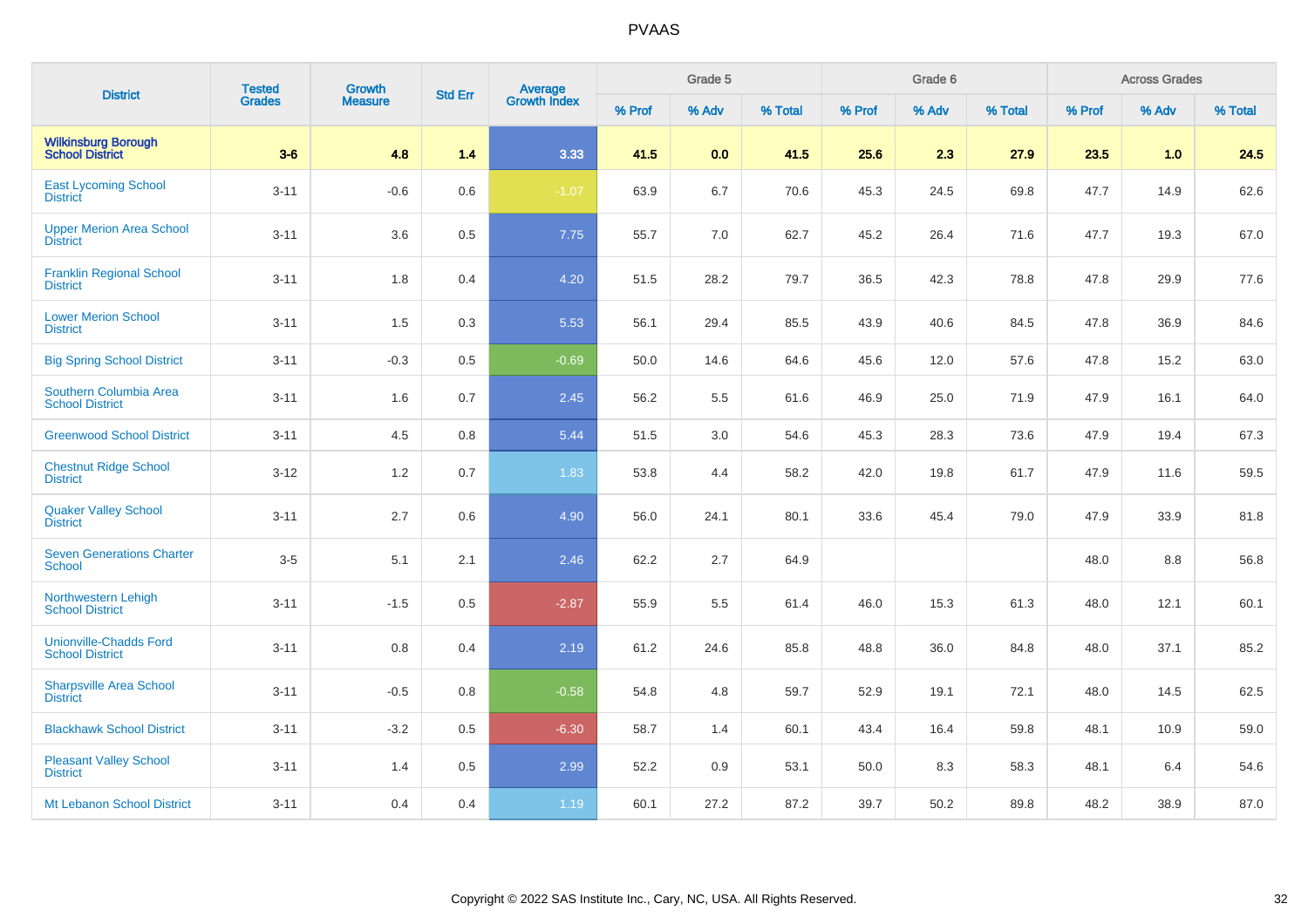| District | Tested Grades | Growth Measure | Std Err | Average Growth Index | Grade 5 | | | Grade 6 | | | Across Grades | | |
|---|---|---|---|---|---|---|---|---|---|---|---|---|---|
| | | | | | % Prof | % Adv | % Total | % Prof | % Adv | % Total | % Prof | % Adv | % Total |
| **Wilkinsburg Borough School District** | **3-6** | **4.8** | **1.4** | **3.33** | **41.5** | **0.0** | **41.5** | **25.6** | **2.3** | **27.9** | **23.5** | **1.0** | **24.5** |
| East Lycoming School District | 3-11 | -0.6 | 0.6 | -1.07 | 63.9 | 6.7 | 70.6 | 45.3 | 24.5 | 69.8 | 47.7 | 14.9 | 62.6 |
| Upper Merion Area School District | 3-11 | 3.6 | 0.5 | 7.75 | 55.7 | 7.0 | 62.7 | 45.2 | 26.4 | 71.6 | 47.7 | 19.3 | 67.0 |
| Franklin Regional School District | 3-11 | 1.8 | 0.4 | 4.20 | 51.5 | 28.2 | 79.7 | 36.5 | 42.3 | 78.8 | 47.8 | 29.9 | 77.6 |
| Lower Merion School District | 3-11 | 1.5 | 0.3 | 5.53 | 56.1 | 29.4 | 85.5 | 43.9 | 40.6 | 84.5 | 47.8 | 36.9 | 84.6 |
| Big Spring School District | 3-11 | -0.3 | 0.5 | -0.69 | 50.0 | 14.6 | 64.6 | 45.6 | 12.0 | 57.6 | 47.8 | 15.2 | 63.0 |
| Southern Columbia Area School District | 3-11 | 1.6 | 0.7 | 2.45 | 56.2 | 5.5 | 61.6 | 46.9 | 25.0 | 71.9 | 47.9 | 16.1 | 64.0 |
| Greenwood School District | 3-11 | 4.5 | 0.8 | 5.44 | 51.5 | 3.0 | 54.6 | 45.3 | 28.3 | 73.6 | 47.9 | 19.4 | 67.3 |
| Chestnut Ridge School District | 3-12 | 1.2 | 0.7 | 1.83 | 53.8 | 4.4 | 58.2 | 42.0 | 19.8 | 61.7 | 47.9 | 11.6 | 59.5 |
| Quaker Valley School District | 3-11 | 2.7 | 0.6 | 4.90 | 56.0 | 24.1 | 80.1 | 33.6 | 45.4 | 79.0 | 47.9 | 33.9 | 81.8 |
| Seven Generations Charter School | 3-5 | 5.1 | 2.1 | 2.46 | 62.2 | 2.7 | 64.9 | | | | 48.0 | 8.8 | 56.8 |
| Northwestern Lehigh School District | 3-11 | -1.5 | 0.5 | -2.87 | 55.9 | 5.5 | 61.4 | 46.0 | 15.3 | 61.3 | 48.0 | 12.1 | 60.1 |
| Unionville-Chadds Ford School District | 3-11 | 0.8 | 0.4 | 2.19 | 61.2 | 24.6 | 85.8 | 48.8 | 36.0 | 84.8 | 48.0 | 37.1 | 85.2 |
| Sharpsville Area School District | 3-11 | -0.5 | 0.8 | -0.58 | 54.8 | 4.8 | 59.7 | 52.9 | 19.1 | 72.1 | 48.0 | 14.5 | 62.5 |
| Blackhawk School District | 3-11 | -3.2 | 0.5 | -6.30 | 58.7 | 1.4 | 60.1 | 43.4 | 16.4 | 59.8 | 48.1 | 10.9 | 59.0 |
| Pleasant Valley School District | 3-11 | 1.4 | 0.5 | 2.99 | 52.2 | 0.9 | 53.1 | 50.0 | 8.3 | 58.3 | 48.1 | 6.4 | 54.6 |
| Mt Lebanon School District | 3-11 | 0.4 | 0.4 | 1.19 | 60.1 | 27.2 | 87.2 | 39.7 | 50.2 | 89.8 | 48.2 | 38.9 | 87.0 |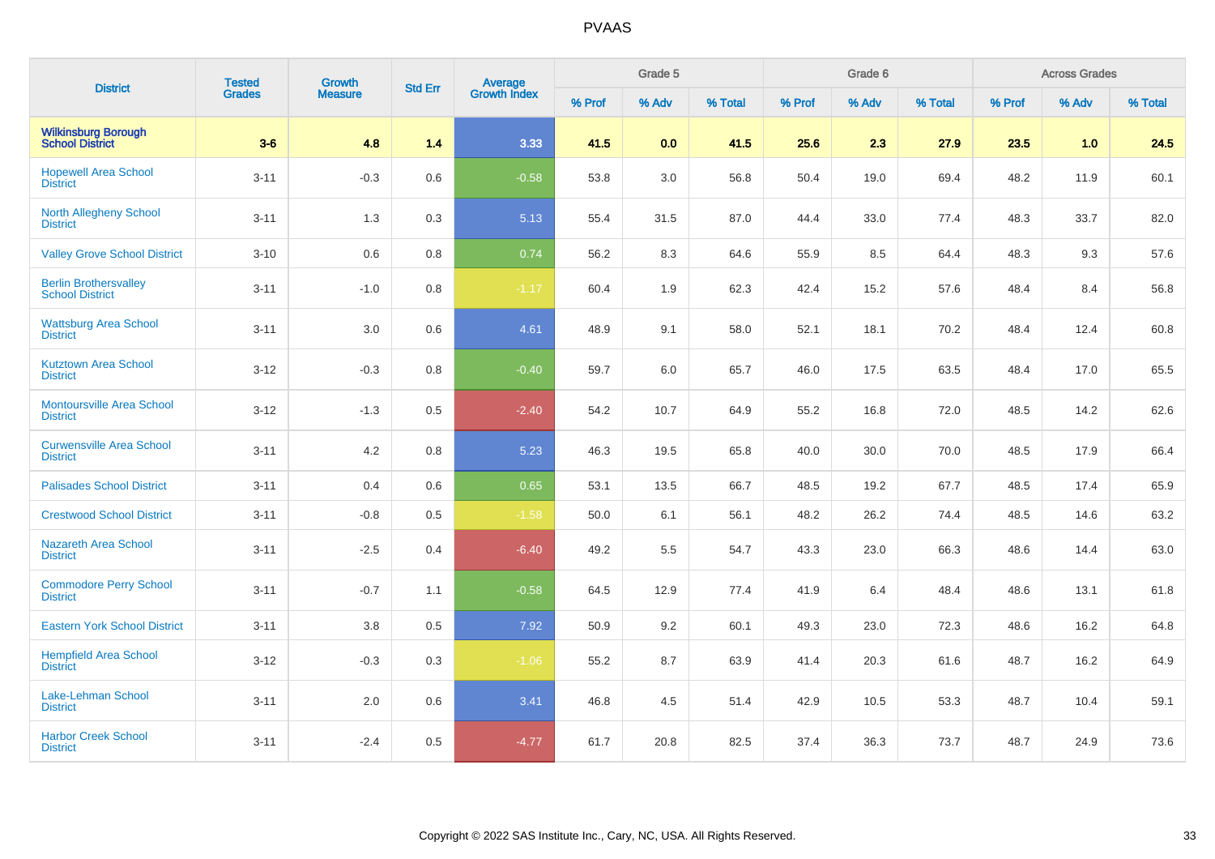# PVAAS

| District | Tested Grades | Growth Measure | Std Err | Average Growth Index | Grade 5 | | | Grade 6 | | | Across Grades | | |
|---|---|---|---|---|---|---|---|---|---|---|---|---|---|
| | | | | | % Prof | % Adv | % Total | % Prof | % Adv | % Total | % Prof | % Adv | % Total |
| **Wilkinsburg Borough School District** | **3-6** | **4.8** | **1.4** | **3.33** | **41.5** | **0.0** | **41.5** | **25.6** | **2.3** | **27.9** | **23.5** | **1.0** | **24.5** |
| Hopewell Area School District | 3-11 | -0.3 | 0.6 | -0.58 | 53.8 | 3.0 | 56.8 | 50.4 | 19.0 | 69.4 | 48.2 | 11.9 | 60.1 |
| North Allegheny School District | 3-11 | 1.3 | 0.3 | 5.13 | 55.4 | 31.5 | 87.0 | 44.4 | 33.0 | 77.4 | 48.3 | 33.7 | 82.0 |
| Valley Grove School District | 3-10 | 0.6 | 0.8 | 0.74 | 56.2 | 8.3 | 64.6 | 55.9 | 8.5 | 64.4 | 48.3 | 9.3 | 57.6 |
| Berlin Brothersvalley School District | 3-11 | -1.0 | 0.8 | -1.17 | 60.4 | 1.9 | 62.3 | 42.4 | 15.2 | 57.6 | 48.4 | 8.4 | 56.8 |
| Wattsburg Area School District | 3-11 | 3.0 | 0.6 | 4.61 | 48.9 | 9.1 | 58.0 | 52.1 | 18.1 | 70.2 | 48.4 | 12.4 | 60.8 |
| Kutztown Area School District | 3-12 | -0.3 | 0.8 | -0.40 | 59.7 | 6.0 | 65.7 | 46.0 | 17.5 | 63.5 | 48.4 | 17.0 | 65.5 |
| Montoursville Area School District | 3-12 | -1.3 | 0.5 | -2.40 | 54.2 | 10.7 | 64.9 | 55.2 | 16.8 | 72.0 | 48.5 | 14.2 | 62.6 |
| Curwensville Area School District | 3-11 | 4.2 | 0.8 | 5.23 | 46.3 | 19.5 | 65.8 | 40.0 | 30.0 | 70.0 | 48.5 | 17.9 | 66.4 |
| Palisades School District | 3-11 | 0.4 | 0.6 | 0.65 | 53.1 | 13.5 | 66.7 | 48.5 | 19.2 | 67.7 | 48.5 | 17.4 | 65.9 |
| Crestwood School District | 3-11 | -0.8 | 0.5 | -1.58 | 50.0 | 6.1 | 56.1 | 48.2 | 26.2 | 74.4 | 48.5 | 14.6 | 63.2 |
| Nazareth Area School District | 3-11 | -2.5 | 0.4 | -6.40 | 49.2 | 5.5 | 54.7 | 43.3 | 23.0 | 66.3 | 48.6 | 14.4 | 63.0 |
| Commodore Perry School District | 3-11 | -0.7 | 1.1 | -0.58 | 64.5 | 12.9 | 77.4 | 41.9 | 6.4 | 48.4 | 48.6 | 13.1 | 61.8 |
| Eastern York School District | 3-11 | 3.8 | 0.5 | 7.92 | 50.9 | 9.2 | 60.1 | 49.3 | 23.0 | 72.3 | 48.6 | 16.2 | 64.8 |
| Hempfield Area School District | 3-12 | -0.3 | 0.3 | -1.06 | 55.2 | 8.7 | 63.9 | 41.4 | 20.3 | 61.6 | 48.7 | 16.2 | 64.9 |
| Lake-Lehman School District | 3-11 | 2.0 | 0.6 | 3.41 | 46.8 | 4.5 | 51.4 | 42.9 | 10.5 | 53.3 | 48.7 | 10.4 | 59.1 |
| Harbor Creek School District | 3-11 | -2.4 | 0.5 | -4.77 | 61.7 | 20.8 | 82.5 | 37.4 | 36.3 | 73.7 | 48.7 | 24.9 | 73.6 |

Copyright © 2022 SAS Institute Inc., Cary, NC, USA. All Rights Reserved.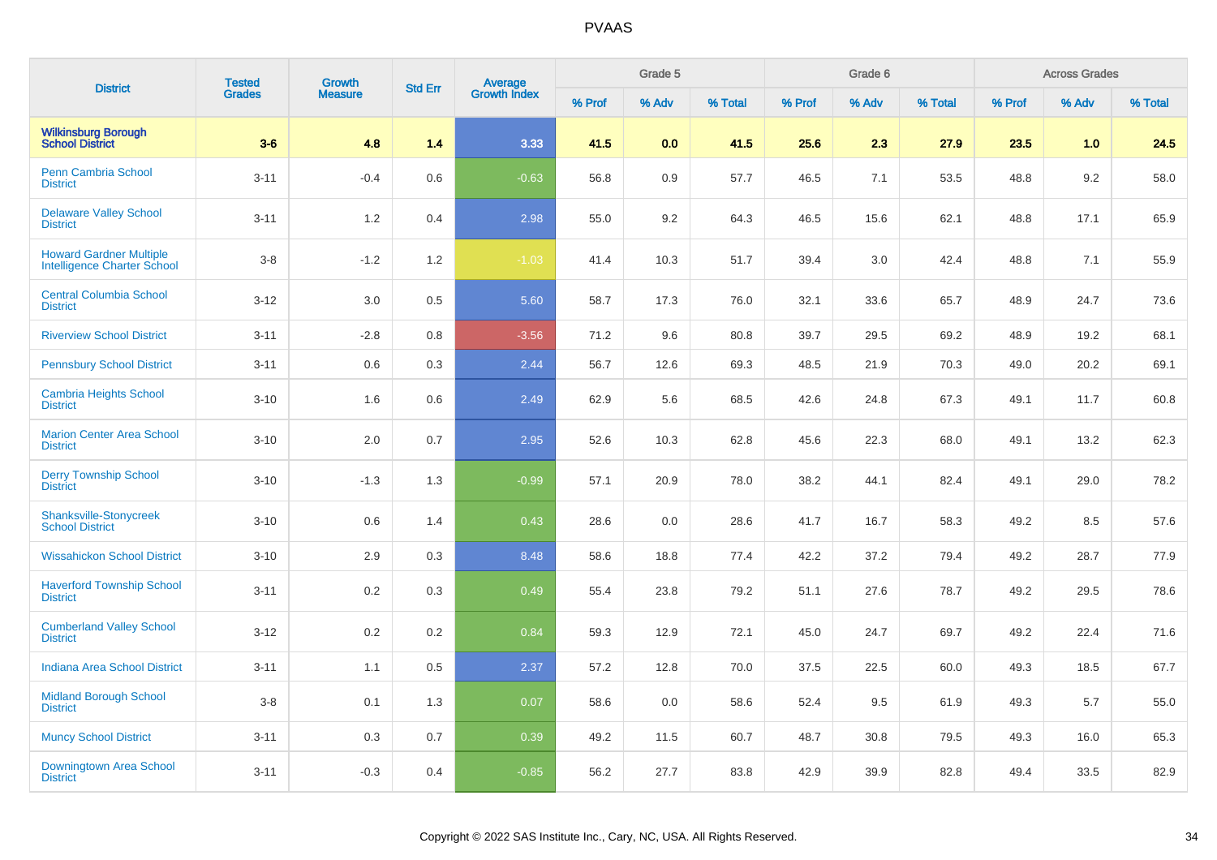# PVAAS

| District | Tested Grades | Growth Measure | Std Err | Average Growth Index | Grade 5 | | | Grade 6 | | | Across Grades | | |
|---|---|---|---|---|---|---|---|---|---|---|---|---|---|
| | | | | | % Prof | % Adv | % Total | % Prof | % Adv | % Total | % Prof | % Adv | % Total |
| **Wilkinsburg Borough School District** | **3-6** | **4.8** | **1.4** | **3.33** | **41.5** | **0.0** | **41.5** | **25.6** | **2.3** | **27.9** | **23.5** | **1.0** | **24.5** |
| Penn Cambria School District | 3-11 | -0.4 | 0.6 | -0.63 | 56.8 | 0.9 | 57.7 | 46.5 | 7.1 | 53.5 | 48.8 | 9.2 | 58.0 |
| Delaware Valley School District | 3-11 | 1.2 | 0.4 | 2.98 | 55.0 | 9.2 | 64.3 | 46.5 | 15.6 | 62.1 | 48.8 | 17.1 | 65.9 |
| Howard Gardner Multiple Intelligence Charter School | 3-8 | -1.2 | 1.2 | -1.03 | 41.4 | 10.3 | 51.7 | 39.4 | 3.0 | 42.4 | 48.8 | 7.1 | 55.9 |
| Central Columbia School District | 3-12 | 3.0 | 0.5 | 5.60 | 58.7 | 17.3 | 76.0 | 32.1 | 33.6 | 65.7 | 48.9 | 24.7 | 73.6 |
| Riverview School District | 3-11 | -2.8 | 0.8 | -3.56 | 71.2 | 9.6 | 80.8 | 39.7 | 29.5 | 69.2 | 48.9 | 19.2 | 68.1 |
| Pennsbury School District | 3-11 | 0.6 | 0.3 | 2.44 | 56.7 | 12.6 | 69.3 | 48.5 | 21.9 | 70.3 | 49.0 | 20.2 | 69.1 |
| Cambria Heights School District | 3-10 | 1.6 | 0.6 | 2.49 | 62.9 | 5.6 | 68.5 | 42.6 | 24.8 | 67.3 | 49.1 | 11.7 | 60.8 |
| Marion Center Area School District | 3-10 | 2.0 | 0.7 | 2.95 | 52.6 | 10.3 | 62.8 | 45.6 | 22.3 | 68.0 | 49.1 | 13.2 | 62.3 |
| Derry Township School District | 3-10 | -1.3 | 1.3 | -0.99 | 57.1 | 20.9 | 78.0 | 38.2 | 44.1 | 82.4 | 49.1 | 29.0 | 78.2 |
| Shanksville-Stonycreek School District | 3-10 | 0.6 | 1.4 | 0.43 | 28.6 | 0.0 | 28.6 | 41.7 | 16.7 | 58.3 | 49.2 | 8.5 | 57.6 |
| Wissahickon School District | 3-10 | 2.9 | 0.3 | 8.48 | 58.6 | 18.8 | 77.4 | 42.2 | 37.2 | 79.4 | 49.2 | 28.7 | 77.9 |
| Haverford Township School District | 3-11 | 0.2 | 0.3 | 0.49 | 55.4 | 23.8 | 79.2 | 51.1 | 27.6 | 78.7 | 49.2 | 29.5 | 78.6 |
| Cumberland Valley School District | 3-12 | 0.2 | 0.2 | 0.84 | 59.3 | 12.9 | 72.1 | 45.0 | 24.7 | 69.7 | 49.2 | 22.4 | 71.6 |
| Indiana Area School District | 3-11 | 1.1 | 0.5 | 2.37 | 57.2 | 12.8 | 70.0 | 37.5 | 22.5 | 60.0 | 49.3 | 18.5 | 67.7 |
| Midland Borough School District | 3-8 | 0.1 | 1.3 | 0.07 | 58.6 | 0.0 | 58.6 | 52.4 | 9.5 | 61.9 | 49.3 | 5.7 | 55.0 |
| Muncy School District | 3-11 | 0.3 | 0.7 | 0.39 | 49.2 | 11.5 | 60.7 | 48.7 | 30.8 | 79.5 | 49.3 | 16.0 | 65.3 |
| Downingtown Area School District | 3-11 | -0.3 | 0.4 | -0.85 | 56.2 | 27.7 | 83.8 | 42.9 | 39.9 | 82.8 | 49.4 | 33.5 | 82.9 |

Copyright © 2022 SAS Institute Inc., Cary, NC, USA. All Rights Reserved.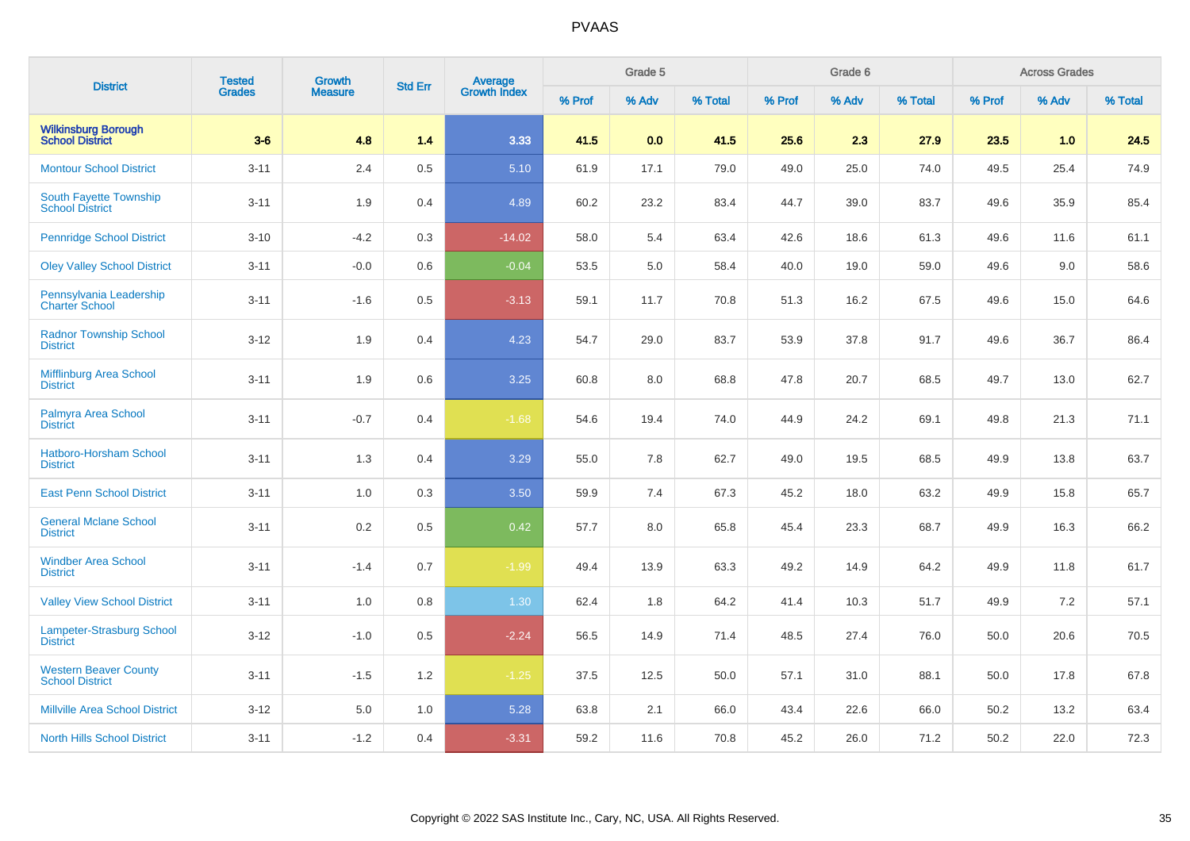# PVAAS

| District | Tested Grades | Growth Measure | Std Err | Average Growth Index | Grade 5 | | | Grade 6 | | | Across Grades | | |
|---|---|---|---|---|---|---|---|---|---|---|---|---|---|
| | | | | | % Prof | % Adv | % Total | % Prof | % Adv | % Total | % Prof | % Adv | % Total |
| **Wilkinsburg Borough School District** | **3-6** | **4.8** | **1.4** | **3.33** | **41.5** | **0.0** | **41.5** | **25.6** | **2.3** | **27.9** | **23.5** | **1.0** | **24.5** |
| Montour School District | 3-11 | 2.4 | 0.5 | 5.10 | 61.9 | 17.1 | 79.0 | 49.0 | 25.0 | 74.0 | 49.5 | 25.4 | 74.9 |
| South Fayette Township School District | 3-11 | 1.9 | 0.4 | 4.89 | 60.2 | 23.2 | 83.4 | 44.7 | 39.0 | 83.7 | 49.6 | 35.9 | 85.4 |
| Pennridge School District | 3-10 | -4.2 | 0.3 | -14.02 | 58.0 | 5.4 | 63.4 | 42.6 | 18.6 | 61.3 | 49.6 | 11.6 | 61.1 |
| Oley Valley School District | 3-11 | -0.0 | 0.6 | -0.04 | 53.5 | 5.0 | 58.4 | 40.0 | 19.0 | 59.0 | 49.6 | 9.0 | 58.6 |
| Pennsylvania Leadership Charter School | 3-11 | -1.6 | 0.5 | -3.13 | 59.1 | 11.7 | 70.8 | 51.3 | 16.2 | 67.5 | 49.6 | 15.0 | 64.6 |
| Radnor Township School District | 3-12 | 1.9 | 0.4 | 4.23 | 54.7 | 29.0 | 83.7 | 53.9 | 37.8 | 91.7 | 49.6 | 36.7 | 86.4 |
| Mifflinburg Area School District | 3-11 | 1.9 | 0.6 | 3.25 | 60.8 | 8.0 | 68.8 | 47.8 | 20.7 | 68.5 | 49.7 | 13.0 | 62.7 |
| Palmyra Area School District | 3-11 | -0.7 | 0.4 | -1.68 | 54.6 | 19.4 | 74.0 | 44.9 | 24.2 | 69.1 | 49.8 | 21.3 | 71.1 |
| Hatboro-Horsham School District | 3-11 | 1.3 | 0.4 | 3.29 | 55.0 | 7.8 | 62.7 | 49.0 | 19.5 | 68.5 | 49.9 | 13.8 | 63.7 |
| East Penn School District | 3-11 | 1.0 | 0.3 | 3.50 | 59.9 | 7.4 | 67.3 | 45.2 | 18.0 | 63.2 | 49.9 | 15.8 | 65.7 |
| General Mclane School District | 3-11 | 0.2 | 0.5 | 0.42 | 57.7 | 8.0 | 65.8 | 45.4 | 23.3 | 68.7 | 49.9 | 16.3 | 66.2 |
| Windber Area School District | 3-11 | -1.4 | 0.7 | -1.99 | 49.4 | 13.9 | 63.3 | 49.2 | 14.9 | 64.2 | 49.9 | 11.8 | 61.7 |
| Valley View School District | 3-11 | 1.0 | 0.8 | 1.30 | 62.4 | 1.8 | 64.2 | 41.4 | 10.3 | 51.7 | 49.9 | 7.2 | 57.1 |
| Lampeter-Strasburg School District | 3-12 | -1.0 | 0.5 | -2.24 | 56.5 | 14.9 | 71.4 | 48.5 | 27.4 | 76.0 | 50.0 | 20.6 | 70.5 |
| Western Beaver County School District | 3-11 | -1.5 | 1.2 | -1.25 | 37.5 | 12.5 | 50.0 | 57.1 | 31.0 | 88.1 | 50.0 | 17.8 | 67.8 |
| Millville Area School District | 3-12 | 5.0 | 1.0 | 5.28 | 63.8 | 2.1 | 66.0 | 43.4 | 22.6 | 66.0 | 50.2 | 13.2 | 63.4 |
| North Hills School District | 3-11 | -1.2 | 0.4 | -3.31 | 59.2 | 11.6 | 70.8 | 45.2 | 26.0 | 71.2 | 50.2 | 22.0 | 72.3 |

Copyright © 2022 SAS Institute Inc., Cary, NC, USA. All Rights Reserved.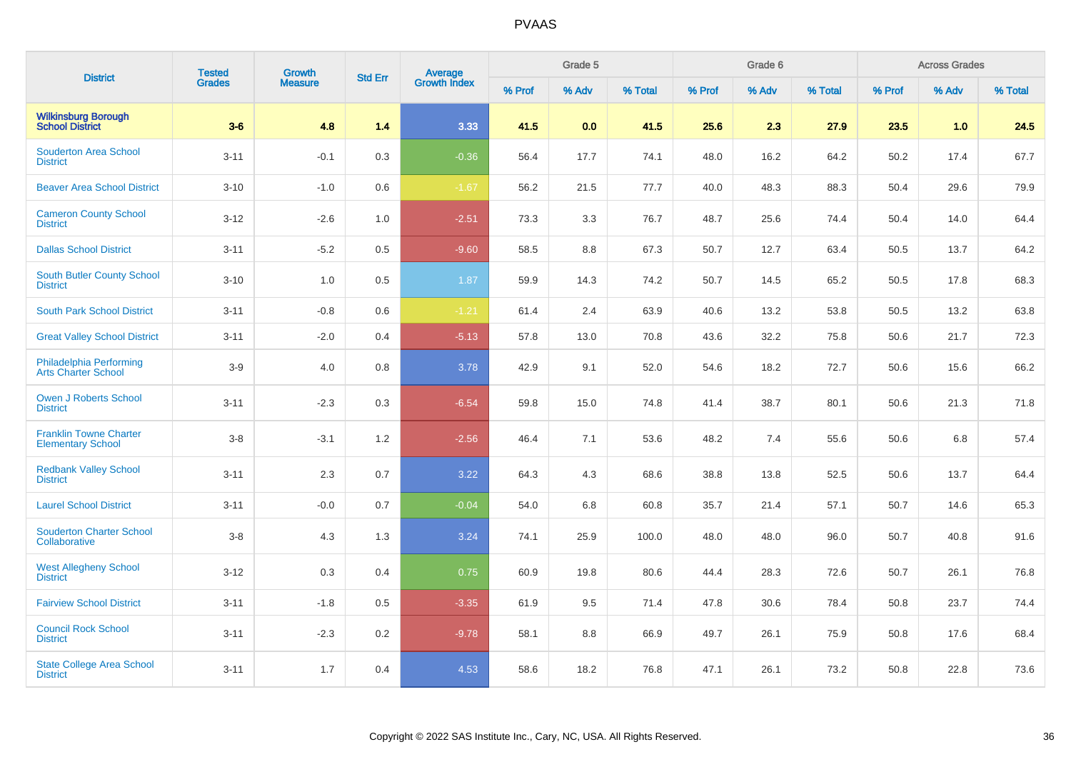# PVAAS

| District | Tested Grades | Growth Measure | Std Err | Average Growth Index | Grade 5 | | | Grade 6 | | | Across Grades | | |
|---|---|---|---|---|---|---|---|---|---|---|---|---|---|
| | | | | | % Prof | % Adv | % Total | % Prof | % Adv | % Total | % Prof | % Adv | % Total |
| **Wilkinsburg Borough School District** | **3-6** | **4.8** | **1.4** | **3.33** | **41.5** | **0.0** | **41.5** | **25.6** | **2.3** | **27.9** | **23.5** | **1.0** | **24.5** |
| Souderton Area School District | 3-11 | -0.1 | 0.3 | -0.36 | 56.4 | 17.7 | 74.1 | 48.0 | 16.2 | 64.2 | 50.2 | 17.4 | 67.7 |
| Beaver Area School District | 3-10 | -1.0 | 0.6 | -1.67 | 56.2 | 21.5 | 77.7 | 40.0 | 48.3 | 88.3 | 50.4 | 29.6 | 79.9 |
| Cameron County School District | 3-12 | -2.6 | 1.0 | -2.51 | 73.3 | 3.3 | 76.7 | 48.7 | 25.6 | 74.4 | 50.4 | 14.0 | 64.4 |
| Dallas School District | 3-11 | -5.2 | 0.5 | -9.60 | 58.5 | 8.8 | 67.3 | 50.7 | 12.7 | 63.4 | 50.5 | 13.7 | 64.2 |
| South Butler County School District | 3-10 | 1.0 | 0.5 | 1.87 | 59.9 | 14.3 | 74.2 | 50.7 | 14.5 | 65.2 | 50.5 | 17.8 | 68.3 |
| South Park School District | 3-11 | -0.8 | 0.6 | -1.21 | 61.4 | 2.4 | 63.9 | 40.6 | 13.2 | 53.8 | 50.5 | 13.2 | 63.8 |
| Great Valley School District | 3-11 | -2.0 | 0.4 | -5.13 | 57.8 | 13.0 | 70.8 | 43.6 | 32.2 | 75.8 | 50.6 | 21.7 | 72.3 |
| Philadelphia Performing Arts Charter School | 3-9 | 4.0 | 0.8 | 3.78 | 42.9 | 9.1 | 52.0 | 54.6 | 18.2 | 72.7 | 50.6 | 15.6 | 66.2 |
| Owen J Roberts School District | 3-11 | -2.3 | 0.3 | -6.54 | 59.8 | 15.0 | 74.8 | 41.4 | 38.7 | 80.1 | 50.6 | 21.3 | 71.8 |
| Franklin Towne Charter Elementary School | 3-8 | -3.1 | 1.2 | -2.56 | 46.4 | 7.1 | 53.6 | 48.2 | 7.4 | 55.6 | 50.6 | 6.8 | 57.4 |
| Redbank Valley School District | 3-11 | 2.3 | 0.7 | 3.22 | 64.3 | 4.3 | 68.6 | 38.8 | 13.8 | 52.5 | 50.6 | 13.7 | 64.4 |
| Laurel School District | 3-11 | -0.0 | 0.7 | -0.04 | 54.0 | 6.8 | 60.8 | 35.7 | 21.4 | 57.1 | 50.7 | 14.6 | 65.3 |
| Souderton Charter School Collaborative | 3-8 | 4.3 | 1.3 | 3.24 | 74.1 | 25.9 | 100.0 | 48.0 | 48.0 | 96.0 | 50.7 | 40.8 | 91.6 |
| West Allegheny School District | 3-12 | 0.3 | 0.4 | 0.75 | 60.9 | 19.8 | 80.6 | 44.4 | 28.3 | 72.6 | 50.7 | 26.1 | 76.8 |
| Fairview School District | 3-11 | -1.8 | 0.5 | -3.35 | 61.9 | 9.5 | 71.4 | 47.8 | 30.6 | 78.4 | 50.8 | 23.7 | 74.4 |
| Council Rock School District | 3-11 | -2.3 | 0.2 | -9.78 | 58.1 | 8.8 | 66.9 | 49.7 | 26.1 | 75.9 | 50.8 | 17.6 | 68.4 |
| State College Area School District | 3-11 | 1.7 | 0.4 | 4.53 | 58.6 | 18.2 | 76.8 | 47.1 | 26.1 | 73.2 | 50.8 | 22.8 | 73.6 |

Copyright © 2022 SAS Institute Inc., Cary, NC, USA. All Rights Reserved.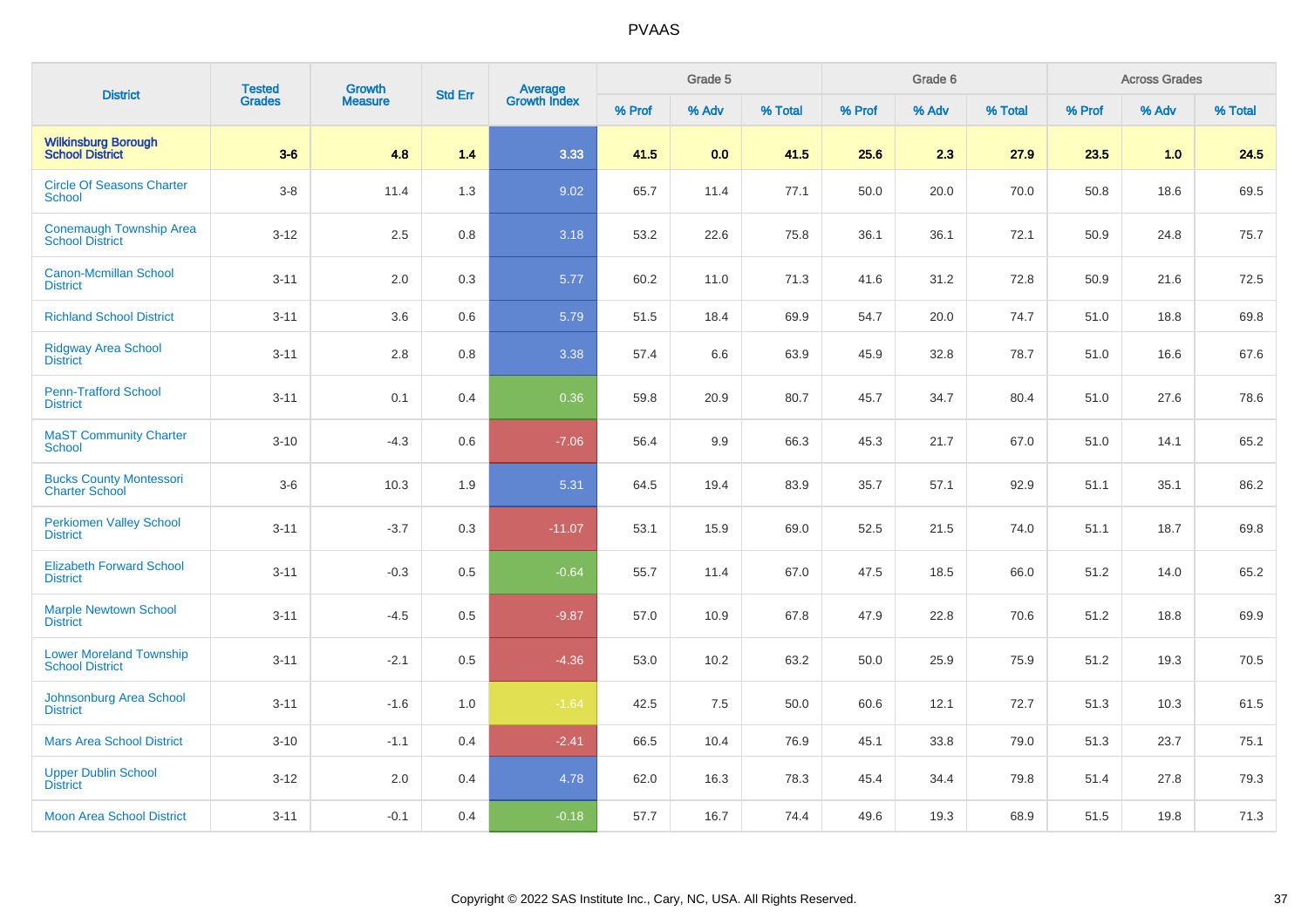# PVAAS

| District | Tested Grades | Growth Measure | Std Err | Average Growth Index | Grade 5 | | | Grade 6 | | | Across Grades | | |
|---|---|---|---|---|---|---|---|---|---|---|---|---|---|
| | | | | | % Prof | % Adv | % Total | % Prof | % Adv | % Total | % Prof | % Adv | % Total |
| **Wilkinsburg Borough School District** | **3-6** | **4.8** | **1.4** | **3.33** | **41.5** | **0.0** | **41.5** | **25.6** | **2.3** | **27.9** | **23.5** | **1.0** | **24.5** |
| Circle Of Seasons Charter School | 3-8 | 11.4 | 1.3 | 9.02 | 65.7 | 11.4 | 77.1 | 50.0 | 20.0 | 70.0 | 50.8 | 18.6 | 69.5 |
| Conemaugh Township Area School District | 3-12 | 2.5 | 0.8 | 3.18 | 53.2 | 22.6 | 75.8 | 36.1 | 36.1 | 72.1 | 50.9 | 24.8 | 75.7 |
| Canon-Mcmillan School District | 3-11 | 2.0 | 0.3 | 5.77 | 60.2 | 11.0 | 71.3 | 41.6 | 31.2 | 72.8 | 50.9 | 21.6 | 72.5 |
| Richland School District | 3-11 | 3.6 | 0.6 | 5.79 | 51.5 | 18.4 | 69.9 | 54.7 | 20.0 | 74.7 | 51.0 | 18.8 | 69.8 |
| Ridgway Area School District | 3-11 | 2.8 | 0.8 | 3.38 | 57.4 | 6.6 | 63.9 | 45.9 | 32.8 | 78.7 | 51.0 | 16.6 | 67.6 |
| Penn-Trafford School District | 3-11 | 0.1 | 0.4 | 0.36 | 59.8 | 20.9 | 80.7 | 45.7 | 34.7 | 80.4 | 51.0 | 27.6 | 78.6 |
| MaST Community Charter School | 3-10 | -4.3 | 0.6 | -7.06 | 56.4 | 9.9 | 66.3 | 45.3 | 21.7 | 67.0 | 51.0 | 14.1 | 65.2 |
| Bucks County Montessori Charter School | 3-6 | 10.3 | 1.9 | 5.31 | 64.5 | 19.4 | 83.9 | 35.7 | 57.1 | 92.9 | 51.1 | 35.1 | 86.2 |
| Perkiomen Valley School District | 3-11 | -3.7 | 0.3 | -11.07 | 53.1 | 15.9 | 69.0 | 52.5 | 21.5 | 74.0 | 51.1 | 18.7 | 69.8 |
| Elizabeth Forward School District | 3-11 | -0.3 | 0.5 | -0.64 | 55.7 | 11.4 | 67.0 | 47.5 | 18.5 | 66.0 | 51.2 | 14.0 | 65.2 |
| Marple Newtown School District | 3-11 | -4.5 | 0.5 | -9.87 | 57.0 | 10.9 | 67.8 | 47.9 | 22.8 | 70.6 | 51.2 | 18.8 | 69.9 |
| Lower Moreland Township School District | 3-11 | -2.1 | 0.5 | -4.36 | 53.0 | 10.2 | 63.2 | 50.0 | 25.9 | 75.9 | 51.2 | 19.3 | 70.5 |
| Johnsonburg Area School District | 3-11 | -1.6 | 1.0 | -1.64 | 42.5 | 7.5 | 50.0 | 60.6 | 12.1 | 72.7 | 51.3 | 10.3 | 61.5 |
| Mars Area School District | 3-10 | -1.1 | 0.4 | -2.41 | 66.5 | 10.4 | 76.9 | 45.1 | 33.8 | 79.0 | 51.3 | 23.7 | 75.1 |
| Upper Dublin School District | 3-12 | 2.0 | 0.4 | 4.78 | 62.0 | 16.3 | 78.3 | 45.4 | 34.4 | 79.8 | 51.4 | 27.8 | 79.3 |
| Moon Area School District | 3-11 | -0.1 | 0.4 | -0.18 | 57.7 | 16.7 | 74.4 | 49.6 | 19.3 | 68.9 | 51.5 | 19.8 | 71.3 |

Copyright © 2022 SAS Institute Inc., Cary, NC, USA. All Rights Reserved.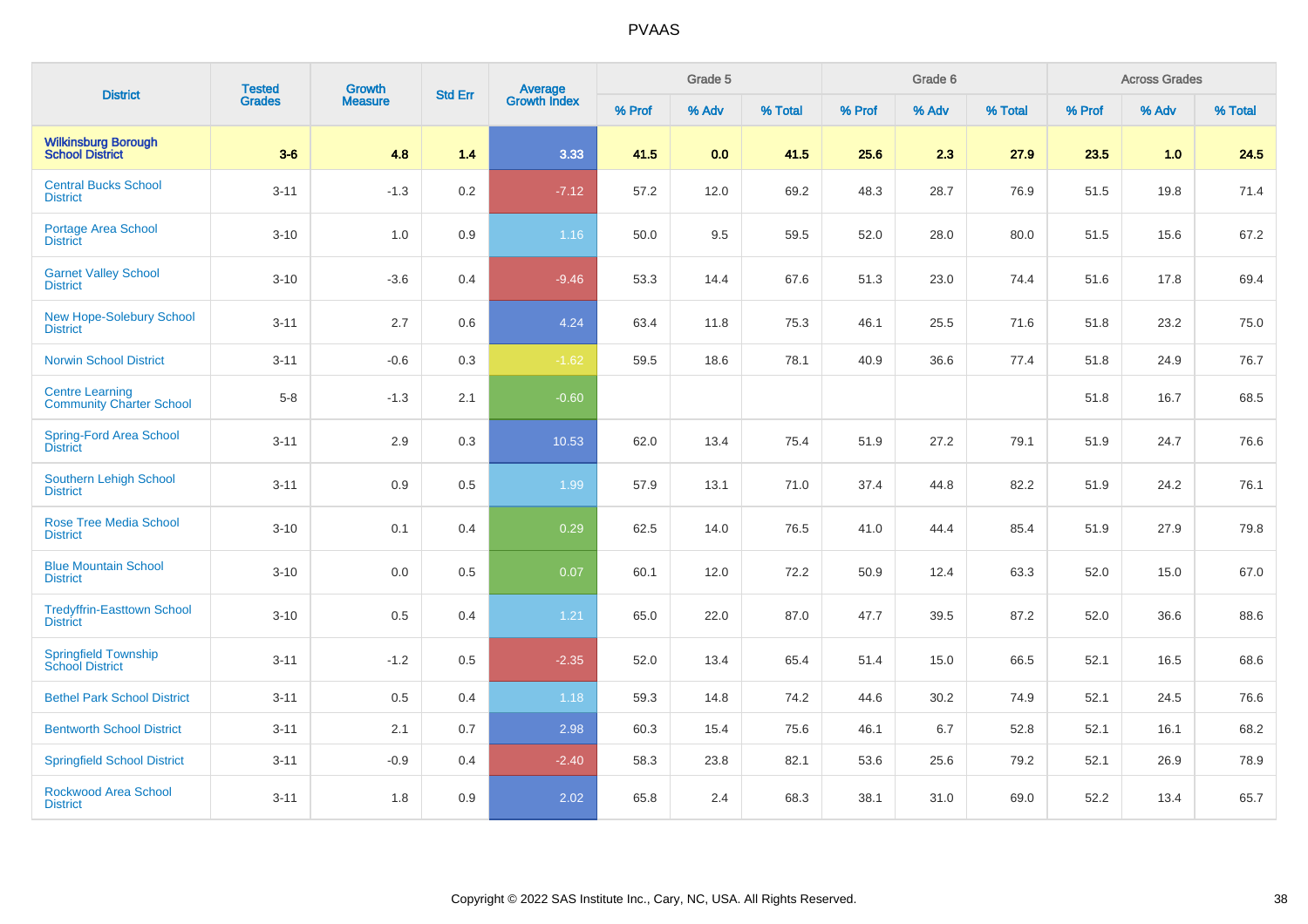# PVAAS

| District | Tested Grades | Growth Measure | Std Err | Average Growth Index | Grade 5 | | | Grade 6 | | | Across Grades | | |
|---|---|---|---|---|---|---|---|---|---|---|---|---|---|
| | | | | | % Prof | % Adv | % Total | % Prof | % Adv | % Total | % Prof | % Adv | % Total |
| **Wilkinsburg Borough School District** | **3-6** | **4.8** | **1.4** | **3.33** | **41.5** | **0.0** | **41.5** | **25.6** | **2.3** | **27.9** | **23.5** | **1.0** | **24.5** |
| Central Bucks School District | 3-11 | -1.3 | 0.2 | -7.12 | 57.2 | 12.0 | 69.2 | 48.3 | 28.7 | 76.9 | 51.5 | 19.8 | 71.4 |
| Portage Area School District | 3-10 | 1.0 | 0.9 | 1.16 | 50.0 | 9.5 | 59.5 | 52.0 | 28.0 | 80.0 | 51.5 | 15.6 | 67.2 |
| Garnet Valley School District | 3-10 | -3.6 | 0.4 | -9.46 | 53.3 | 14.4 | 67.6 | 51.3 | 23.0 | 74.4 | 51.6 | 17.8 | 69.4 |
| New Hope-Solebury School District | 3-11 | 2.7 | 0.6 | 4.24 | 63.4 | 11.8 | 75.3 | 46.1 | 25.5 | 71.6 | 51.8 | 23.2 | 75.0 |
| Norwin School District | 3-11 | -0.6 | 0.3 | -1.62 | 59.5 | 18.6 | 78.1 | 40.9 | 36.6 | 77.4 | 51.8 | 24.9 | 76.7 |
| Centre Learning Community Charter School | 5-8 | -1.3 | 2.1 | -0.60 | | | | | | | 51.8 | 16.7 | 68.5 |
| Spring-Ford Area School District | 3-11 | 2.9 | 0.3 | 10.53 | 62.0 | 13.4 | 75.4 | 51.9 | 27.2 | 79.1 | 51.9 | 24.7 | 76.6 |
| Southern Lehigh School District | 3-11 | 0.9 | 0.5 | 1.99 | 57.9 | 13.1 | 71.0 | 37.4 | 44.8 | 82.2 | 51.9 | 24.2 | 76.1 |
| Rose Tree Media School District | 3-10 | 0.1 | 0.4 | 0.29 | 62.5 | 14.0 | 76.5 | 41.0 | 44.4 | 85.4 | 51.9 | 27.9 | 79.8 |
| Blue Mountain School District | 3-10 | 0.0 | 0.5 | 0.07 | 60.1 | 12.0 | 72.2 | 50.9 | 12.4 | 63.3 | 52.0 | 15.0 | 67.0 |
| Tredyffrin-Easttown School District | 3-10 | 0.5 | 0.4 | 1.21 | 65.0 | 22.0 | 87.0 | 47.7 | 39.5 | 87.2 | 52.0 | 36.6 | 88.6 |
| Springfield Township School District | 3-11 | -1.2 | 0.5 | -2.35 | 52.0 | 13.4 | 65.4 | 51.4 | 15.0 | 66.5 | 52.1 | 16.5 | 68.6 |
| Bethel Park School District | 3-11 | 0.5 | 0.4 | 1.18 | 59.3 | 14.8 | 74.2 | 44.6 | 30.2 | 74.9 | 52.1 | 24.5 | 76.6 |
| Bentworth School District | 3-11 | 2.1 | 0.7 | 2.98 | 60.3 | 15.4 | 75.6 | 46.1 | 6.7 | 52.8 | 52.1 | 16.1 | 68.2 |
| Springfield School District | 3-11 | -0.9 | 0.4 | -2.40 | 58.3 | 23.8 | 82.1 | 53.6 | 25.6 | 79.2 | 52.1 | 26.9 | 78.9 |
| Rockwood Area School District | 3-11 | 1.8 | 0.9 | 2.02 | 65.8 | 2.4 | 68.3 | 38.1 | 31.0 | 69.0 | 52.2 | 13.4 | 65.7 |

Copyright © 2022 SAS Institute Inc., Cary, NC, USA. All Rights Reserved.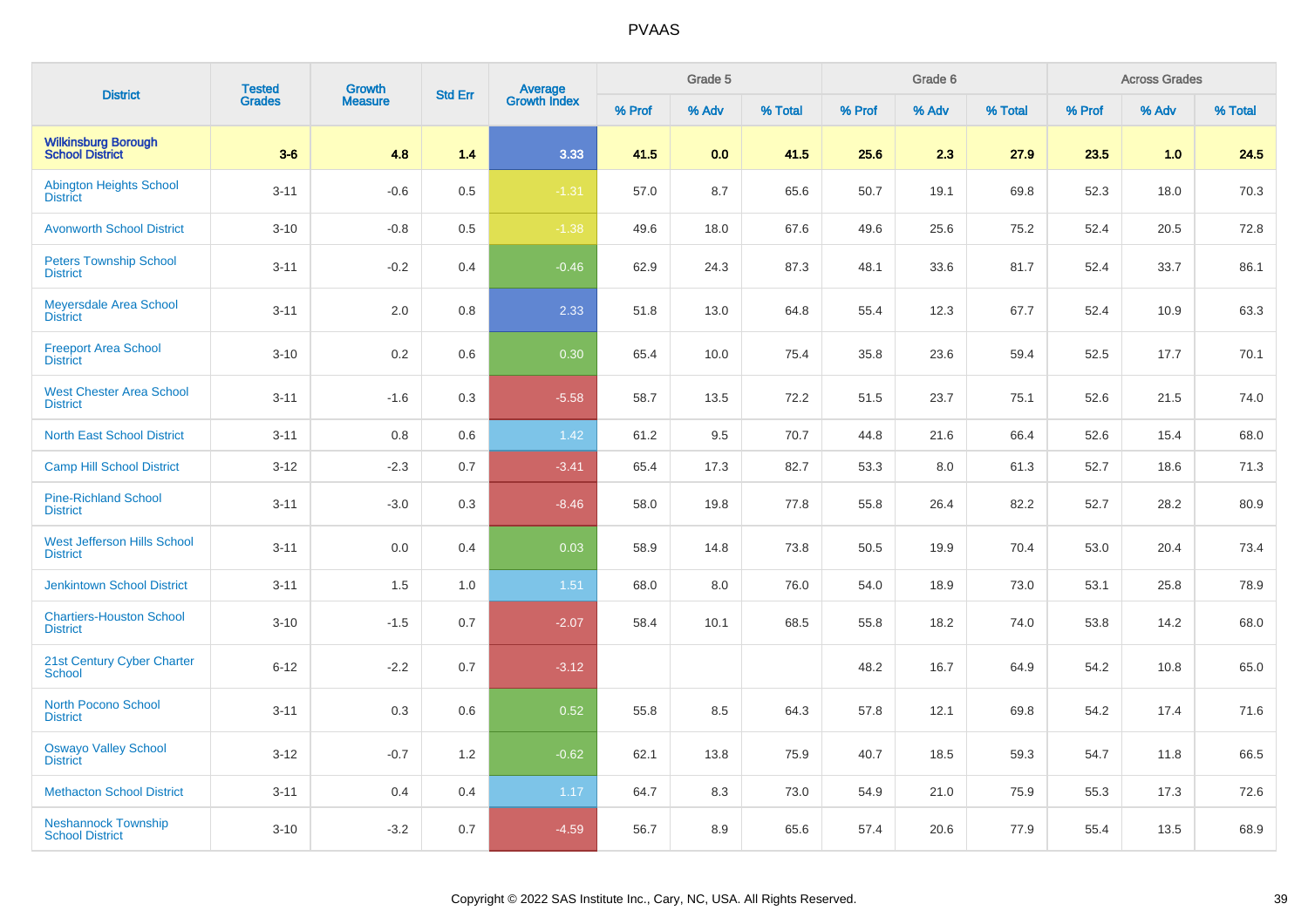| District | Tested Grades | Growth Measure | Std Err | Average Growth Index | Grade 5 | | | Grade 6 | | | Across Grades | | |
|---|---|---|---|---|---|---|---|---|---|---|---|---|---|
| | | | | | % Prof | % Adv | % Total | % Prof | % Adv | % Total | % Prof | % Adv | % Total |
| **Wilkinsburg Borough School District** | **3-6** | **4.8** | **1.4** | **3.33** | **41.5** | **0.0** | **41.5** | **25.6** | **2.3** | **27.9** | **23.5** | **1.0** | **24.5** |
| Abington Heights School District | 3-11 | -0.6 | 0.5 | -1.31 | 57.0 | 8.7 | 65.6 | 50.7 | 19.1 | 69.8 | 52.3 | 18.0 | 70.3 |
| Avonworth School District | 3-10 | -0.8 | 0.5 | -1.38 | 49.6 | 18.0 | 67.6 | 49.6 | 25.6 | 75.2 | 52.4 | 20.5 | 72.8 |
| Peters Township School District | 3-11 | -0.2 | 0.4 | -0.46 | 62.9 | 24.3 | 87.3 | 48.1 | 33.6 | 81.7 | 52.4 | 33.7 | 86.1 |
| Meyersdale Area School District | 3-11 | 2.0 | 0.8 | 2.33 | 51.8 | 13.0 | 64.8 | 55.4 | 12.3 | 67.7 | 52.4 | 10.9 | 63.3 |
| Freeport Area School District | 3-10 | 0.2 | 0.6 | 0.30 | 65.4 | 10.0 | 75.4 | 35.8 | 23.6 | 59.4 | 52.5 | 17.7 | 70.1 |
| West Chester Area School District | 3-11 | -1.6 | 0.3 | -5.58 | 58.7 | 13.5 | 72.2 | 51.5 | 23.7 | 75.1 | 52.6 | 21.5 | 74.0 |
| North East School District | 3-11 | 0.8 | 0.6 | 1.42 | 61.2 | 9.5 | 70.7 | 44.8 | 21.6 | 66.4 | 52.6 | 15.4 | 68.0 |
| Camp Hill School District | 3-12 | -2.3 | 0.7 | -3.41 | 65.4 | 17.3 | 82.7 | 53.3 | 8.0 | 61.3 | 52.7 | 18.6 | 71.3 |
| Pine-Richland School District | 3-11 | -3.0 | 0.3 | -8.46 | 58.0 | 19.8 | 77.8 | 55.8 | 26.4 | 82.2 | 52.7 | 28.2 | 80.9 |
| West Jefferson Hills School District | 3-11 | 0.0 | 0.4 | 0.03 | 58.9 | 14.8 | 73.8 | 50.5 | 19.9 | 70.4 | 53.0 | 20.4 | 73.4 |
| Jenkintown School District | 3-11 | 1.5 | 1.0 | 1.51 | 68.0 | 8.0 | 76.0 | 54.0 | 18.9 | 73.0 | 53.1 | 25.8 | 78.9 |
| Chartiers-Houston School District | 3-10 | -1.5 | 0.7 | -2.07 | 58.4 | 10.1 | 68.5 | 55.8 | 18.2 | 74.0 | 53.8 | 14.2 | 68.0 |
| 21st Century Cyber Charter School | 6-12 | -2.2 | 0.7 | -3.12 | | | | 48.2 | 16.7 | 64.9 | 54.2 | 10.8 | 65.0 |
| North Pocono School District | 3-11 | 0.3 | 0.6 | 0.52 | 55.8 | 8.5 | 64.3 | 57.8 | 12.1 | 69.8 | 54.2 | 17.4 | 71.6 |
| Oswayo Valley School District | 3-12 | -0.7 | 1.2 | -0.62 | 62.1 | 13.8 | 75.9 | 40.7 | 18.5 | 59.3 | 54.7 | 11.8 | 66.5 |
| Methacton School District | 3-11 | 0.4 | 0.4 | 1.17 | 64.7 | 8.3 | 73.0 | 54.9 | 21.0 | 75.9 | 55.3 | 17.3 | 72.6 |
| Neshannock Township School District | 3-10 | -3.2 | 0.7 | -4.59 | 56.7 | 8.9 | 65.6 | 57.4 | 20.6 | 77.9 | 55.4 | 13.5 | 68.9 |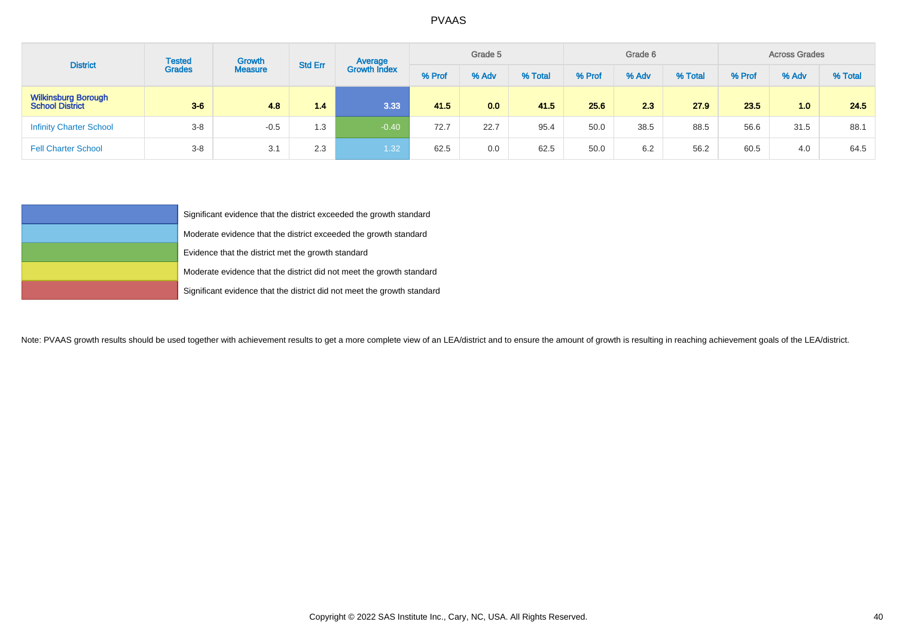# PVAAS

| District | Tested Grades | Growth Measure | Std Err | Average Growth Index | Grade 5 | | | Grade 6 | | | Across Grades | | |
|---|---|---|---|---|---|---|---|---|---|---|---|---|---|
| | | | | | % Prof | % Adv | % Total | % Prof | % Adv | % Total | % Prof | % Adv | % Total |
| **Wilkinsburg Borough School District** | **3-6** | **4.8** | **1.4** | **3.33** | **41.5** | **0.0** | **41.5** | **25.6** | **2.3** | **27.9** | **23.5** | **1.0** | **24.5** |
| Infinity Charter School | 3-8 | -0.5 | 1.3 | -0.40 | 72.7 | 22.7 | 95.4 | 50.0 | 38.5 | 88.5 | 56.6 | 31.5 | 88.1 |
| Fell Charter School | 3-8 | 3.1 | 2.3 | 1.32 | 62.5 | 0.0 | 62.5 | 50.0 | 6.2 | 56.2 | 60.5 | 4.0 | 64.5 |

Significant evidence that the district exceeded the growth standard

Moderate evidence that the district exceeded the growth standard

Evidence that the district met the growth standard

Moderate evidence that the district did not meet the growth standard

Significant evidence that the district did not meet the growth standard

Note: PVAAS growth results should be used together with achievement results to get a more complete view of an LEA/district and to ensure the amount of growth is resulting in reaching achievement goals of the LEA/district.

Copyright © 2022 SAS Institute Inc., Cary, NC, USA. All Rights Reserved.